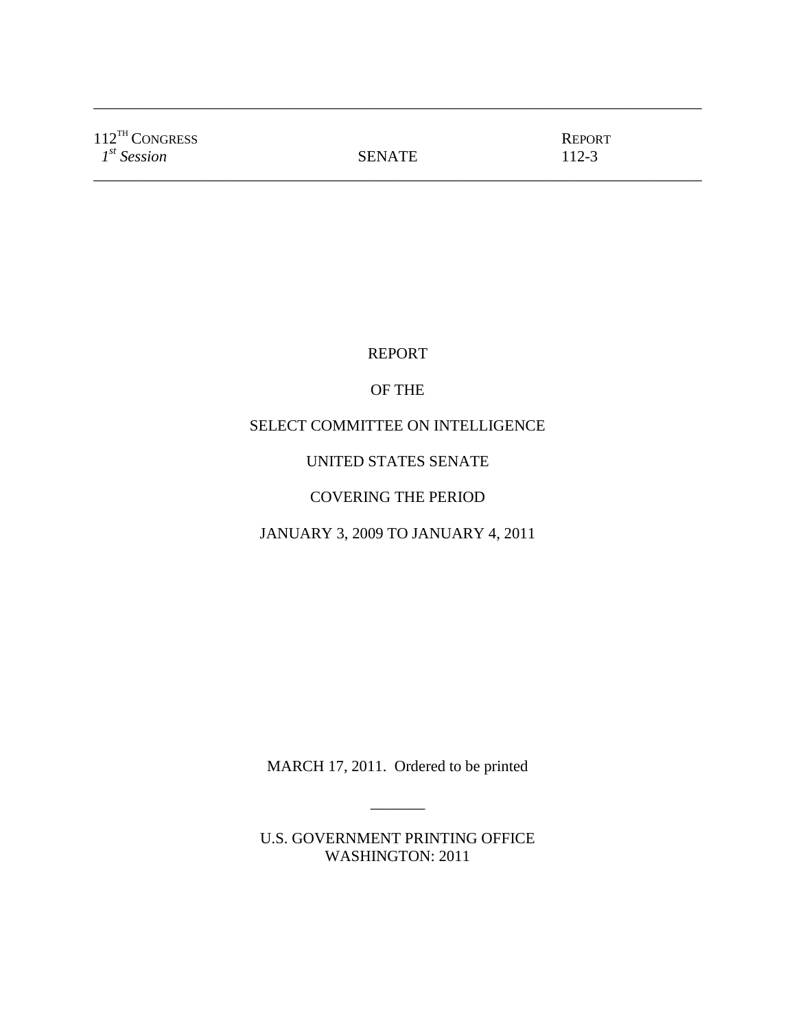---

| 112TH CONGRESS *1st Session* | SENATE | REPORT 112-3 |
|---|---|---|

---

REPORT

OF THE

SELECT COMMITTEE ON INTELLIGENCE

UNITED STATES SENATE

COVERING THE PERIOD

JANUARY 3, 2009 TO JANUARY 4, 2011

MARCH 17, 2011. Ordered to be printed

_______

U.S. GOVERNMENT PRINTING OFFICE
WASHINGTON: 2011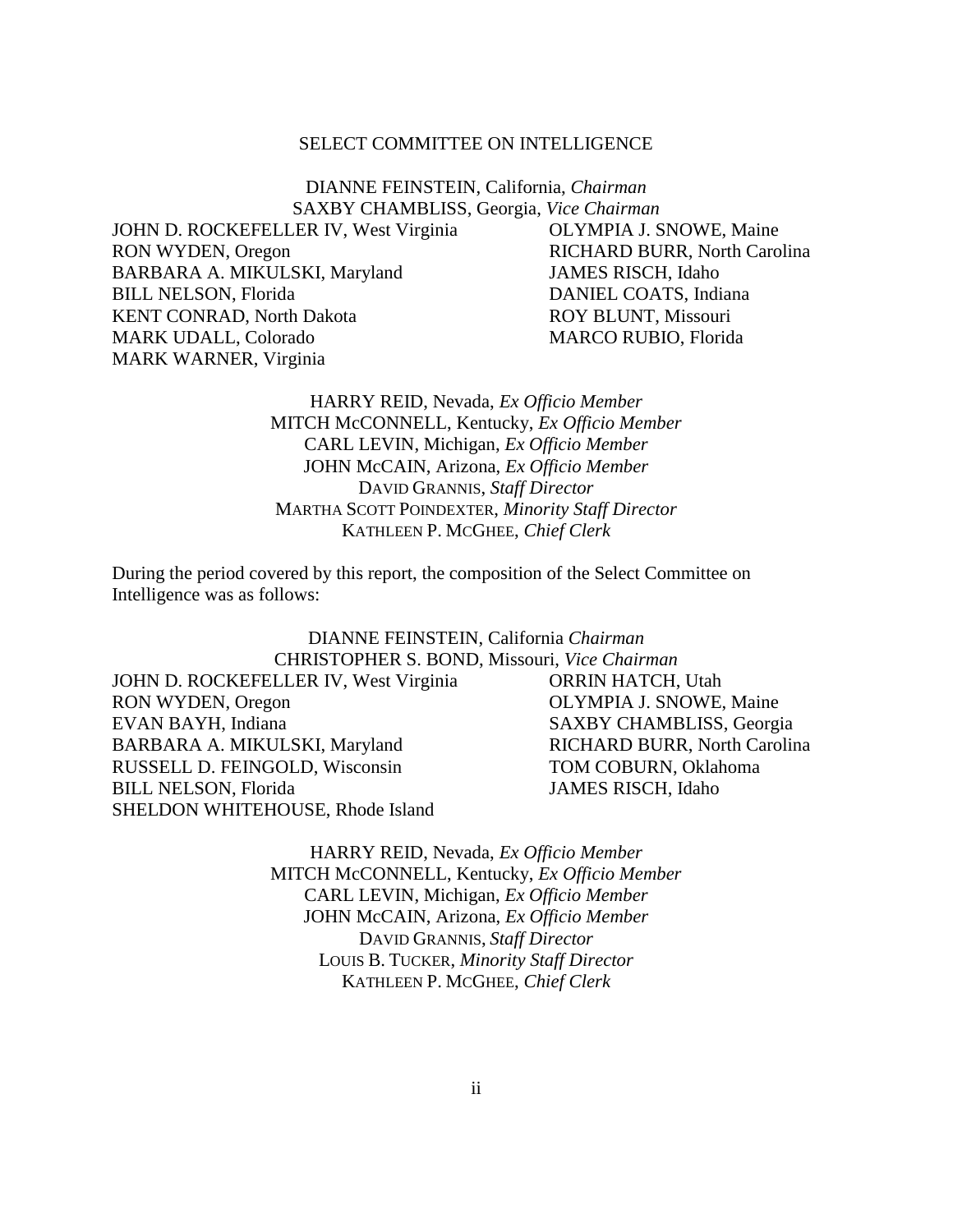SELECT COMMITTEE ON INTELLIGENCE

DIANNE FEINSTEIN, California, *Chairman*
SAXBY CHAMBLISS, Georgia, *Vice Chairman*

JOHN D. ROCKEFELLER IV, West Virginia
RON WYDEN, Oregon
BARBARA A. MIKULSKI, Maryland
BILL NELSON, Florida
KENT CONRAD, North Dakota
MARK UDALL, Colorado
MARK WARNER, Virginia

OLYMPIA J. SNOWE, Maine
RICHARD BURR, North Carolina
JAMES RISCH, Idaho
DANIEL COATS, Indiana
ROY BLUNT, Missouri
MARCO RUBIO, Florida

HARRY REID, Nevada, *Ex Officio Member*
MITCH McCONNELL, Kentucky, *Ex Officio Member*
CARL LEVIN, Michigan, *Ex Officio Member*
JOHN McCAIN, Arizona, *Ex Officio Member*
DAVID GRANNIS, *Staff Director*
MARTHA SCOTT POINDEXTER, *Minority Staff Director*
KATHLEEN P. MCGHEE, *Chief Clerk*

During the period covered by this report, the composition of the Select Committee on Intelligence was as follows:

DIANNE FEINSTEIN, California *Chairman*
CHRISTOPHER S. BOND, Missouri, *Vice Chairman*

JOHN D. ROCKEFELLER IV, West Virginia
RON WYDEN, Oregon
EVAN BAYH, Indiana
BARBARA A. MIKULSKI, Maryland
RUSSELL D. FEINGOLD, Wisconsin
BILL NELSON, Florida
SHELDON WHITEHOUSE, Rhode Island

ORRIN HATCH, Utah
OLYMPIA J. SNOWE, Maine
SAXBY CHAMBLISS, Georgia
RICHARD BURR, North Carolina
TOM COBURN, Oklahoma
JAMES RISCH, Idaho

HARRY REID, Nevada, *Ex Officio Member*
MITCH McCONNELL, Kentucky, *Ex Officio Member*
CARL LEVIN, Michigan, *Ex Officio Member*
JOHN McCAIN, Arizona, *Ex Officio Member*
DAVID GRANNIS, *Staff Director*
LOUIS B. TUCKER, *Minority Staff Director*
KATHLEEN P. MCGHEE, *Chief Clerk*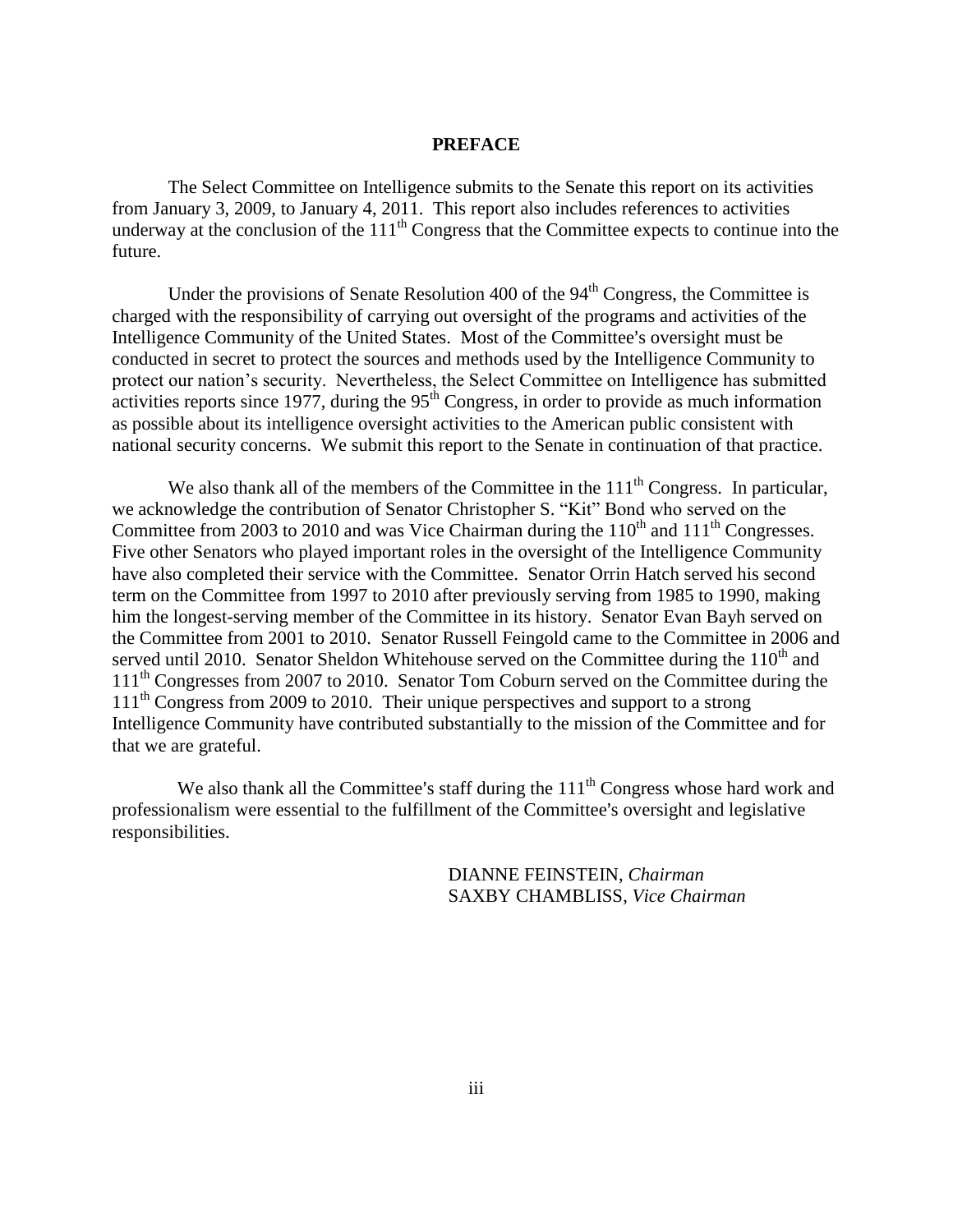# PREFACE

The Select Committee on Intelligence submits to the Senate this report on its activities from January 3, 2009, to January 4, 2011. This report also includes references to activities underway at the conclusion of the 111th Congress that the Committee expects to continue into the future.

Under the provisions of Senate Resolution 400 of the 94th Congress, the Committee is charged with the responsibility of carrying out oversight of the programs and activities of the Intelligence Community of the United States. Most of the Committee's oversight must be conducted in secret to protect the sources and methods used by the Intelligence Community to protect our nation's security. Nevertheless, the Select Committee on Intelligence has submitted activities reports since 1977, during the 95th Congress, in order to provide as much information as possible about its intelligence oversight activities to the American public consistent with national security concerns. We submit this report to the Senate in continuation of that practice.

We also thank all of the members of the Committee in the 111th Congress. In particular, we acknowledge the contribution of Senator Christopher S. "Kit" Bond who served on the Committee from 2003 to 2010 and was Vice Chairman during the 110th and 111th Congresses. Five other Senators who played important roles in the oversight of the Intelligence Community have also completed their service with the Committee. Senator Orrin Hatch served his second term on the Committee from 1997 to 2010 after previously serving from 1985 to 1990, making him the longest-serving member of the Committee in its history. Senator Evan Bayh served on the Committee from 2001 to 2010. Senator Russell Feingold came to the Committee in 2006 and served until 2010. Senator Sheldon Whitehouse served on the Committee during the 110th and 111th Congresses from 2007 to 2010. Senator Tom Coburn served on the Committee during the 111th Congress from 2009 to 2010. Their unique perspectives and support to a strong Intelligence Community have contributed substantially to the mission of the Committee and for that we are grateful.

We also thank all the Committee's staff during the 111th Congress whose hard work and professionalism were essential to the fulfillment of the Committee's oversight and legislative responsibilities.

DIANNE FEINSTEIN, *Chairman*
SAXBY CHAMBLISS, *Vice Chairman*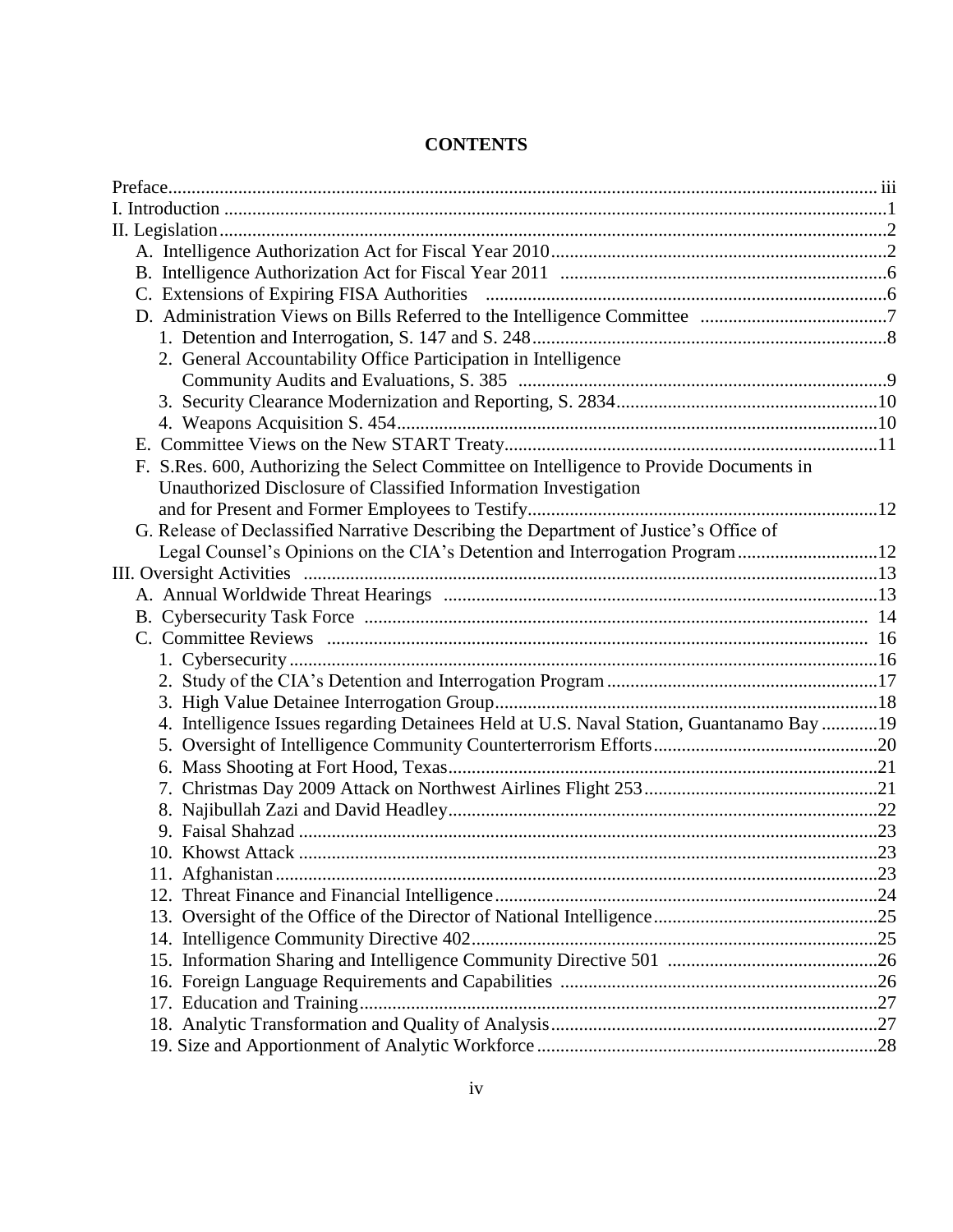# CONTENTS

Preface ..... iii

I. Introduction ..... 1

II. Legislation ..... 2

- A. Intelligence Authorization Act for Fiscal Year 2010 ..... 2
- B. Intelligence Authorization Act for Fiscal Year 2011 ..... 6
- C. Extensions of Expiring FISA Authorities ..... 6
- D. Administration Views on Bills Referred to the Intelligence Committee ..... 7
  - 1. Detention and Interrogation, S. 147 and S. 248 ..... 8
  - 2. General Accountability Office Participation in Intelligence Community Audits and Evaluations, S. 385 ..... 9
  - 3. Security Clearance Modernization and Reporting, S. 2834 ..... 10
  - 4. Weapons Acquisition S. 454 ..... 10
- E. Committee Views on the New START Treaty ..... 11
- F. S.Res. 600, Authorizing the Select Committee on Intelligence to Provide Documents in Unauthorized Disclosure of Classified Information Investigation and for Present and Former Employees to Testify ..... 12
- G. Release of Declassified Narrative Describing the Department of Justice's Office of Legal Counsel's Opinions on the CIA's Detention and Interrogation Program ..... 12

III. Oversight Activities ..... 13

- A. Annual Worldwide Threat Hearings ..... 13
- B. Cybersecurity Task Force ..... 14
- C. Committee Reviews ..... 16
  - 1. Cybersecurity ..... 16
  - 2. Study of the CIA's Detention and Interrogation Program ..... 17
  - 3. High Value Detainee Interrogation Group ..... 18
  - 4. Intelligence Issues regarding Detainees Held at U.S. Naval Station, Guantanamo Bay ..... 19
  - 5. Oversight of Intelligence Community Counterterrorism Efforts ..... 20
  - 6. Mass Shooting at Fort Hood, Texas ..... 21
  - 7. Christmas Day 2009 Attack on Northwest Airlines Flight 253 ..... 21
  - 8. Najibullah Zazi and David Headley ..... 22
  - 9. Faisal Shahzad ..... 23
  - 10. Khowst Attack ..... 23
  - 11. Afghanistan ..... 23
  - 12. Threat Finance and Financial Intelligence ..... 24
  - 13. Oversight of the Office of the Director of National Intelligence ..... 25
  - 14. Intelligence Community Directive 402 ..... 25
  - 15. Information Sharing and Intelligence Community Directive 501 ..... 26
  - 16. Foreign Language Requirements and Capabilities ..... 26
  - 17. Education and Training ..... 27
  - 18. Analytic Transformation and Quality of Analysis ..... 27
  - 19. Size and Apportionment of Analytic Workforce ..... 28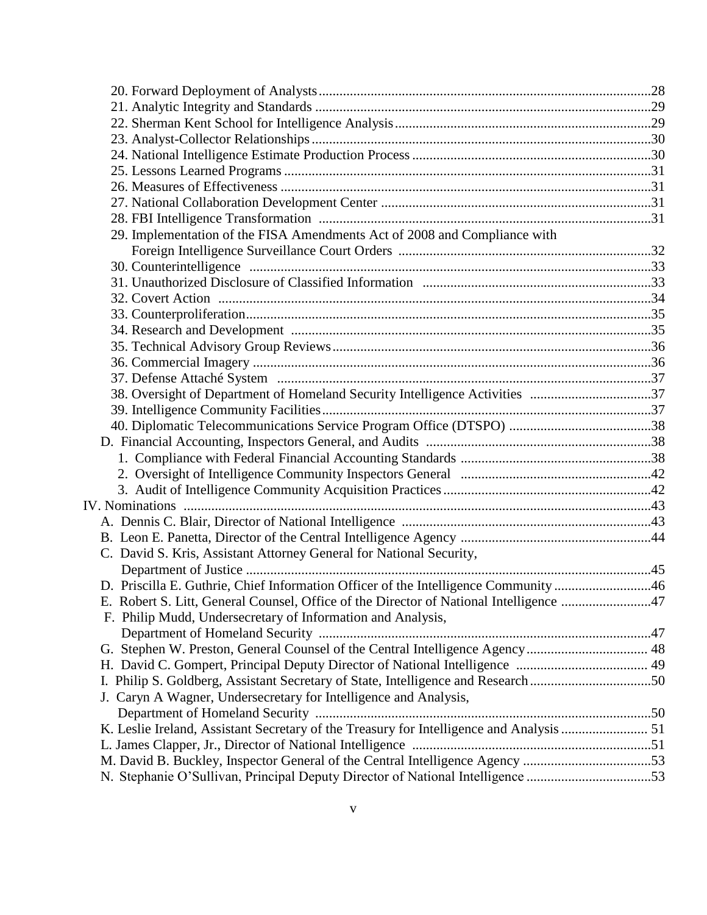20. Forward Deployment of Analysts ....................................................................................28
21. Analytic Integrity and Standards .....................................................................................29
22. Sherman Kent School for Intelligence Analysis ...............................................................29
23. Analyst-Collector Relationships .......................................................................................30
24. National Intelligence Estimate Production Process ..........................................................30
25. Lessons Learned Programs ...............................................................................................31
26. Measures of Effectiveness ................................................................................................31
27. National Collaboration Development Center ...................................................................31
28. FBI Intelligence Transformation ......................................................................................31
29. Implementation of the FISA Amendments Act of 2008 and Compliance with Foreign Intelligence Surveillance Court Orders ..............................................................32
30. Counterintelligence .........................................................................................................33
31. Unauthorized Disclosure of Classified Information .......................................................33
32. Covert Action ..................................................................................................................34
33. Counterproliferation .........................................................................................................35
34. Research and Development .............................................................................................35
35. Technical Advisory Group Reviews .................................................................................36
36. Commercial Imagery ........................................................................................................36
37. Defense Attaché System ..................................................................................................37
38. Oversight of Department of Homeland Security Intelligence Activities .........................37
39. Intelligence Community Facilities ....................................................................................37
40. Diplomatic Telecommunications Service Program Office (DTSPO) ...............................38

D. Financial Accounting, Inspectors General, and Audits .......................................................38
1. Compliance with Federal Financial Accounting Standards .............................................38
2. Oversight of Intelligence Community Inspectors General .............................................42
3. Audit of Intelligence Community Acquisition Practices .................................................42

IV. Nominations .............................................................................................................................43

A. Dennis C. Blair, Director of National Intelligence .............................................................43
B. Leon E. Panetta, Director of the Central Intelligence Agency ............................................44
C. David S. Kris, Assistant Attorney General for National Security, Department of Justice ...........................................................................................................45
D. Priscilla E. Guthrie, Chief Information Officer of the Intelligence Community .................46
E. Robert S. Litt, General Counsel, Office of the Director of National Intelligence ................47
F. Philip Mudd, Undersecretary of Information and Analysis, Department of Homeland Security .....................................................................................................47
G. Stephen W. Preston, General Counsel of the Central Intelligence Agency ......................... 48
H. David C. Gompert, Principal Deputy Director of National Intelligence ............................. 49
I. Philip S. Goldberg, Assistant Secretary of State, Intelligence and Research ........................50
J. Caryn A Wagner, Undersecretary for Intelligence and Analysis, Department of Homeland Security .......................................................................................................50
K. Leslie Ireland, Assistant Secretary of the Treasury for Intelligence and Analysis ............... 51
L. James Clapper, Jr., Director of National Intelligence ..........................................................51
M. David B. Buckley, Inspector General of the Central Intelligence Agency ...........................53
N. Stephanie O'Sullivan, Principal Deputy Director of National Intelligence ..........................53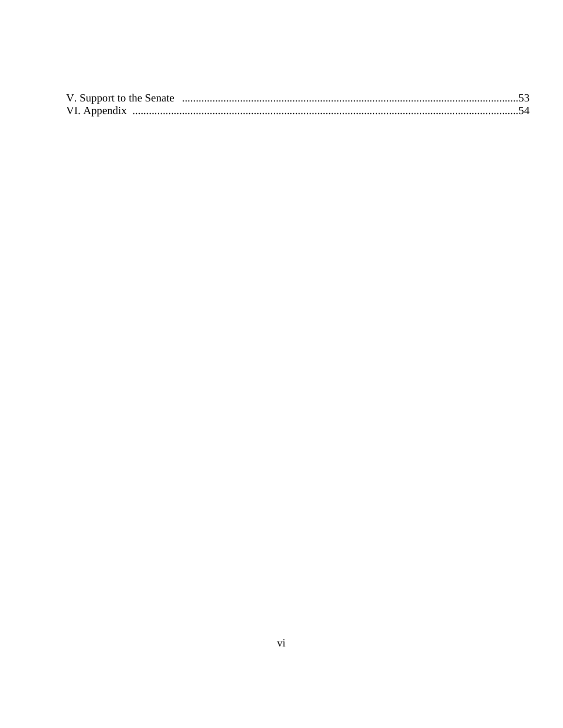V. Support to the Senate ....................................................................................................................53
VI. Appendix ......................................................................................................................................54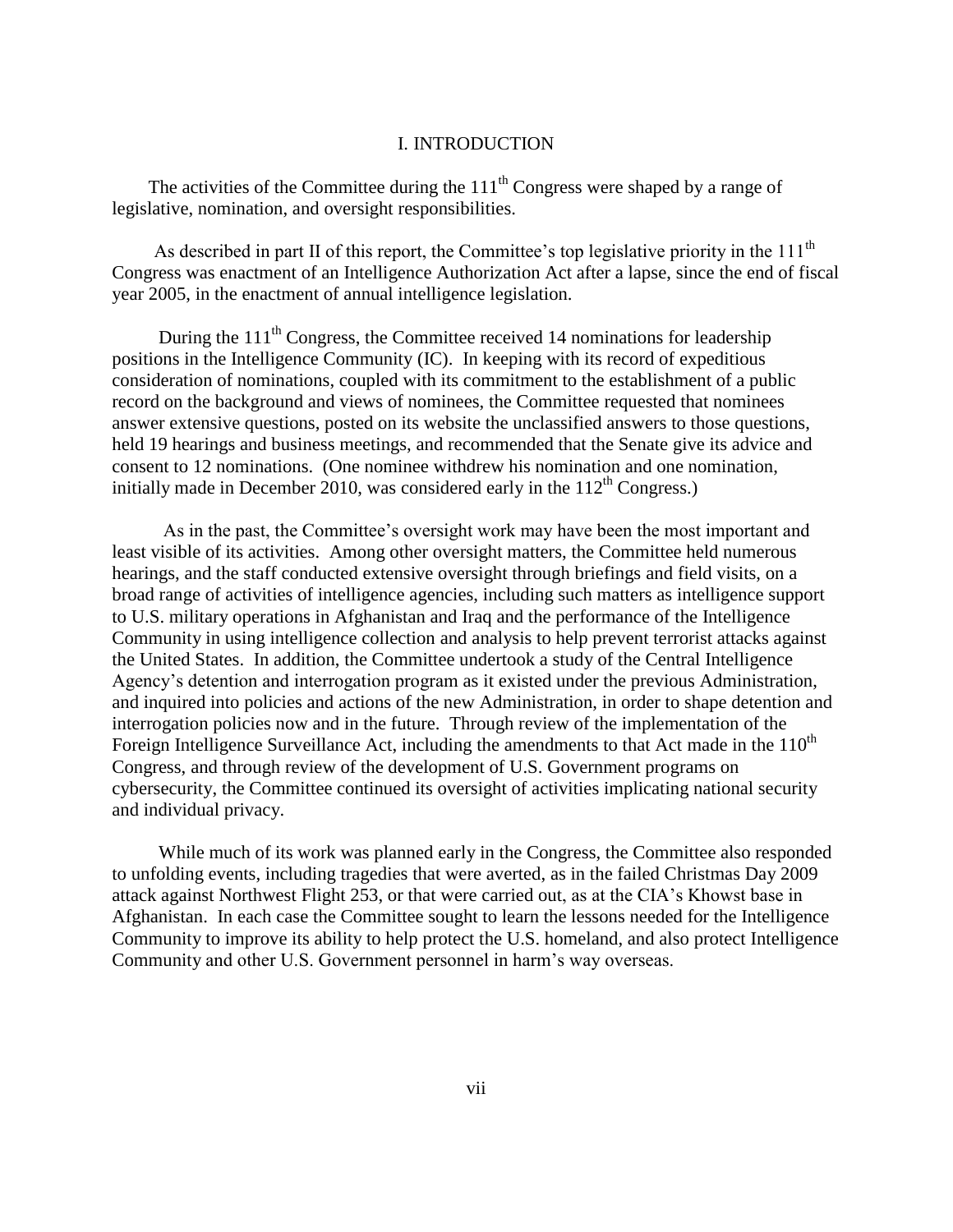# I. INTRODUCTION

The activities of the Committee during the 111th Congress were shaped by a range of legislative, nomination, and oversight responsibilities.

As described in part II of this report, the Committee's top legislative priority in the 111th Congress was enactment of an Intelligence Authorization Act after a lapse, since the end of fiscal year 2005, in the enactment of annual intelligence legislation.

During the 111th Congress, the Committee received 14 nominations for leadership positions in the Intelligence Community (IC). In keeping with its record of expeditious consideration of nominations, coupled with its commitment to the establishment of a public record on the background and views of nominees, the Committee requested that nominees answer extensive questions, posted on its website the unclassified answers to those questions, held 19 hearings and business meetings, and recommended that the Senate give its advice and consent to 12 nominations. (One nominee withdrew his nomination and one nomination, initially made in December 2010, was considered early in the 112th Congress.)

As in the past, the Committee's oversight work may have been the most important and least visible of its activities. Among other oversight matters, the Committee held numerous hearings, and the staff conducted extensive oversight through briefings and field visits, on a broad range of activities of intelligence agencies, including such matters as intelligence support to U.S. military operations in Afghanistan and Iraq and the performance of the Intelligence Community in using intelligence collection and analysis to help prevent terrorist attacks against the United States. In addition, the Committee undertook a study of the Central Intelligence Agency's detention and interrogation program as it existed under the previous Administration, and inquired into policies and actions of the new Administration, in order to shape detention and interrogation policies now and in the future. Through review of the implementation of the Foreign Intelligence Surveillance Act, including the amendments to that Act made in the 110th Congress, and through review of the development of U.S. Government programs on cybersecurity, the Committee continued its oversight of activities implicating national security and individual privacy.

While much of its work was planned early in the Congress, the Committee also responded to unfolding events, including tragedies that were averted, as in the failed Christmas Day 2009 attack against Northwest Flight 253, or that were carried out, as at the CIA's Khowst base in Afghanistan. In each case the Committee sought to learn the lessons needed for the Intelligence Community to improve its ability to help protect the U.S. homeland, and also protect Intelligence Community and other U.S. Government personnel in harm's way overseas.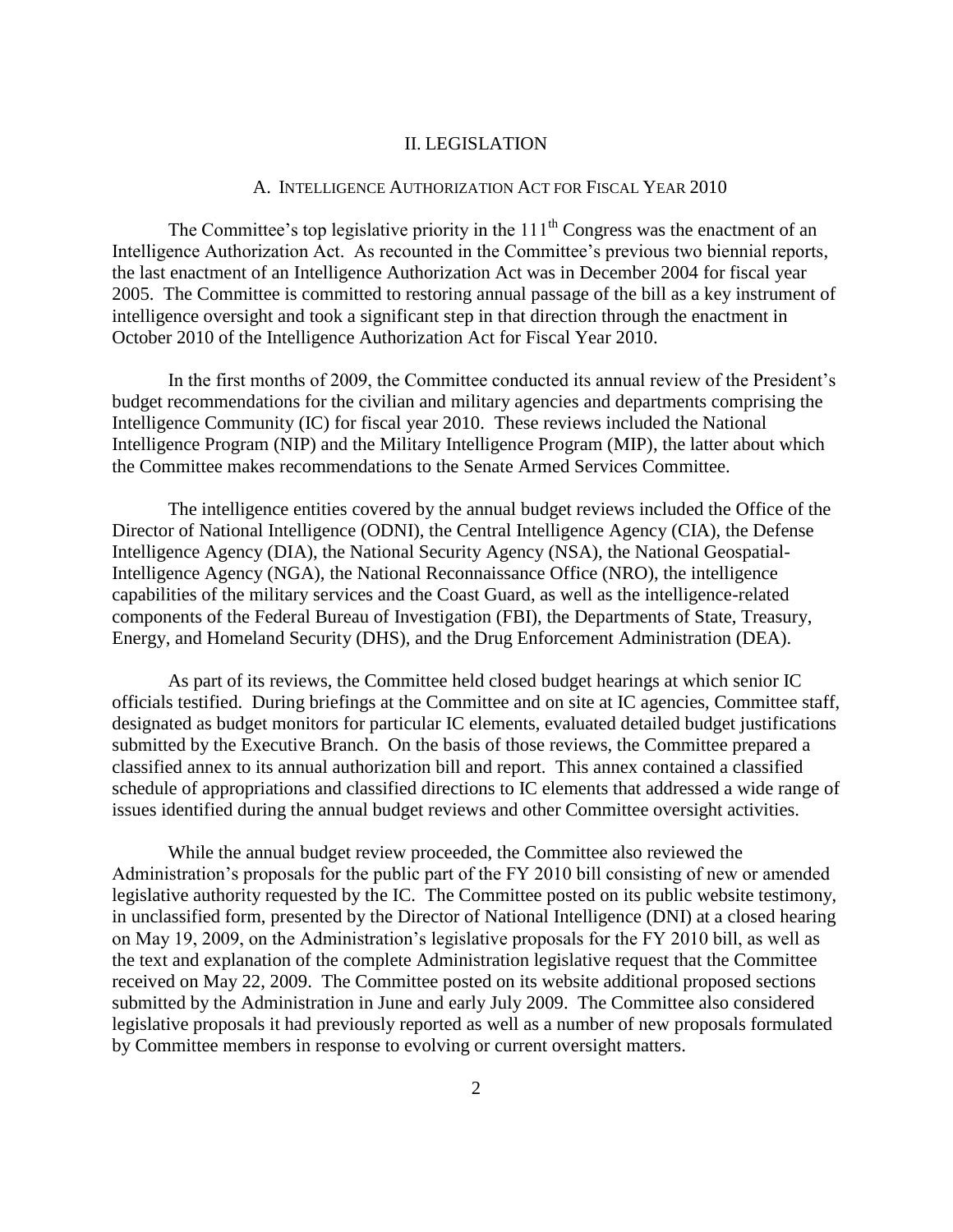# II. LEGISLATION

## A. INTELLIGENCE AUTHORIZATION ACT FOR FISCAL YEAR 2010

The Committee's top legislative priority in the 111th Congress was the enactment of an Intelligence Authorization Act. As recounted in the Committee's previous two biennial reports, the last enactment of an Intelligence Authorization Act was in December 2004 for fiscal year 2005. The Committee is committed to restoring annual passage of the bill as a key instrument of intelligence oversight and took a significant step in that direction through the enactment in October 2010 of the Intelligence Authorization Act for Fiscal Year 2010.

In the first months of 2009, the Committee conducted its annual review of the President's budget recommendations for the civilian and military agencies and departments comprising the Intelligence Community (IC) for fiscal year 2010. These reviews included the National Intelligence Program (NIP) and the Military Intelligence Program (MIP), the latter about which the Committee makes recommendations to the Senate Armed Services Committee.

The intelligence entities covered by the annual budget reviews included the Office of the Director of National Intelligence (ODNI), the Central Intelligence Agency (CIA), the Defense Intelligence Agency (DIA), the National Security Agency (NSA), the National Geospatial-Intelligence Agency (NGA), the National Reconnaissance Office (NRO), the intelligence capabilities of the military services and the Coast Guard, as well as the intelligence-related components of the Federal Bureau of Investigation (FBI), the Departments of State, Treasury, Energy, and Homeland Security (DHS), and the Drug Enforcement Administration (DEA).

As part of its reviews, the Committee held closed budget hearings at which senior IC officials testified. During briefings at the Committee and on site at IC agencies, Committee staff, designated as budget monitors for particular IC elements, evaluated detailed budget justifications submitted by the Executive Branch. On the basis of those reviews, the Committee prepared a classified annex to its annual authorization bill and report. This annex contained a classified schedule of appropriations and classified directions to IC elements that addressed a wide range of issues identified during the annual budget reviews and other Committee oversight activities.

While the annual budget review proceeded, the Committee also reviewed the Administration's proposals for the public part of the FY 2010 bill consisting of new or amended legislative authority requested by the IC. The Committee posted on its public website testimony, in unclassified form, presented by the Director of National Intelligence (DNI) at a closed hearing on May 19, 2009, on the Administration's legislative proposals for the FY 2010 bill, as well as the text and explanation of the complete Administration legislative request that the Committee received on May 22, 2009. The Committee posted on its website additional proposed sections submitted by the Administration in June and early July 2009. The Committee also considered legislative proposals it had previously reported as well as a number of new proposals formulated by Committee members in response to evolving or current oversight matters.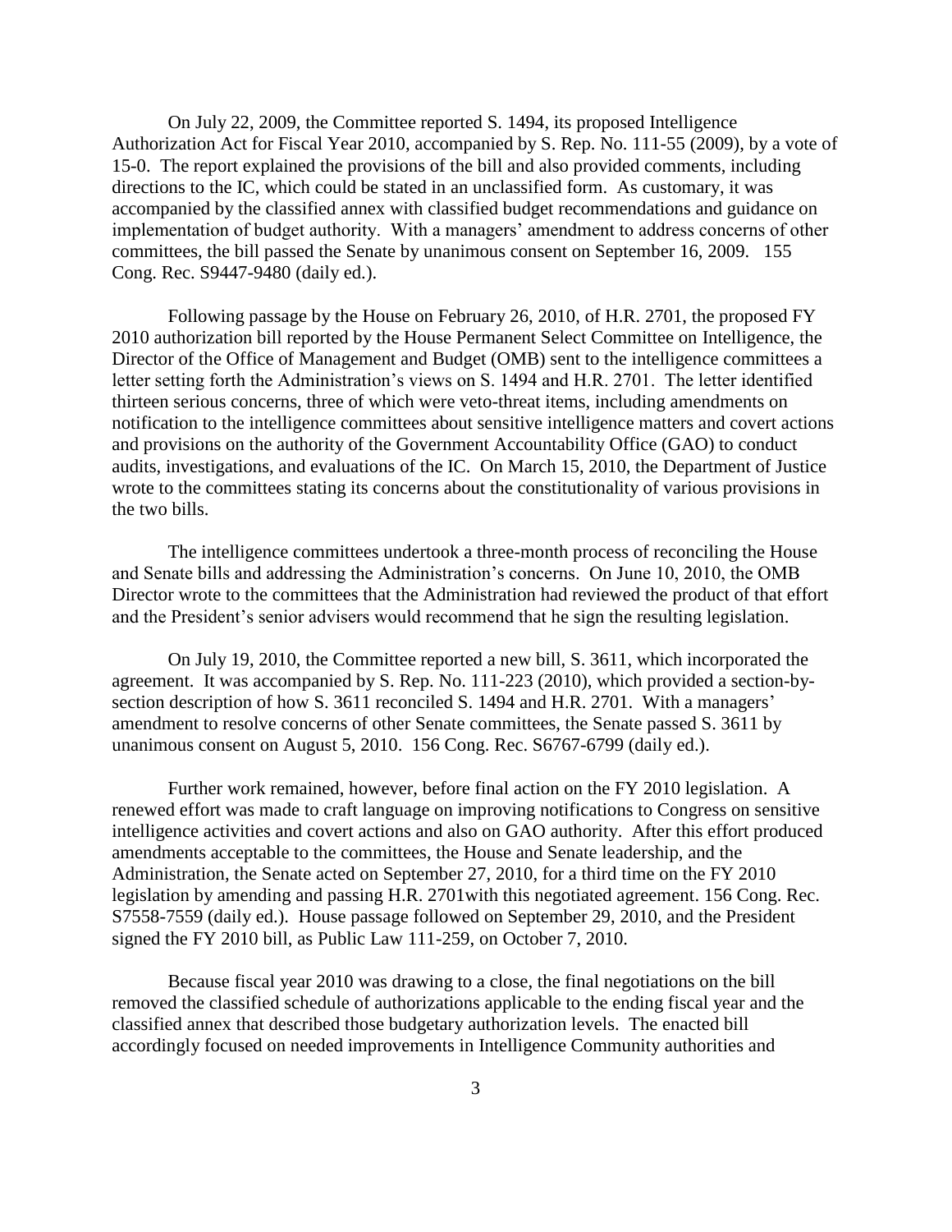On July 22, 2009, the Committee reported S. 1494, its proposed Intelligence Authorization Act for Fiscal Year 2010, accompanied by S. Rep. No. 111-55 (2009), by a vote of 15-0. The report explained the provisions of the bill and also provided comments, including directions to the IC, which could be stated in an unclassified form. As customary, it was accompanied by the classified annex with classified budget recommendations and guidance on implementation of budget authority. With a managers' amendment to address concerns of other committees, the bill passed the Senate by unanimous consent on September 16, 2009. 155 Cong. Rec. S9447-9480 (daily ed.).

Following passage by the House on February 26, 2010, of H.R. 2701, the proposed FY 2010 authorization bill reported by the House Permanent Select Committee on Intelligence, the Director of the Office of Management and Budget (OMB) sent to the intelligence committees a letter setting forth the Administration's views on S. 1494 and H.R. 2701. The letter identified thirteen serious concerns, three of which were veto-threat items, including amendments on notification to the intelligence committees about sensitive intelligence matters and covert actions and provisions on the authority of the Government Accountability Office (GAO) to conduct audits, investigations, and evaluations of the IC. On March 15, 2010, the Department of Justice wrote to the committees stating its concerns about the constitutionality of various provisions in the two bills.

The intelligence committees undertook a three-month process of reconciling the House and Senate bills and addressing the Administration's concerns. On June 10, 2010, the OMB Director wrote to the committees that the Administration had reviewed the product of that effort and the President's senior advisers would recommend that he sign the resulting legislation.

On July 19, 2010, the Committee reported a new bill, S. 3611, which incorporated the agreement. It was accompanied by S. Rep. No. 111-223 (2010), which provided a section-by-section description of how S. 3611 reconciled S. 1494 and H.R. 2701. With a managers' amendment to resolve concerns of other Senate committees, the Senate passed S. 3611 by unanimous consent on August 5, 2010. 156 Cong. Rec. S6767-6799 (daily ed.).

Further work remained, however, before final action on the FY 2010 legislation. A renewed effort was made to craft language on improving notifications to Congress on sensitive intelligence activities and covert actions and also on GAO authority. After this effort produced amendments acceptable to the committees, the House and Senate leadership, and the Administration, the Senate acted on September 27, 2010, for a third time on the FY 2010 legislation by amending and passing H.R. 2701with this negotiated agreement. 156 Cong. Rec. S7558-7559 (daily ed.). House passage followed on September 29, 2010, and the President signed the FY 2010 bill, as Public Law 111-259, on October 7, 2010.

Because fiscal year 2010 was drawing to a close, the final negotiations on the bill removed the classified schedule of authorizations applicable to the ending fiscal year and the classified annex that described those budgetary authorization levels. The enacted bill accordingly focused on needed improvements in Intelligence Community authorities and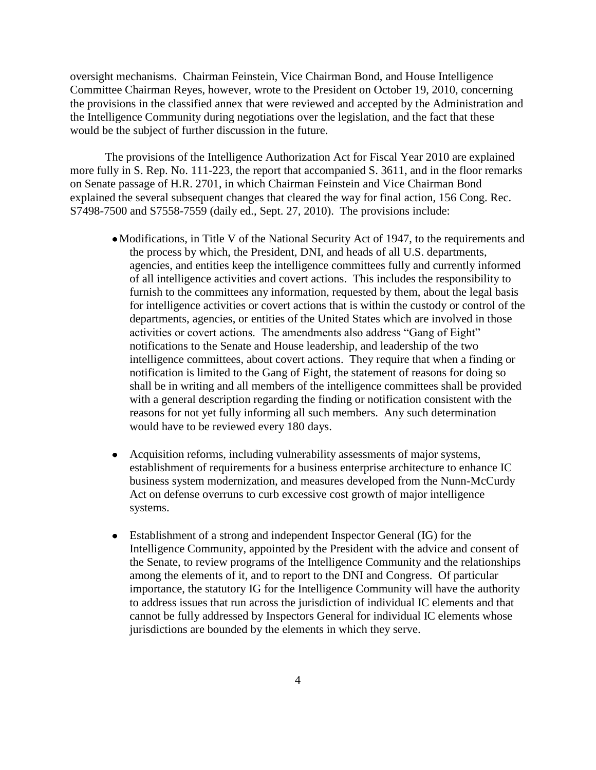oversight mechanisms. Chairman Feinstein, Vice Chairman Bond, and House Intelligence Committee Chairman Reyes, however, wrote to the President on October 19, 2010, concerning the provisions in the classified annex that were reviewed and accepted by the Administration and the Intelligence Community during negotiations over the legislation, and the fact that these would be the subject of further discussion in the future.

The provisions of the Intelligence Authorization Act for Fiscal Year 2010 are explained more fully in S. Rep. No. 111-223, the report that accompanied S. 3611, and in the floor remarks on Senate passage of H.R. 2701, in which Chairman Feinstein and Vice Chairman Bond explained the several subsequent changes that cleared the way for final action, 156 Cong. Rec. S7498-7500 and S7558-7559 (daily ed., Sept. 27, 2010). The provisions include:

- Modifications, in Title V of the National Security Act of 1947, to the requirements and the process by which, the President, DNI, and heads of all U.S. departments, agencies, and entities keep the intelligence committees fully and currently informed of all intelligence activities and covert actions. This includes the responsibility to furnish to the committees any information, requested by them, about the legal basis for intelligence activities or covert actions that is within the custody or control of the departments, agencies, or entities of the United States which are involved in those activities or covert actions. The amendments also address "Gang of Eight" notifications to the Senate and House leadership, and leadership of the two intelligence committees, about covert actions. They require that when a finding or notification is limited to the Gang of Eight, the statement of reasons for doing so shall be in writing and all members of the intelligence committees shall be provided with a general description regarding the finding or notification consistent with the reasons for not yet fully informing all such members. Any such determination would have to be reviewed every 180 days.

- Acquisition reforms, including vulnerability assessments of major systems, establishment of requirements for a business enterprise architecture to enhance IC business system modernization, and measures developed from the Nunn-McCurdy Act on defense overruns to curb excessive cost growth of major intelligence systems.

- Establishment of a strong and independent Inspector General (IG) for the Intelligence Community, appointed by the President with the advice and consent of the Senate, to review programs of the Intelligence Community and the relationships among the elements of it, and to report to the DNI and Congress. Of particular importance, the statutory IG for the Intelligence Community will have the authority to address issues that run across the jurisdiction of individual IC elements and that cannot be fully addressed by Inspectors General for individual IC elements whose jurisdictions are bounded by the elements in which they serve.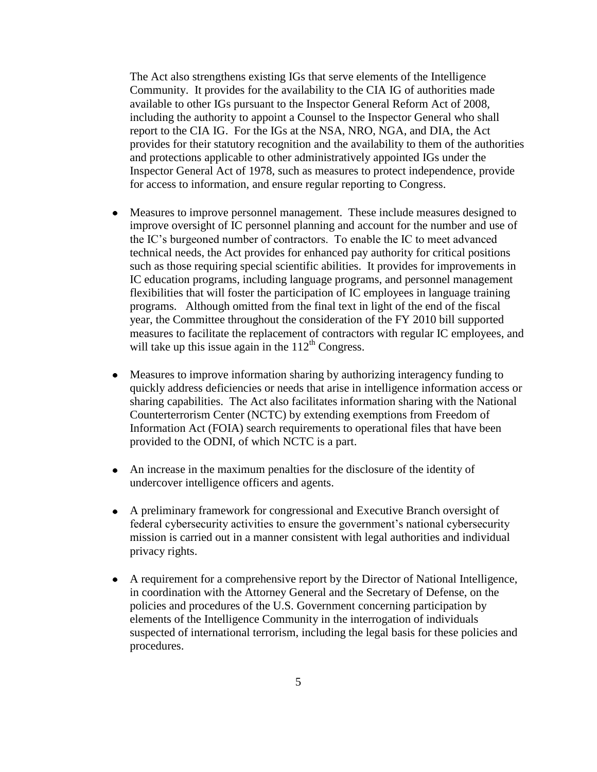The Act also strengthens existing IGs that serve elements of the Intelligence Community. It provides for the availability to the CIA IG of authorities made available to other IGs pursuant to the Inspector General Reform Act of 2008, including the authority to appoint a Counsel to the Inspector General who shall report to the CIA IG. For the IGs at the NSA, NRO, NGA, and DIA, the Act provides for their statutory recognition and the availability to them of the authorities and protections applicable to other administratively appointed IGs under the Inspector General Act of 1978, such as measures to protect independence, provide for access to information, and ensure regular reporting to Congress.

- Measures to improve personnel management. These include measures designed to improve oversight of IC personnel planning and account for the number and use of the IC's burgeoned number of contractors. To enable the IC to meet advanced technical needs, the Act provides for enhanced pay authority for critical positions such as those requiring special scientific abilities. It provides for improvements in IC education programs, including language programs, and personnel management flexibilities that will foster the participation of IC employees in language training programs. Although omitted from the final text in light of the end of the fiscal year, the Committee throughout the consideration of the FY 2010 bill supported measures to facilitate the replacement of contractors with regular IC employees, and will take up this issue again in the 112th Congress.

- Measures to improve information sharing by authorizing interagency funding to quickly address deficiencies or needs that arise in intelligence information access or sharing capabilities. The Act also facilitates information sharing with the National Counterterrorism Center (NCTC) by extending exemptions from Freedom of Information Act (FOIA) search requirements to operational files that have been provided to the ODNI, of which NCTC is a part.

- An increase in the maximum penalties for the disclosure of the identity of undercover intelligence officers and agents.

- A preliminary framework for congressional and Executive Branch oversight of federal cybersecurity activities to ensure the government's national cybersecurity mission is carried out in a manner consistent with legal authorities and individual privacy rights.

- A requirement for a comprehensive report by the Director of National Intelligence, in coordination with the Attorney General and the Secretary of Defense, on the policies and procedures of the U.S. Government concerning participation by elements of the Intelligence Community in the interrogation of individuals suspected of international terrorism, including the legal basis for these policies and procedures.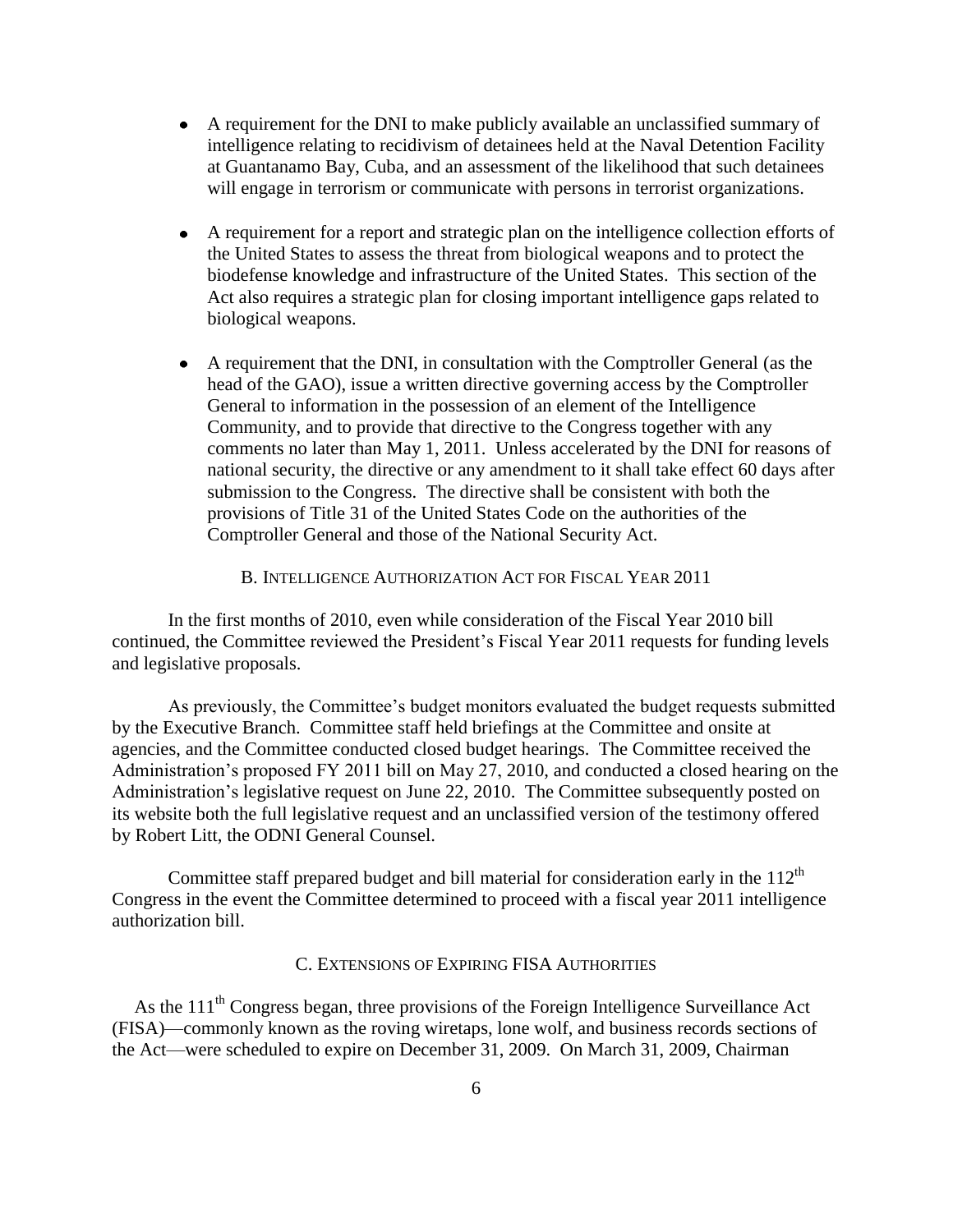- A requirement for the DNI to make publicly available an unclassified summary of intelligence relating to recidivism of detainees held at the Naval Detention Facility at Guantanamo Bay, Cuba, and an assessment of the likelihood that such detainees will engage in terrorism or communicate with persons in terrorist organizations.

- A requirement for a report and strategic plan on the intelligence collection efforts of the United States to assess the threat from biological weapons and to protect the biodefense knowledge and infrastructure of the United States. This section of the Act also requires a strategic plan for closing important intelligence gaps related to biological weapons.

- A requirement that the DNI, in consultation with the Comptroller General (as the head of the GAO), issue a written directive governing access by the Comptroller General to information in the possession of an element of the Intelligence Community, and to provide that directive to the Congress together with any comments no later than May 1, 2011. Unless accelerated by the DNI for reasons of national security, the directive or any amendment to it shall take effect 60 days after submission to the Congress. The directive shall be consistent with both the provisions of Title 31 of the United States Code on the authorities of the Comptroller General and those of the National Security Act.

### B. Intelligence Authorization Act for Fiscal Year 2011

In the first months of 2010, even while consideration of the Fiscal Year 2010 bill continued, the Committee reviewed the President's Fiscal Year 2011 requests for funding levels and legislative proposals.

As previously, the Committee's budget monitors evaluated the budget requests submitted by the Executive Branch. Committee staff held briefings at the Committee and onsite at agencies, and the Committee conducted closed budget hearings. The Committee received the Administration's proposed FY 2011 bill on May 27, 2010, and conducted a closed hearing on the Administration's legislative request on June 22, 2010. The Committee subsequently posted on its website both the full legislative request and an unclassified version of the testimony offered by Robert Litt, the ODNI General Counsel.

Committee staff prepared budget and bill material for consideration early in the 112th Congress in the event the Committee determined to proceed with a fiscal year 2011 intelligence authorization bill.

### C. Extensions of Expiring FISA Authorities

As the 111th Congress began, three provisions of the Foreign Intelligence Surveillance Act (FISA)—commonly known as the roving wiretaps, lone wolf, and business records sections of the Act—were scheduled to expire on December 31, 2009. On March 31, 2009, Chairman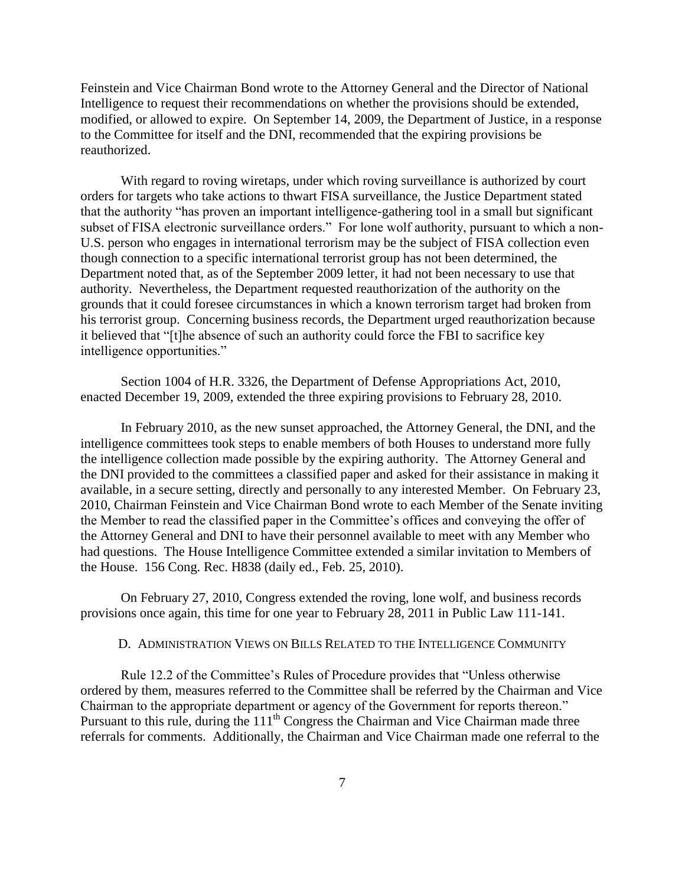Feinstein and Vice Chairman Bond wrote to the Attorney General and the Director of National Intelligence to request their recommendations on whether the provisions should be extended, modified, or allowed to expire. On September 14, 2009, the Department of Justice, in a response to the Committee for itself and the DNI, recommended that the expiring provisions be reauthorized.

With regard to roving wiretaps, under which roving surveillance is authorized by court orders for targets who take actions to thwart FISA surveillance, the Justice Department stated that the authority "has proven an important intelligence-gathering tool in a small but significant subset of FISA electronic surveillance orders." For lone wolf authority, pursuant to which a non-U.S. person who engages in international terrorism may be the subject of FISA collection even though connection to a specific international terrorist group has not been determined, the Department noted that, as of the September 2009 letter, it had not been necessary to use that authority. Nevertheless, the Department requested reauthorization of the authority on the grounds that it could foresee circumstances in which a known terrorism target had broken from his terrorist group. Concerning business records, the Department urged reauthorization because it believed that "[t]he absence of such an authority could force the FBI to sacrifice key intelligence opportunities."

Section 1004 of H.R. 3326, the Department of Defense Appropriations Act, 2010, enacted December 19, 2009, extended the three expiring provisions to February 28, 2010.

In February 2010, as the new sunset approached, the Attorney General, the DNI, and the intelligence committees took steps to enable members of both Houses to understand more fully the intelligence collection made possible by the expiring authority. The Attorney General and the DNI provided to the committees a classified paper and asked for their assistance in making it available, in a secure setting, directly and personally to any interested Member. On February 23, 2010, Chairman Feinstein and Vice Chairman Bond wrote to each Member of the Senate inviting the Member to read the classified paper in the Committee's offices and conveying the offer of the Attorney General and DNI to have their personnel available to meet with any Member who had questions. The House Intelligence Committee extended a similar invitation to Members of the House. 156 Cong. Rec. H838 (daily ed., Feb. 25, 2010).

On February 27, 2010, Congress extended the roving, lone wolf, and business records provisions once again, this time for one year to February 28, 2011 in Public Law 111-141.

### D. Administration Views on Bills Related to the Intelligence Community

Rule 12.2 of the Committee's Rules of Procedure provides that "Unless otherwise ordered by them, measures referred to the Committee shall be referred by the Chairman and Vice Chairman to the appropriate department or agency of the Government for reports thereon." Pursuant to this rule, during the 111th Congress the Chairman and Vice Chairman made three referrals for comments. Additionally, the Chairman and Vice Chairman made one referral to the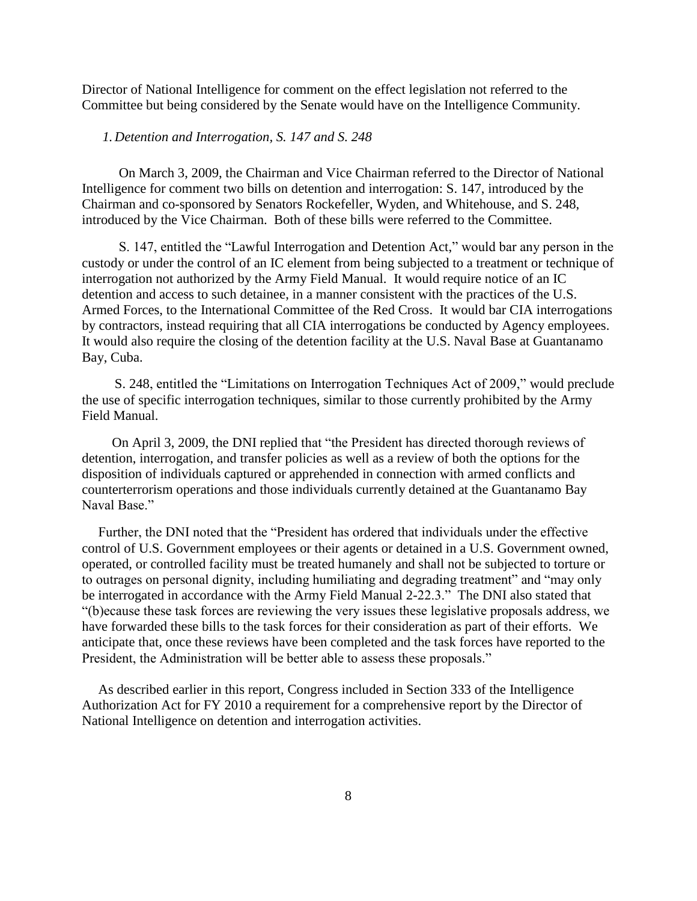Director of National Intelligence for comment on the effect legislation not referred to the Committee but being considered by the Senate would have on the Intelligence Community.

*1. Detention and Interrogation, S. 147 and S. 248*

On March 3, 2009, the Chairman and Vice Chairman referred to the Director of National Intelligence for comment two bills on detention and interrogation: S. 147, introduced by the Chairman and co-sponsored by Senators Rockefeller, Wyden, and Whitehouse, and S. 248, introduced by the Vice Chairman. Both of these bills were referred to the Committee.

S. 147, entitled the "Lawful Interrogation and Detention Act," would bar any person in the custody or under the control of an IC element from being subjected to a treatment or technique of interrogation not authorized by the Army Field Manual. It would require notice of an IC detention and access to such detainee, in a manner consistent with the practices of the U.S. Armed Forces, to the International Committee of the Red Cross. It would bar CIA interrogations by contractors, instead requiring that all CIA interrogations be conducted by Agency employees. It would also require the closing of the detention facility at the U.S. Naval Base at Guantanamo Bay, Cuba.

S. 248, entitled the "Limitations on Interrogation Techniques Act of 2009," would preclude the use of specific interrogation techniques, similar to those currently prohibited by the Army Field Manual.

On April 3, 2009, the DNI replied that "the President has directed thorough reviews of detention, interrogation, and transfer policies as well as a review of both the options for the disposition of individuals captured or apprehended in connection with armed conflicts and counterterrorism operations and those individuals currently detained at the Guantanamo Bay Naval Base."

Further, the DNI noted that the "President has ordered that individuals under the effective control of U.S. Government employees or their agents or detained in a U.S. Government owned, operated, or controlled facility must be treated humanely and shall not be subjected to torture or to outrages on personal dignity, including humiliating and degrading treatment" and "may only be interrogated in accordance with the Army Field Manual 2-22.3." The DNI also stated that "(b)ecause these task forces are reviewing the very issues these legislative proposals address, we have forwarded these bills to the task forces for their consideration as part of their efforts. We anticipate that, once these reviews have been completed and the task forces have reported to the President, the Administration will be better able to assess these proposals."

As described earlier in this report, Congress included in Section 333 of the Intelligence Authorization Act for FY 2010 a requirement for a comprehensive report by the Director of National Intelligence on detention and interrogation activities.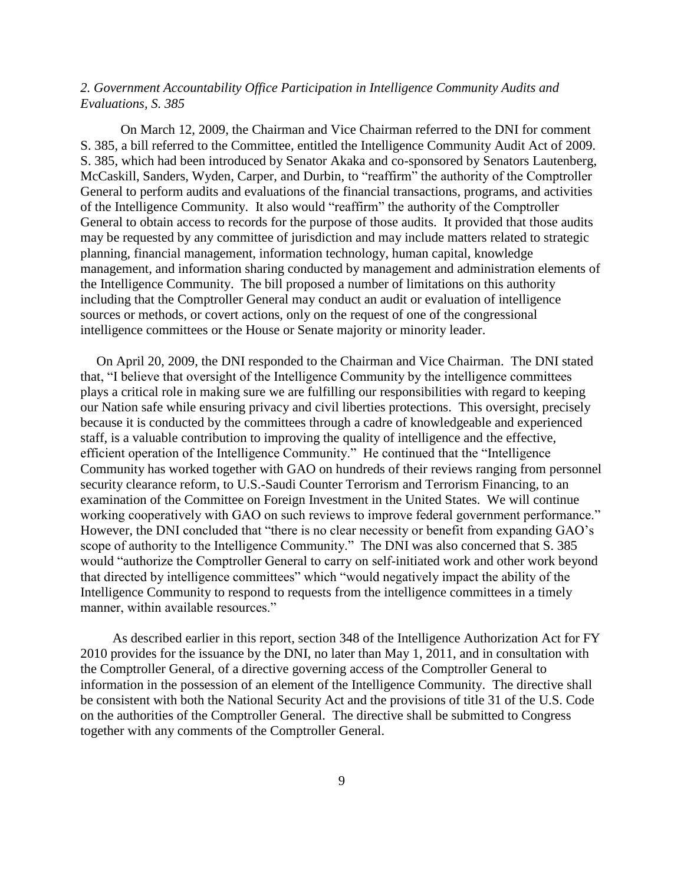*2. Government Accountability Office Participation in Intelligence Community Audits and Evaluations, S. 385*

On March 12, 2009, the Chairman and Vice Chairman referred to the DNI for comment S. 385, a bill referred to the Committee, entitled the Intelligence Community Audit Act of 2009. S. 385, which had been introduced by Senator Akaka and co-sponsored by Senators Lautenberg, McCaskill, Sanders, Wyden, Carper, and Durbin, to "reaffirm" the authority of the Comptroller General to perform audits and evaluations of the financial transactions, programs, and activities of the Intelligence Community. It also would "reaffirm" the authority of the Comptroller General to obtain access to records for the purpose of those audits. It provided that those audits may be requested by any committee of jurisdiction and may include matters related to strategic planning, financial management, information technology, human capital, knowledge management, and information sharing conducted by management and administration elements of the Intelligence Community. The bill proposed a number of limitations on this authority including that the Comptroller General may conduct an audit or evaluation of intelligence sources or methods, or covert actions, only on the request of one of the congressional intelligence committees or the House or Senate majority or minority leader.

On April 20, 2009, the DNI responded to the Chairman and Vice Chairman. The DNI stated that, "I believe that oversight of the Intelligence Community by the intelligence committees plays a critical role in making sure we are fulfilling our responsibilities with regard to keeping our Nation safe while ensuring privacy and civil liberties protections. This oversight, precisely because it is conducted by the committees through a cadre of knowledgeable and experienced staff, is a valuable contribution to improving the quality of intelligence and the effective, efficient operation of the Intelligence Community." He continued that the "Intelligence Community has worked together with GAO on hundreds of their reviews ranging from personnel security clearance reform, to U.S.-Saudi Counter Terrorism and Terrorism Financing, to an examination of the Committee on Foreign Investment in the United States. We will continue working cooperatively with GAO on such reviews to improve federal government performance." However, the DNI concluded that "there is no clear necessity or benefit from expanding GAO's scope of authority to the Intelligence Community." The DNI was also concerned that S. 385 would "authorize the Comptroller General to carry on self-initiated work and other work beyond that directed by intelligence committees" which "would negatively impact the ability of the Intelligence Community to respond to requests from the intelligence committees in a timely manner, within available resources."

As described earlier in this report, section 348 of the Intelligence Authorization Act for FY 2010 provides for the issuance by the DNI, no later than May 1, 2011, and in consultation with the Comptroller General, of a directive governing access of the Comptroller General to information in the possession of an element of the Intelligence Community. The directive shall be consistent with both the National Security Act and the provisions of title 31 of the U.S. Code on the authorities of the Comptroller General. The directive shall be submitted to Congress together with any comments of the Comptroller General.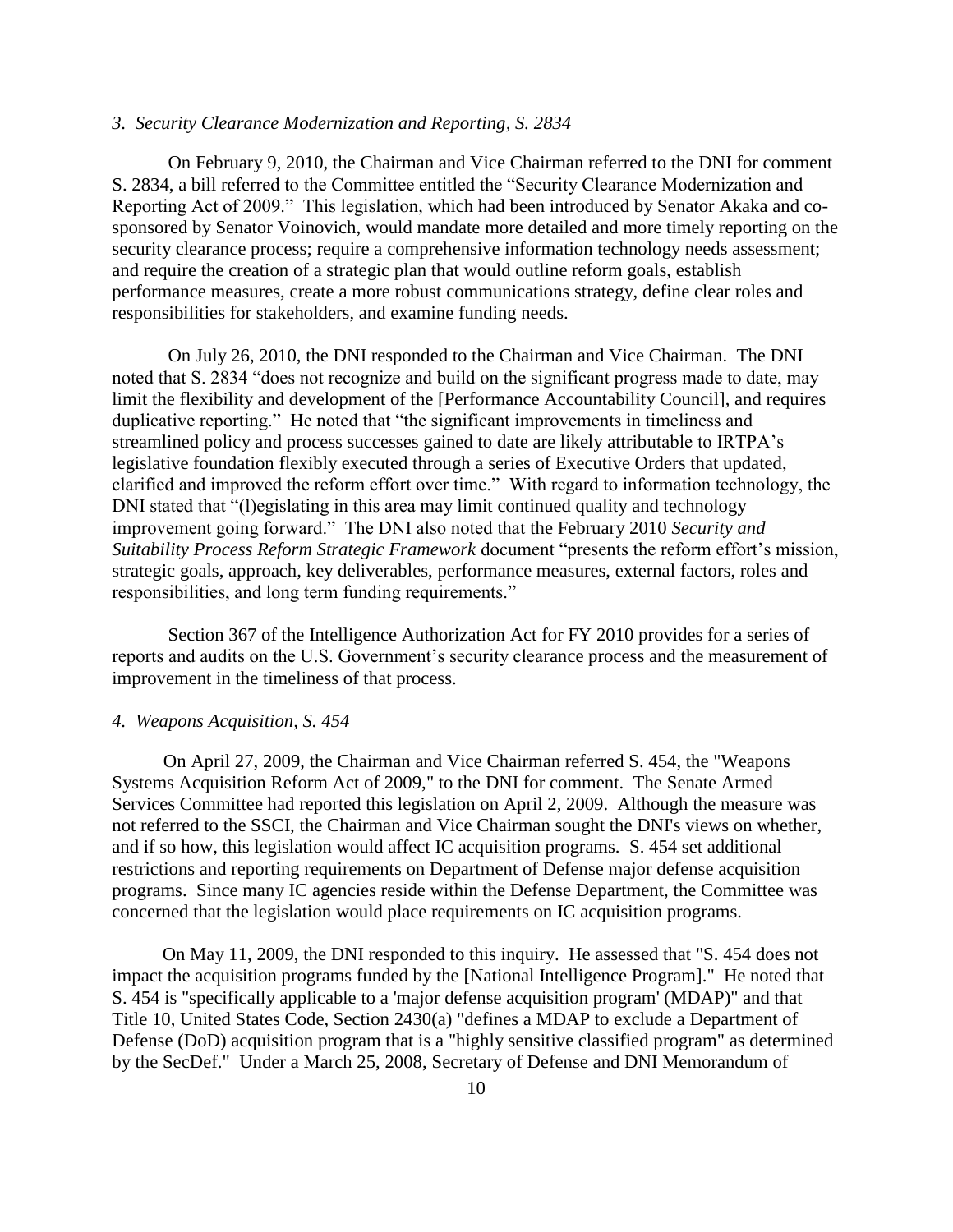*3. Security Clearance Modernization and Reporting, S. 2834*

On February 9, 2010, the Chairman and Vice Chairman referred to the DNI for comment S. 2834, a bill referred to the Committee entitled the "Security Clearance Modernization and Reporting Act of 2009." This legislation, which had been introduced by Senator Akaka and co-sponsored by Senator Voinovich, would mandate more detailed and more timely reporting on the security clearance process; require a comprehensive information technology needs assessment; and require the creation of a strategic plan that would outline reform goals, establish performance measures, create a more robust communications strategy, define clear roles and responsibilities for stakeholders, and examine funding needs.

On July 26, 2010, the DNI responded to the Chairman and Vice Chairman. The DNI noted that S. 2834 "does not recognize and build on the significant progress made to date, may limit the flexibility and development of the [Performance Accountability Council], and requires duplicative reporting." He noted that "the significant improvements in timeliness and streamlined policy and process successes gained to date are likely attributable to IRTPA's legislative foundation flexibly executed through a series of Executive Orders that updated, clarified and improved the reform effort over time." With regard to information technology, the DNI stated that "(l)egislating in this area may limit continued quality and technology improvement going forward." The DNI also noted that the February 2010 *Security and Suitability Process Reform Strategic Framework* document "presents the reform effort's mission, strategic goals, approach, key deliverables, performance measures, external factors, roles and responsibilities, and long term funding requirements."

Section 367 of the Intelligence Authorization Act for FY 2010 provides for a series of reports and audits on the U.S. Government's security clearance process and the measurement of improvement in the timeliness of that process.

*4. Weapons Acquisition, S. 454*

On April 27, 2009, the Chairman and Vice Chairman referred S. 454, the "Weapons Systems Acquisition Reform Act of 2009," to the DNI for comment. The Senate Armed Services Committee had reported this legislation on April 2, 2009. Although the measure was not referred to the SSCI, the Chairman and Vice Chairman sought the DNI's views on whether, and if so how, this legislation would affect IC acquisition programs. S. 454 set additional restrictions and reporting requirements on Department of Defense major defense acquisition programs. Since many IC agencies reside within the Defense Department, the Committee was concerned that the legislation would place requirements on IC acquisition programs.

On May 11, 2009, the DNI responded to this inquiry. He assessed that "S. 454 does not impact the acquisition programs funded by the [National Intelligence Program]." He noted that S. 454 is "specifically applicable to a 'major defense acquisition program' (MDAP)" and that Title 10, United States Code, Section 2430(a) "defines a MDAP to exclude a Department of Defense (DoD) acquisition program that is a "highly sensitive classified program" as determined by the SecDef." Under a March 25, 2008, Secretary of Defense and DNI Memorandum of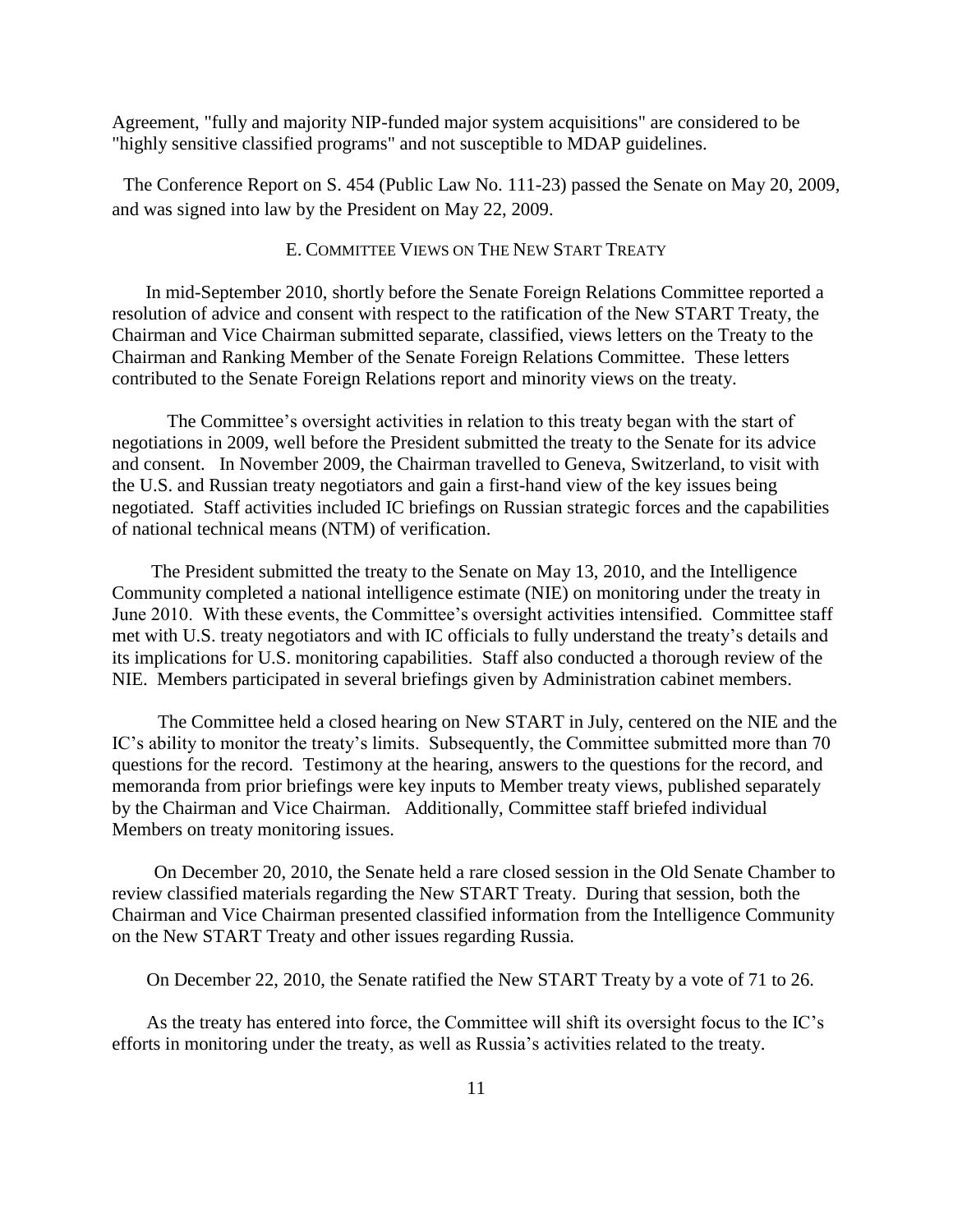Agreement, "fully and majority NIP-funded major system acquisitions" are considered to be "highly sensitive classified programs" and not susceptible to MDAP guidelines.

The Conference Report on S. 454 (Public Law No. 111-23) passed the Senate on May 20, 2009, and was signed into law by the President on May 22, 2009.

### E. Committee Views on The New START Treaty

In mid-September 2010, shortly before the Senate Foreign Relations Committee reported a resolution of advice and consent with respect to the ratification of the New START Treaty, the Chairman and Vice Chairman submitted separate, classified, views letters on the Treaty to the Chairman and Ranking Member of the Senate Foreign Relations Committee. These letters contributed to the Senate Foreign Relations report and minority views on the treaty.

The Committee's oversight activities in relation to this treaty began with the start of negotiations in 2009, well before the President submitted the treaty to the Senate for its advice and consent. In November 2009, the Chairman travelled to Geneva, Switzerland, to visit with the U.S. and Russian treaty negotiators and gain a first-hand view of the key issues being negotiated. Staff activities included IC briefings on Russian strategic forces and the capabilities of national technical means (NTM) of verification.

The President submitted the treaty to the Senate on May 13, 2010, and the Intelligence Community completed a national intelligence estimate (NIE) on monitoring under the treaty in June 2010. With these events, the Committee's oversight activities intensified. Committee staff met with U.S. treaty negotiators and with IC officials to fully understand the treaty's details and its implications for U.S. monitoring capabilities. Staff also conducted a thorough review of the NIE. Members participated in several briefings given by Administration cabinet members.

The Committee held a closed hearing on New START in July, centered on the NIE and the IC's ability to monitor the treaty's limits. Subsequently, the Committee submitted more than 70 questions for the record. Testimony at the hearing, answers to the questions for the record, and memoranda from prior briefings were key inputs to Member treaty views, published separately by the Chairman and Vice Chairman. Additionally, Committee staff briefed individual Members on treaty monitoring issues.

On December 20, 2010, the Senate held a rare closed session in the Old Senate Chamber to review classified materials regarding the New START Treaty. During that session, both the Chairman and Vice Chairman presented classified information from the Intelligence Community on the New START Treaty and other issues regarding Russia.

On December 22, 2010, the Senate ratified the New START Treaty by a vote of 71 to 26.

As the treaty has entered into force, the Committee will shift its oversight focus to the IC's efforts in monitoring under the treaty, as well as Russia's activities related to the treaty.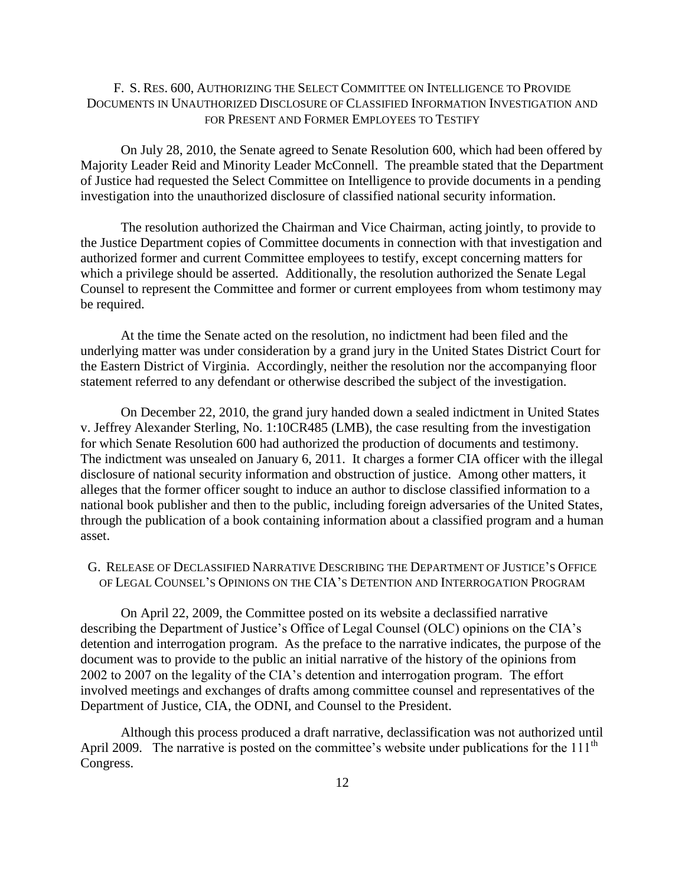### F. S. Res. 600, Authorizing the Select Committee on Intelligence to Provide Documents in Unauthorized Disclosure of Classified Information Investigation and for Present and Former Employees to Testify

On July 28, 2010, the Senate agreed to Senate Resolution 600, which had been offered by Majority Leader Reid and Minority Leader McConnell. The preamble stated that the Department of Justice had requested the Select Committee on Intelligence to provide documents in a pending investigation into the unauthorized disclosure of classified national security information.

The resolution authorized the Chairman and Vice Chairman, acting jointly, to provide to the Justice Department copies of Committee documents in connection with that investigation and authorized former and current Committee employees to testify, except concerning matters for which a privilege should be asserted. Additionally, the resolution authorized the Senate Legal Counsel to represent the Committee and former or current employees from whom testimony may be required.

At the time the Senate acted on the resolution, no indictment had been filed and the underlying matter was under consideration by a grand jury in the United States District Court for the Eastern District of Virginia. Accordingly, neither the resolution nor the accompanying floor statement referred to any defendant or otherwise described the subject of the investigation.

On December 22, 2010, the grand jury handed down a sealed indictment in United States v. Jeffrey Alexander Sterling, No. 1:10CR485 (LMB), the case resulting from the investigation for which Senate Resolution 600 had authorized the production of documents and testimony. The indictment was unsealed on January 6, 2011. It charges a former CIA officer with the illegal disclosure of national security information and obstruction of justice. Among other matters, it alleges that the former officer sought to induce an author to disclose classified information to a national book publisher and then to the public, including foreign adversaries of the United States, through the publication of a book containing information about a classified program and a human asset.

### G. Release of Declassified Narrative Describing the Department of Justice's Office of Legal Counsel's Opinions on the CIA's Detention and Interrogation Program

On April 22, 2009, the Committee posted on its website a declassified narrative describing the Department of Justice's Office of Legal Counsel (OLC) opinions on the CIA's detention and interrogation program. As the preface to the narrative indicates, the purpose of the document was to provide to the public an initial narrative of the history of the opinions from 2002 to 2007 on the legality of the CIA's detention and interrogation program. The effort involved meetings and exchanges of drafts among committee counsel and representatives of the Department of Justice, CIA, the ODNI, and Counsel to the President.

Although this process produced a draft narrative, declassification was not authorized until April 2009. The narrative is posted on the committee's website under publications for the 111th Congress.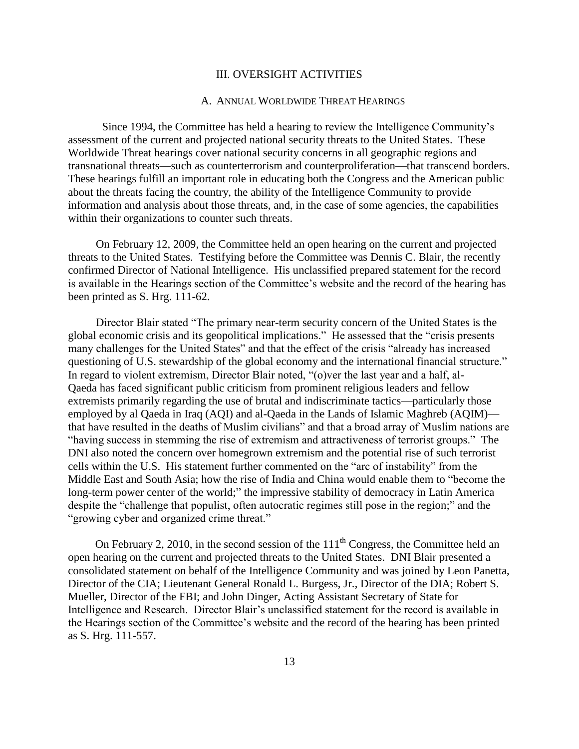# III. OVERSIGHT ACTIVITIES

## A. Annual Worldwide Threat Hearings

Since 1994, the Committee has held a hearing to review the Intelligence Community's assessment of the current and projected national security threats to the United States. These Worldwide Threat hearings cover national security concerns in all geographic regions and transnational threats—such as counterterrorism and counterproliferation—that transcend borders. These hearings fulfill an important role in educating both the Congress and the American public about the threats facing the country, the ability of the Intelligence Community to provide information and analysis about those threats, and, in the case of some agencies, the capabilities within their organizations to counter such threats.

On February 12, 2009, the Committee held an open hearing on the current and projected threats to the United States. Testifying before the Committee was Dennis C. Blair, the recently confirmed Director of National Intelligence. His unclassified prepared statement for the record is available in the Hearings section of the Committee's website and the record of the hearing has been printed as S. Hrg. 111-62.

Director Blair stated "The primary near-term security concern of the United States is the global economic crisis and its geopolitical implications." He assessed that the "crisis presents many challenges for the United States" and that the effect of the crisis "already has increased questioning of U.S. stewardship of the global economy and the international financial structure." In regard to violent extremism, Director Blair noted, "(o)ver the last year and a half, al-Qaeda has faced significant public criticism from prominent religious leaders and fellow extremists primarily regarding the use of brutal and indiscriminate tactics—particularly those employed by al Qaeda in Iraq (AQI) and al-Qaeda in the Lands of Islamic Maghreb (AQIM)—that have resulted in the deaths of Muslim civilians" and that a broad array of Muslim nations are "having success in stemming the rise of extremism and attractiveness of terrorist groups." The DNI also noted the concern over homegrown extremism and the potential rise of such terrorist cells within the U.S. His statement further commented on the "arc of instability" from the Middle East and South Asia; how the rise of India and China would enable them to "become the long-term power center of the world;" the impressive stability of democracy in Latin America despite the "challenge that populist, often autocratic regimes still pose in the region;" and the "growing cyber and organized crime threat."

On February 2, 2010, in the second session of the 111th Congress, the Committee held an open hearing on the current and projected threats to the United States. DNI Blair presented a consolidated statement on behalf of the Intelligence Community and was joined by Leon Panetta, Director of the CIA; Lieutenant General Ronald L. Burgess, Jr., Director of the DIA; Robert S. Mueller, Director of the FBI; and John Dinger, Acting Assistant Secretary of State for Intelligence and Research. Director Blair's unclassified statement for the record is available in the Hearings section of the Committee's website and the record of the hearing has been printed as S. Hrg. 111-557.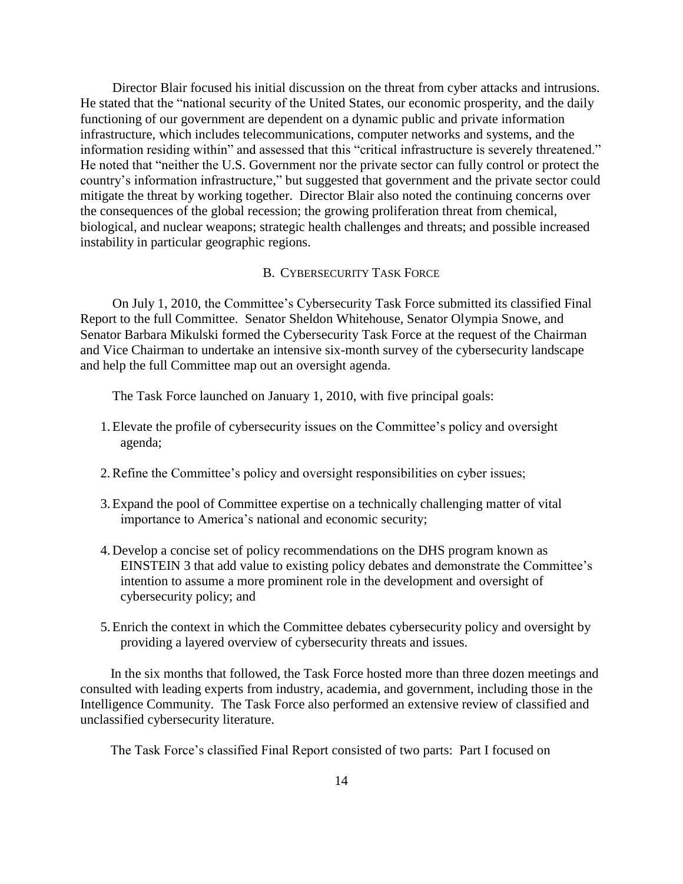Director Blair focused his initial discussion on the threat from cyber attacks and intrusions. He stated that the "national security of the United States, our economic prosperity, and the daily functioning of our government are dependent on a dynamic public and private information infrastructure, which includes telecommunications, computer networks and systems, and the information residing within" and assessed that this "critical infrastructure is severely threatened." He noted that "neither the U.S. Government nor the private sector can fully control or protect the country's information infrastructure," but suggested that government and the private sector could mitigate the threat by working together. Director Blair also noted the continuing concerns over the consequences of the global recession; the growing proliferation threat from chemical, biological, and nuclear weapons; strategic health challenges and threats; and possible increased instability in particular geographic regions.

## B. CYBERSECURITY TASK FORCE

On July 1, 2010, the Committee's Cybersecurity Task Force submitted its classified Final Report to the full Committee. Senator Sheldon Whitehouse, Senator Olympia Snowe, and Senator Barbara Mikulski formed the Cybersecurity Task Force at the request of the Chairman and Vice Chairman to undertake an intensive six-month survey of the cybersecurity landscape and help the full Committee map out an oversight agenda.

The Task Force launched on January 1, 2010, with five principal goals:

1. Elevate the profile of cybersecurity issues on the Committee's policy and oversight agenda;
2. Refine the Committee's policy and oversight responsibilities on cyber issues;
3. Expand the pool of Committee expertise on a technically challenging matter of vital importance to America's national and economic security;
4. Develop a concise set of policy recommendations on the DHS program known as EINSTEIN 3 that add value to existing policy debates and demonstrate the Committee's intention to assume a more prominent role in the development and oversight of cybersecurity policy; and
5. Enrich the context in which the Committee debates cybersecurity policy and oversight by providing a layered overview of cybersecurity threats and issues.

In the six months that followed, the Task Force hosted more than three dozen meetings and consulted with leading experts from industry, academia, and government, including those in the Intelligence Community. The Task Force also performed an extensive review of classified and unclassified cybersecurity literature.

The Task Force's classified Final Report consisted of two parts: Part I focused on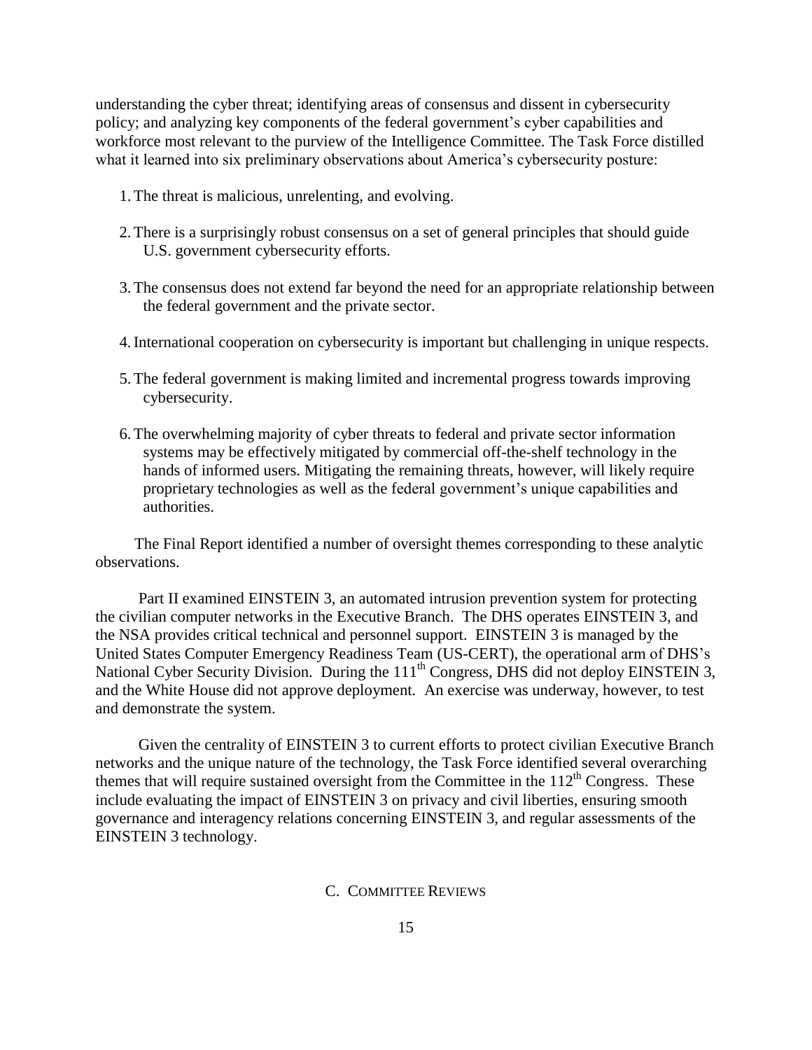understanding the cyber threat; identifying areas of consensus and dissent in cybersecurity policy; and analyzing key components of the federal government's cyber capabilities and workforce most relevant to the purview of the Intelligence Committee. The Task Force distilled what it learned into six preliminary observations about America's cybersecurity posture:

1. The threat is malicious, unrelenting, and evolving.
2. There is a surprisingly robust consensus on a set of general principles that should guide U.S. government cybersecurity efforts.
3. The consensus does not extend far beyond the need for an appropriate relationship between the federal government and the private sector.
4. International cooperation on cybersecurity is important but challenging in unique respects.
5. The federal government is making limited and incremental progress towards improving cybersecurity.
6. The overwhelming majority of cyber threats to federal and private sector information systems may be effectively mitigated by commercial off-the-shelf technology in the hands of informed users. Mitigating the remaining threats, however, will likely require proprietary technologies as well as the federal government's unique capabilities and authorities.

The Final Report identified a number of oversight themes corresponding to these analytic observations.

Part II examined EINSTEIN 3, an automated intrusion prevention system for protecting the civilian computer networks in the Executive Branch. The DHS operates EINSTEIN 3, and the NSA provides critical technical and personnel support. EINSTEIN 3 is managed by the United States Computer Emergency Readiness Team (US-CERT), the operational arm of DHS's National Cyber Security Division. During the 111th Congress, DHS did not deploy EINSTEIN 3, and the White House did not approve deployment. An exercise was underway, however, to test and demonstrate the system.

Given the centrality of EINSTEIN 3 to current efforts to protect civilian Executive Branch networks and the unique nature of the technology, the Task Force identified several overarching themes that will require sustained oversight from the Committee in the 112th Congress. These include evaluating the impact of EINSTEIN 3 on privacy and civil liberties, ensuring smooth governance and interagency relations concerning EINSTEIN 3, and regular assessments of the EINSTEIN 3 technology.

### C. COMMITTEE REVIEWS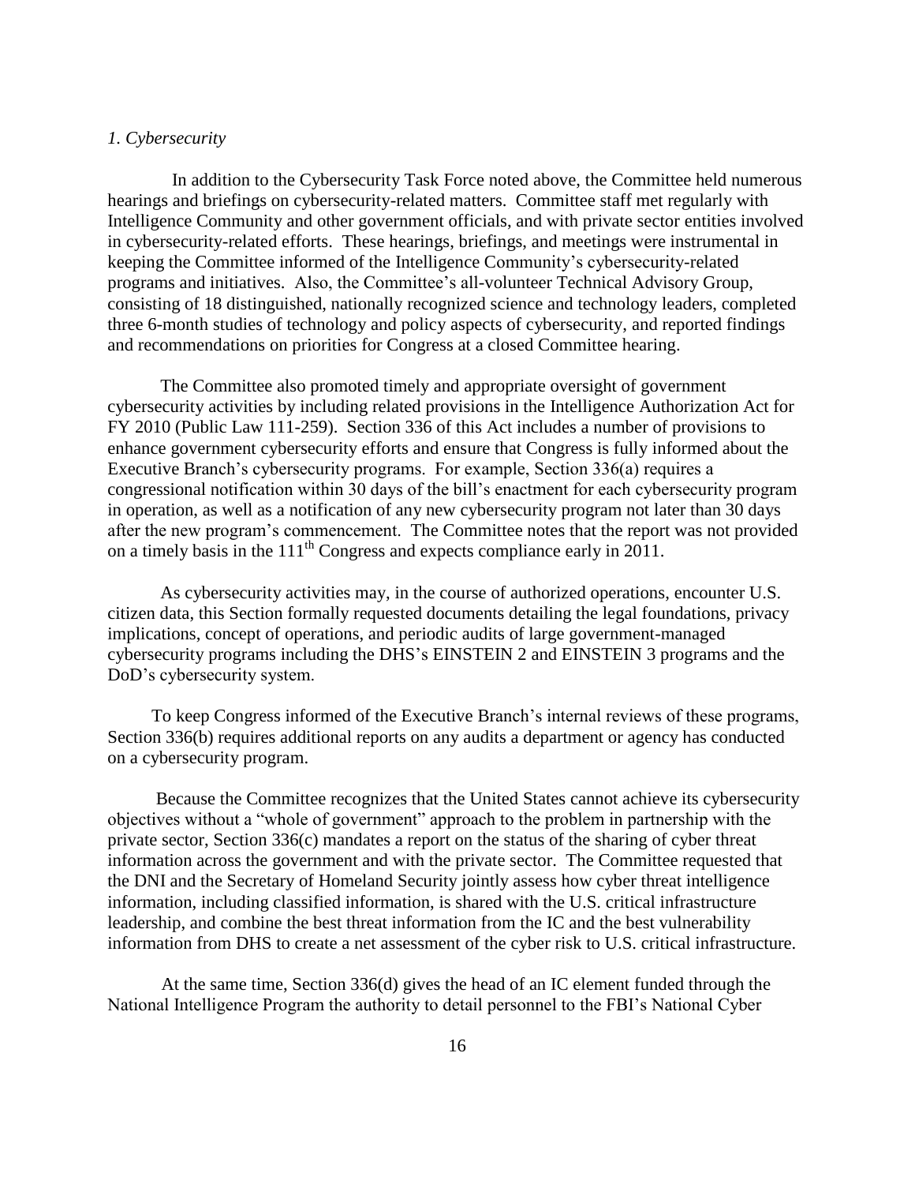*1. Cybersecurity*

In addition to the Cybersecurity Task Force noted above, the Committee held numerous hearings and briefings on cybersecurity-related matters. Committee staff met regularly with Intelligence Community and other government officials, and with private sector entities involved in cybersecurity-related efforts. These hearings, briefings, and meetings were instrumental in keeping the Committee informed of the Intelligence Community's cybersecurity-related programs and initiatives. Also, the Committee's all-volunteer Technical Advisory Group, consisting of 18 distinguished, nationally recognized science and technology leaders, completed three 6-month studies of technology and policy aspects of cybersecurity, and reported findings and recommendations on priorities for Congress at a closed Committee hearing.

The Committee also promoted timely and appropriate oversight of government cybersecurity activities by including related provisions in the Intelligence Authorization Act for FY 2010 (Public Law 111-259). Section 336 of this Act includes a number of provisions to enhance government cybersecurity efforts and ensure that Congress is fully informed about the Executive Branch's cybersecurity programs. For example, Section 336(a) requires a congressional notification within 30 days of the bill's enactment for each cybersecurity program in operation, as well as a notification of any new cybersecurity program not later than 30 days after the new program's commencement. The Committee notes that the report was not provided on a timely basis in the 111th Congress and expects compliance early in 2011.

As cybersecurity activities may, in the course of authorized operations, encounter U.S. citizen data, this Section formally requested documents detailing the legal foundations, privacy implications, concept of operations, and periodic audits of large government-managed cybersecurity programs including the DHS's EINSTEIN 2 and EINSTEIN 3 programs and the DoD's cybersecurity system.

To keep Congress informed of the Executive Branch's internal reviews of these programs, Section 336(b) requires additional reports on any audits a department or agency has conducted on a cybersecurity program.

Because the Committee recognizes that the United States cannot achieve its cybersecurity objectives without a "whole of government" approach to the problem in partnership with the private sector, Section 336(c) mandates a report on the status of the sharing of cyber threat information across the government and with the private sector. The Committee requested that the DNI and the Secretary of Homeland Security jointly assess how cyber threat intelligence information, including classified information, is shared with the U.S. critical infrastructure leadership, and combine the best threat information from the IC and the best vulnerability information from DHS to create a net assessment of the cyber risk to U.S. critical infrastructure.

At the same time, Section 336(d) gives the head of an IC element funded through the National Intelligence Program the authority to detail personnel to the FBI's National Cyber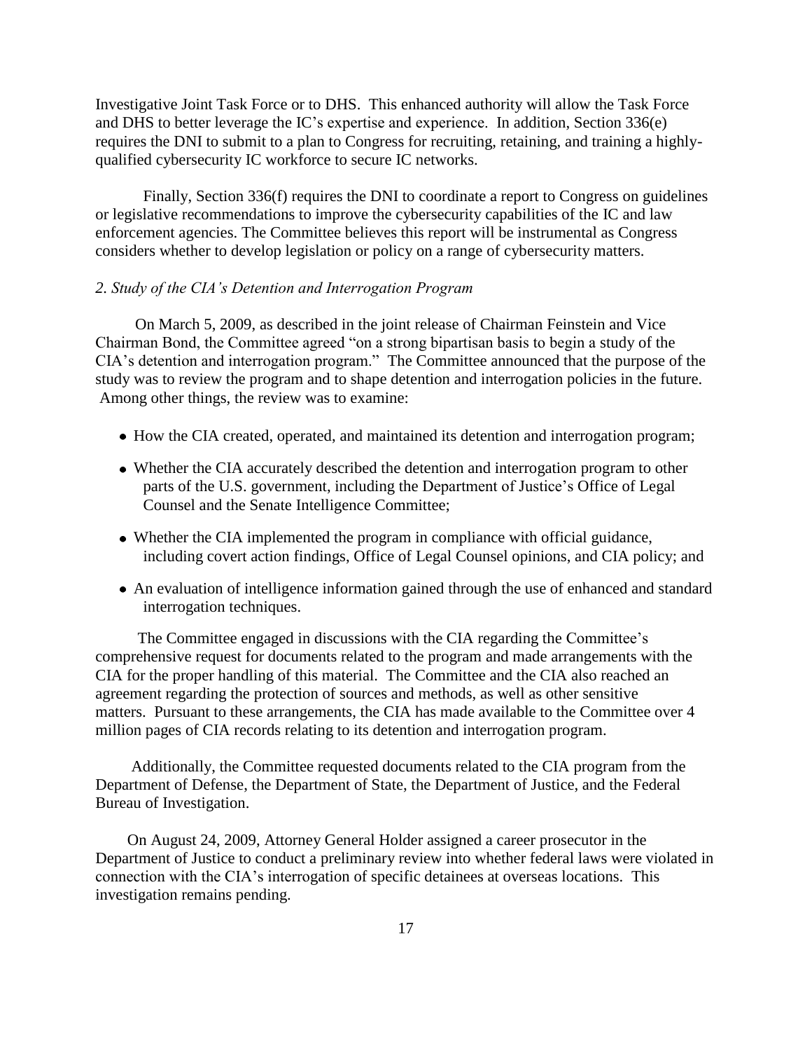Investigative Joint Task Force or to DHS. This enhanced authority will allow the Task Force and DHS to better leverage the IC's expertise and experience. In addition, Section 336(e) requires the DNI to submit to a plan to Congress for recruiting, retaining, and training a highly-qualified cybersecurity IC workforce to secure IC networks.

Finally, Section 336(f) requires the DNI to coordinate a report to Congress on guidelines or legislative recommendations to improve the cybersecurity capabilities of the IC and law enforcement agencies. The Committee believes this report will be instrumental as Congress considers whether to develop legislation or policy on a range of cybersecurity matters.

*2. Study of the CIA's Detention and Interrogation Program*

On March 5, 2009, as described in the joint release of Chairman Feinstein and Vice Chairman Bond, the Committee agreed "on a strong bipartisan basis to begin a study of the CIA's detention and interrogation program." The Committee announced that the purpose of the study was to review the program and to shape detention and interrogation policies in the future. Among other things, the review was to examine:

- How the CIA created, operated, and maintained its detention and interrogation program;
- Whether the CIA accurately described the detention and interrogation program to other parts of the U.S. government, including the Department of Justice's Office of Legal Counsel and the Senate Intelligence Committee;
- Whether the CIA implemented the program in compliance with official guidance, including covert action findings, Office of Legal Counsel opinions, and CIA policy; and
- An evaluation of intelligence information gained through the use of enhanced and standard interrogation techniques.

The Committee engaged in discussions with the CIA regarding the Committee's comprehensive request for documents related to the program and made arrangements with the CIA for the proper handling of this material. The Committee and the CIA also reached an agreement regarding the protection of sources and methods, as well as other sensitive matters. Pursuant to these arrangements, the CIA has made available to the Committee over 4 million pages of CIA records relating to its detention and interrogation program.

Additionally, the Committee requested documents related to the CIA program from the Department of Defense, the Department of State, the Department of Justice, and the Federal Bureau of Investigation.

On August 24, 2009, Attorney General Holder assigned a career prosecutor in the Department of Justice to conduct a preliminary review into whether federal laws were violated in connection with the CIA's interrogation of specific detainees at overseas locations. This investigation remains pending.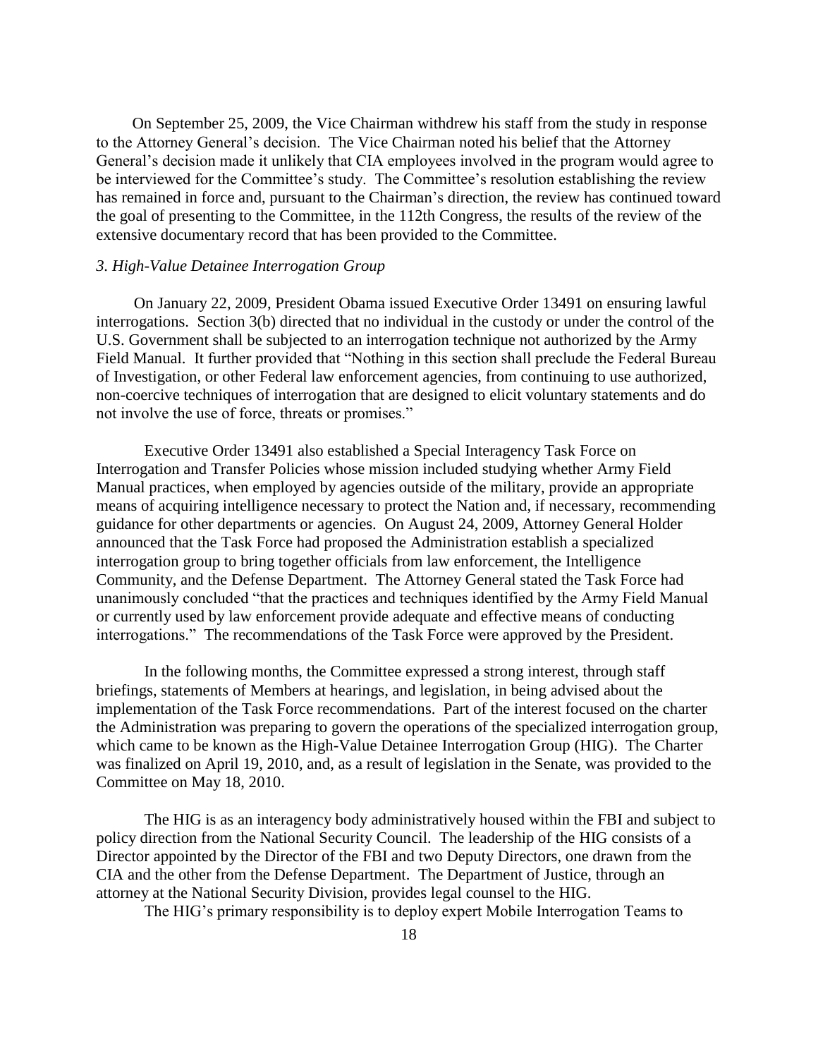On September 25, 2009, the Vice Chairman withdrew his staff from the study in response to the Attorney General's decision. The Vice Chairman noted his belief that the Attorney General's decision made it unlikely that CIA employees involved in the program would agree to be interviewed for the Committee's study. The Committee's resolution establishing the review has remained in force and, pursuant to the Chairman's direction, the review has continued toward the goal of presenting to the Committee, in the 112th Congress, the results of the review of the extensive documentary record that has been provided to the Committee.

### *3. High-Value Detainee Interrogation Group*

On January 22, 2009, President Obama issued Executive Order 13491 on ensuring lawful interrogations. Section 3(b) directed that no individual in the custody or under the control of the U.S. Government shall be subjected to an interrogation technique not authorized by the Army Field Manual. It further provided that "Nothing in this section shall preclude the Federal Bureau of Investigation, or other Federal law enforcement agencies, from continuing to use authorized, non-coercive techniques of interrogation that are designed to elicit voluntary statements and do not involve the use of force, threats or promises."

Executive Order 13491 also established a Special Interagency Task Force on Interrogation and Transfer Policies whose mission included studying whether Army Field Manual practices, when employed by agencies outside of the military, provide an appropriate means of acquiring intelligence necessary to protect the Nation and, if necessary, recommending guidance for other departments or agencies. On August 24, 2009, Attorney General Holder announced that the Task Force had proposed the Administration establish a specialized interrogation group to bring together officials from law enforcement, the Intelligence Community, and the Defense Department. The Attorney General stated the Task Force had unanimously concluded "that the practices and techniques identified by the Army Field Manual or currently used by law enforcement provide adequate and effective means of conducting interrogations." The recommendations of the Task Force were approved by the President.

In the following months, the Committee expressed a strong interest, through staff briefings, statements of Members at hearings, and legislation, in being advised about the implementation of the Task Force recommendations. Part of the interest focused on the charter the Administration was preparing to govern the operations of the specialized interrogation group, which came to be known as the High-Value Detainee Interrogation Group (HIG). The Charter was finalized on April 19, 2010, and, as a result of legislation in the Senate, was provided to the Committee on May 18, 2010.

The HIG is as an interagency body administratively housed within the FBI and subject to policy direction from the National Security Council. The leadership of the HIG consists of a Director appointed by the Director of the FBI and two Deputy Directors, one drawn from the CIA and the other from the Defense Department. The Department of Justice, through an attorney at the National Security Division, provides legal counsel to the HIG.

The HIG's primary responsibility is to deploy expert Mobile Interrogation Teams to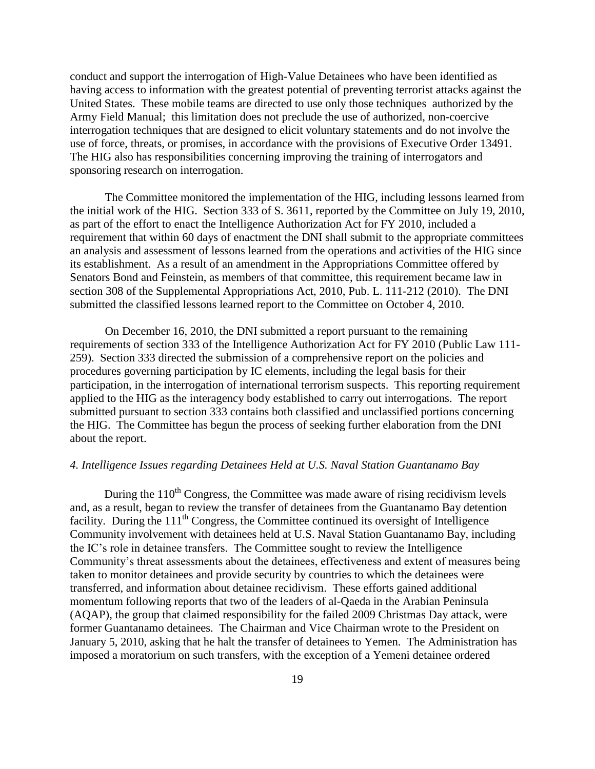conduct and support the interrogation of High-Value Detainees who have been identified as having access to information with the greatest potential of preventing terrorist attacks against the United States. These mobile teams are directed to use only those techniques authorized by the Army Field Manual; this limitation does not preclude the use of authorized, non-coercive interrogation techniques that are designed to elicit voluntary statements and do not involve the use of force, threats, or promises, in accordance with the provisions of Executive Order 13491. The HIG also has responsibilities concerning improving the training of interrogators and sponsoring research on interrogation.

The Committee monitored the implementation of the HIG, including lessons learned from the initial work of the HIG. Section 333 of S. 3611, reported by the Committee on July 19, 2010, as part of the effort to enact the Intelligence Authorization Act for FY 2010, included a requirement that within 60 days of enactment the DNI shall submit to the appropriate committees an analysis and assessment of lessons learned from the operations and activities of the HIG since its establishment. As a result of an amendment in the Appropriations Committee offered by Senators Bond and Feinstein, as members of that committee, this requirement became law in section 308 of the Supplemental Appropriations Act, 2010, Pub. L. 111-212 (2010). The DNI submitted the classified lessons learned report to the Committee on October 4, 2010.

On December 16, 2010, the DNI submitted a report pursuant to the remaining requirements of section 333 of the Intelligence Authorization Act for FY 2010 (Public Law 111-259). Section 333 directed the submission of a comprehensive report on the policies and procedures governing participation by IC elements, including the legal basis for their participation, in the interrogation of international terrorism suspects. This reporting requirement applied to the HIG as the interagency body established to carry out interrogations. The report submitted pursuant to section 333 contains both classified and unclassified portions concerning the HIG. The Committee has begun the process of seeking further elaboration from the DNI about the report.

*4. Intelligence Issues regarding Detainees Held at U.S. Naval Station Guantanamo Bay*

During the 110th Congress, the Committee was made aware of rising recidivism levels and, as a result, began to review the transfer of detainees from the Guantanamo Bay detention facility. During the 111th Congress, the Committee continued its oversight of Intelligence Community involvement with detainees held at U.S. Naval Station Guantanamo Bay, including the IC's role in detainee transfers. The Committee sought to review the Intelligence Community's threat assessments about the detainees, effectiveness and extent of measures being taken to monitor detainees and provide security by countries to which the detainees were transferred, and information about detainee recidivism. These efforts gained additional momentum following reports that two of the leaders of al-Qaeda in the Arabian Peninsula (AQAP), the group that claimed responsibility for the failed 2009 Christmas Day attack, were former Guantanamo detainees. The Chairman and Vice Chairman wrote to the President on January 5, 2010, asking that he halt the transfer of detainees to Yemen. The Administration has imposed a moratorium on such transfers, with the exception of a Yemeni detainee ordered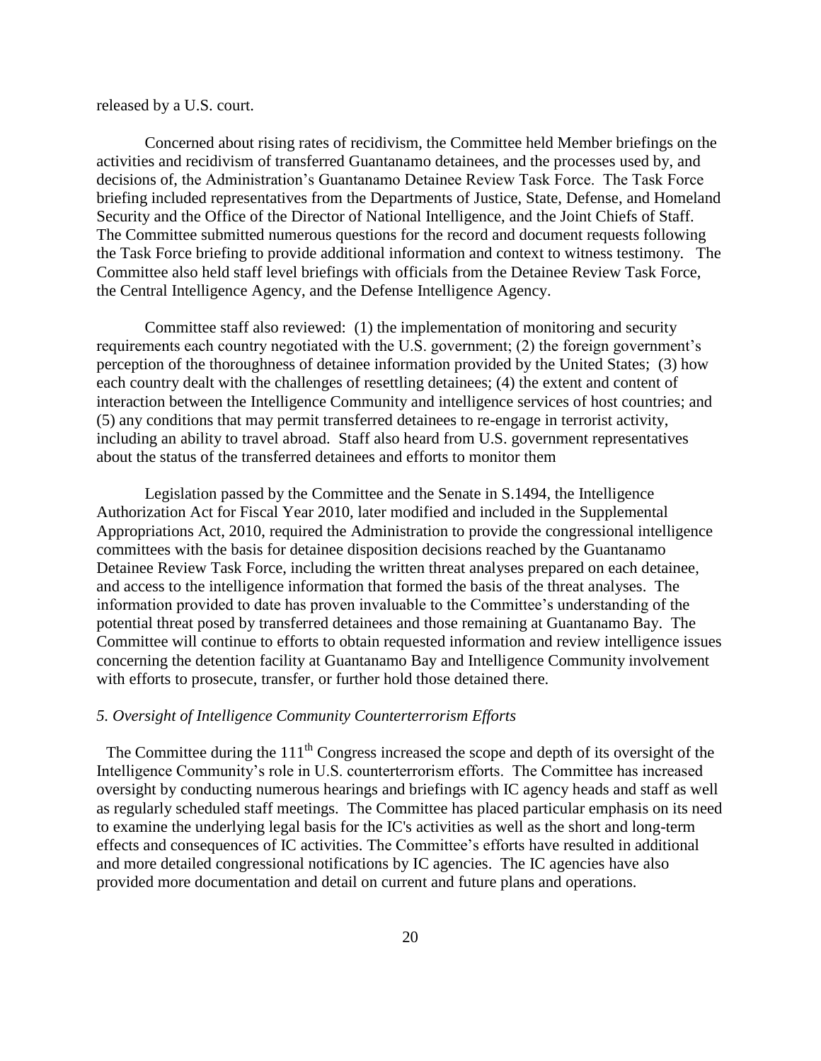released by a U.S. court.

Concerned about rising rates of recidivism, the Committee held Member briefings on the activities and recidivism of transferred Guantanamo detainees, and the processes used by, and decisions of, the Administration's Guantanamo Detainee Review Task Force. The Task Force briefing included representatives from the Departments of Justice, State, Defense, and Homeland Security and the Office of the Director of National Intelligence, and the Joint Chiefs of Staff. The Committee submitted numerous questions for the record and document requests following the Task Force briefing to provide additional information and context to witness testimony. The Committee also held staff level briefings with officials from the Detainee Review Task Force, the Central Intelligence Agency, and the Defense Intelligence Agency.

Committee staff also reviewed: (1) the implementation of monitoring and security requirements each country negotiated with the U.S. government; (2) the foreign government's perception of the thoroughness of detainee information provided by the United States; (3) how each country dealt with the challenges of resettling detainees; (4) the extent and content of interaction between the Intelligence Community and intelligence services of host countries; and (5) any conditions that may permit transferred detainees to re-engage in terrorist activity, including an ability to travel abroad. Staff also heard from U.S. government representatives about the status of the transferred detainees and efforts to monitor them

Legislation passed by the Committee and the Senate in S.1494, the Intelligence Authorization Act for Fiscal Year 2010, later modified and included in the Supplemental Appropriations Act, 2010, required the Administration to provide the congressional intelligence committees with the basis for detainee disposition decisions reached by the Guantanamo Detainee Review Task Force, including the written threat analyses prepared on each detainee, and access to the intelligence information that formed the basis of the threat analyses. The information provided to date has proven invaluable to the Committee's understanding of the potential threat posed by transferred detainees and those remaining at Guantanamo Bay. The Committee will continue to efforts to obtain requested information and review intelligence issues concerning the detention facility at Guantanamo Bay and Intelligence Community involvement with efforts to prosecute, transfer, or further hold those detained there.

*5. Oversight of Intelligence Community Counterterrorism Efforts*

The Committee during the 111th Congress increased the scope and depth of its oversight of the Intelligence Community's role in U.S. counterterrorism efforts. The Committee has increased oversight by conducting numerous hearings and briefings with IC agency heads and staff as well as regularly scheduled staff meetings. The Committee has placed particular emphasis on its need to examine the underlying legal basis for the IC's activities as well as the short and long-term effects and consequences of IC activities. The Committee's efforts have resulted in additional and more detailed congressional notifications by IC agencies. The IC agencies have also provided more documentation and detail on current and future plans and operations.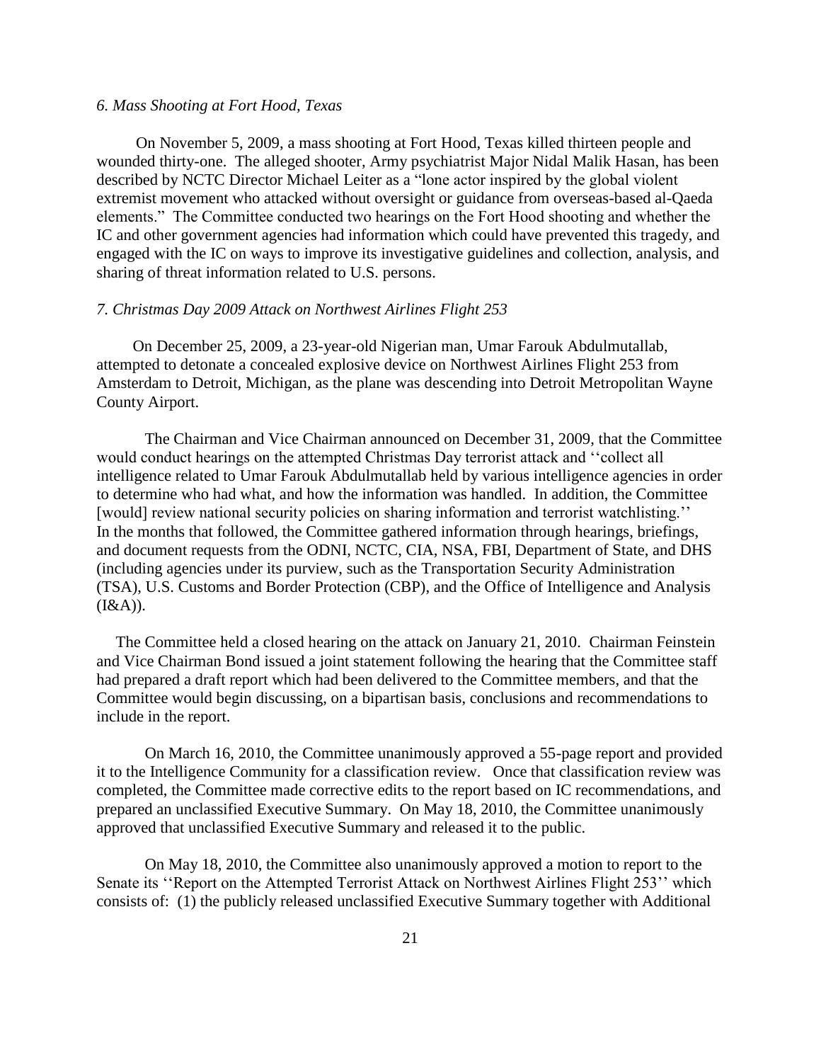*6. Mass Shooting at Fort Hood, Texas*

On November 5, 2009, a mass shooting at Fort Hood, Texas killed thirteen people and wounded thirty-one. The alleged shooter, Army psychiatrist Major Nidal Malik Hasan, has been described by NCTC Director Michael Leiter as a "lone actor inspired by the global violent extremist movement who attacked without oversight or guidance from overseas-based al-Qaeda elements." The Committee conducted two hearings on the Fort Hood shooting and whether the IC and other government agencies had information which could have prevented this tragedy, and engaged with the IC on ways to improve its investigative guidelines and collection, analysis, and sharing of threat information related to U.S. persons.

*7. Christmas Day 2009 Attack on Northwest Airlines Flight 253*

On December 25, 2009, a 23-year-old Nigerian man, Umar Farouk Abdulmutallab, attempted to detonate a concealed explosive device on Northwest Airlines Flight 253 from Amsterdam to Detroit, Michigan, as the plane was descending into Detroit Metropolitan Wayne County Airport.

The Chairman and Vice Chairman announced on December 31, 2009, that the Committee would conduct hearings on the attempted Christmas Day terrorist attack and ''collect all intelligence related to Umar Farouk Abdulmutallab held by various intelligence agencies in order to determine who had what, and how the information was handled. In addition, the Committee [would] review national security policies on sharing information and terrorist watchlisting.'' In the months that followed, the Committee gathered information through hearings, briefings, and document requests from the ODNI, NCTC, CIA, NSA, FBI, Department of State, and DHS (including agencies under its purview, such as the Transportation Security Administration (TSA), U.S. Customs and Border Protection (CBP), and the Office of Intelligence and Analysis (I&A)).

The Committee held a closed hearing on the attack on January 21, 2010. Chairman Feinstein and Vice Chairman Bond issued a joint statement following the hearing that the Committee staff had prepared a draft report which had been delivered to the Committee members, and that the Committee would begin discussing, on a bipartisan basis, conclusions and recommendations to include in the report.

On March 16, 2010, the Committee unanimously approved a 55-page report and provided it to the Intelligence Community for a classification review. Once that classification review was completed, the Committee made corrective edits to the report based on IC recommendations, and prepared an unclassified Executive Summary. On May 18, 2010, the Committee unanimously approved that unclassified Executive Summary and released it to the public.

On May 18, 2010, the Committee also unanimously approved a motion to report to the Senate its ''Report on the Attempted Terrorist Attack on Northwest Airlines Flight 253'' which consists of: (1) the publicly released unclassified Executive Summary together with Additional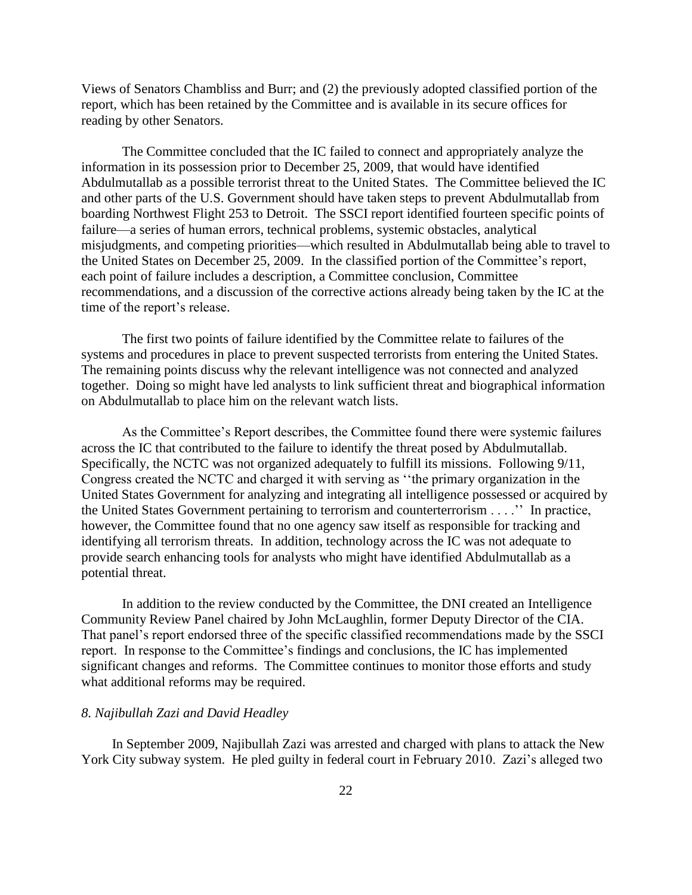Views of Senators Chambliss and Burr; and (2) the previously adopted classified portion of the report, which has been retained by the Committee and is available in its secure offices for reading by other Senators.

The Committee concluded that the IC failed to connect and appropriately analyze the information in its possession prior to December 25, 2009, that would have identified Abdulmutallab as a possible terrorist threat to the United States. The Committee believed the IC and other parts of the U.S. Government should have taken steps to prevent Abdulmutallab from boarding Northwest Flight 253 to Detroit. The SSCI report identified fourteen specific points of failure—a series of human errors, technical problems, systemic obstacles, analytical misjudgments, and competing priorities—which resulted in Abdulmutallab being able to travel to the United States on December 25, 2009. In the classified portion of the Committee's report, each point of failure includes a description, a Committee conclusion, Committee recommendations, and a discussion of the corrective actions already being taken by the IC at the time of the report's release.

The first two points of failure identified by the Committee relate to failures of the systems and procedures in place to prevent suspected terrorists from entering the United States. The remaining points discuss why the relevant intelligence was not connected and analyzed together. Doing so might have led analysts to link sufficient threat and biographical information on Abdulmutallab to place him on the relevant watch lists.

As the Committee's Report describes, the Committee found there were systemic failures across the IC that contributed to the failure to identify the threat posed by Abdulmutallab. Specifically, the NCTC was not organized adequately to fulfill its missions. Following 9/11, Congress created the NCTC and charged it with serving as ''the primary organization in the United States Government for analyzing and integrating all intelligence possessed or acquired by the United States Government pertaining to terrorism and counterterrorism . . . .'' In practice, however, the Committee found that no one agency saw itself as responsible for tracking and identifying all terrorism threats. In addition, technology across the IC was not adequate to provide search enhancing tools for analysts who might have identified Abdulmutallab as a potential threat.

In addition to the review conducted by the Committee, the DNI created an Intelligence Community Review Panel chaired by John McLaughlin, former Deputy Director of the CIA. That panel's report endorsed three of the specific classified recommendations made by the SSCI report. In response to the Committee's findings and conclusions, the IC has implemented significant changes and reforms. The Committee continues to monitor those efforts and study what additional reforms may be required.

*8. Najibullah Zazi and David Headley*

In September 2009, Najibullah Zazi was arrested and charged with plans to attack the New York City subway system. He pled guilty in federal court in February 2010. Zazi's alleged two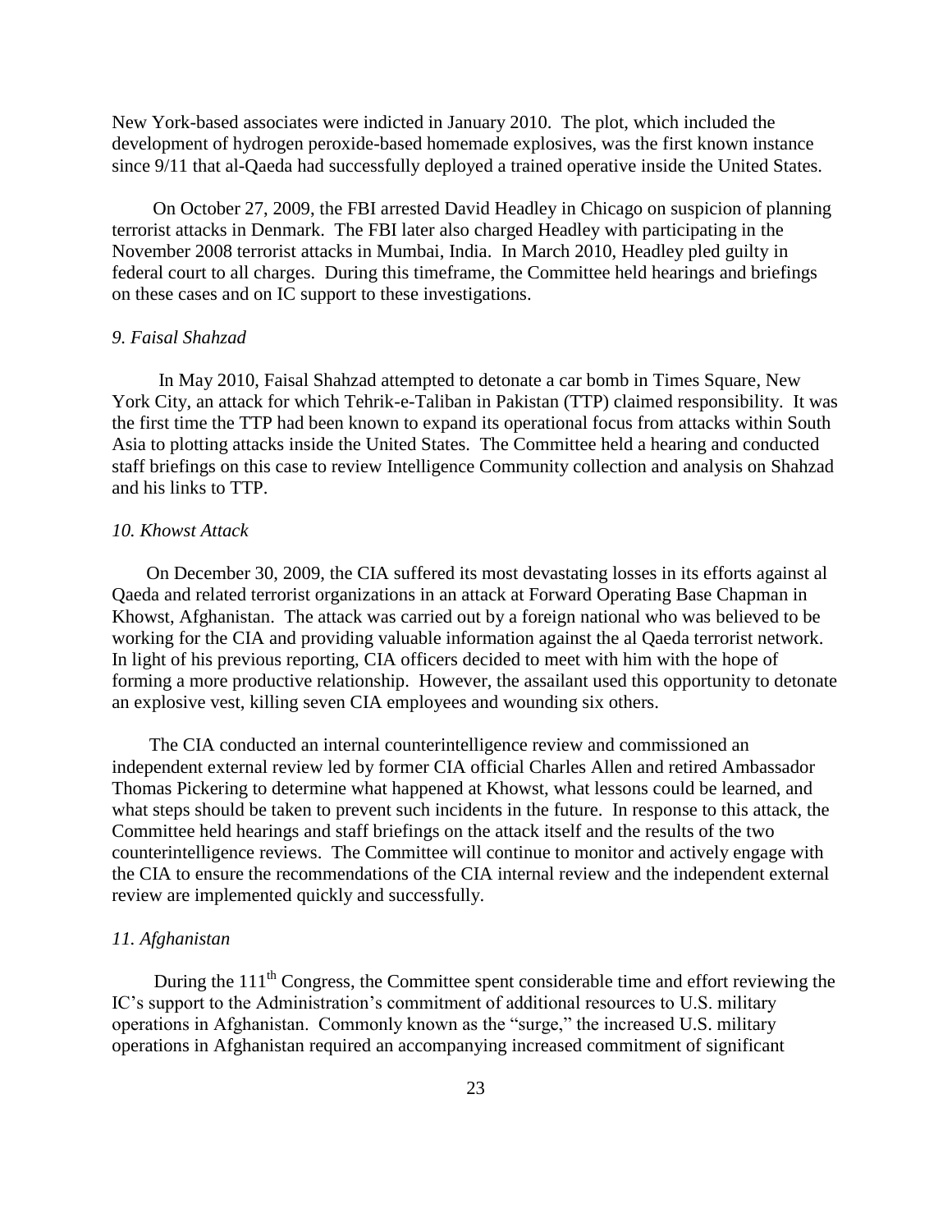New York-based associates were indicted in January 2010. The plot, which included the development of hydrogen peroxide-based homemade explosives, was the first known instance since 9/11 that al-Qaeda had successfully deployed a trained operative inside the United States.

On October 27, 2009, the FBI arrested David Headley in Chicago on suspicion of planning terrorist attacks in Denmark. The FBI later also charged Headley with participating in the November 2008 terrorist attacks in Mumbai, India. In March 2010, Headley pled guilty in federal court to all charges. During this timeframe, the Committee held hearings and briefings on these cases and on IC support to these investigations.

*9. Faisal Shahzad*

In May 2010, Faisal Shahzad attempted to detonate a car bomb in Times Square, New York City, an attack for which Tehrik-e-Taliban in Pakistan (TTP) claimed responsibility. It was the first time the TTP had been known to expand its operational focus from attacks within South Asia to plotting attacks inside the United States. The Committee held a hearing and conducted staff briefings on this case to review Intelligence Community collection and analysis on Shahzad and his links to TTP.

*10. Khowst Attack*

On December 30, 2009, the CIA suffered its most devastating losses in its efforts against al Qaeda and related terrorist organizations in an attack at Forward Operating Base Chapman in Khowst, Afghanistan. The attack was carried out by a foreign national who was believed to be working for the CIA and providing valuable information against the al Qaeda terrorist network. In light of his previous reporting, CIA officers decided to meet with him with the hope of forming a more productive relationship. However, the assailant used this opportunity to detonate an explosive vest, killing seven CIA employees and wounding six others.

The CIA conducted an internal counterintelligence review and commissioned an independent external review led by former CIA official Charles Allen and retired Ambassador Thomas Pickering to determine what happened at Khowst, what lessons could be learned, and what steps should be taken to prevent such incidents in the future. In response to this attack, the Committee held hearings and staff briefings on the attack itself and the results of the two counterintelligence reviews. The Committee will continue to monitor and actively engage with the CIA to ensure the recommendations of the CIA internal review and the independent external review are implemented quickly and successfully.

*11. Afghanistan*

During the 111th Congress, the Committee spent considerable time and effort reviewing the IC's support to the Administration's commitment of additional resources to U.S. military operations in Afghanistan. Commonly known as the "surge," the increased U.S. military operations in Afghanistan required an accompanying increased commitment of significant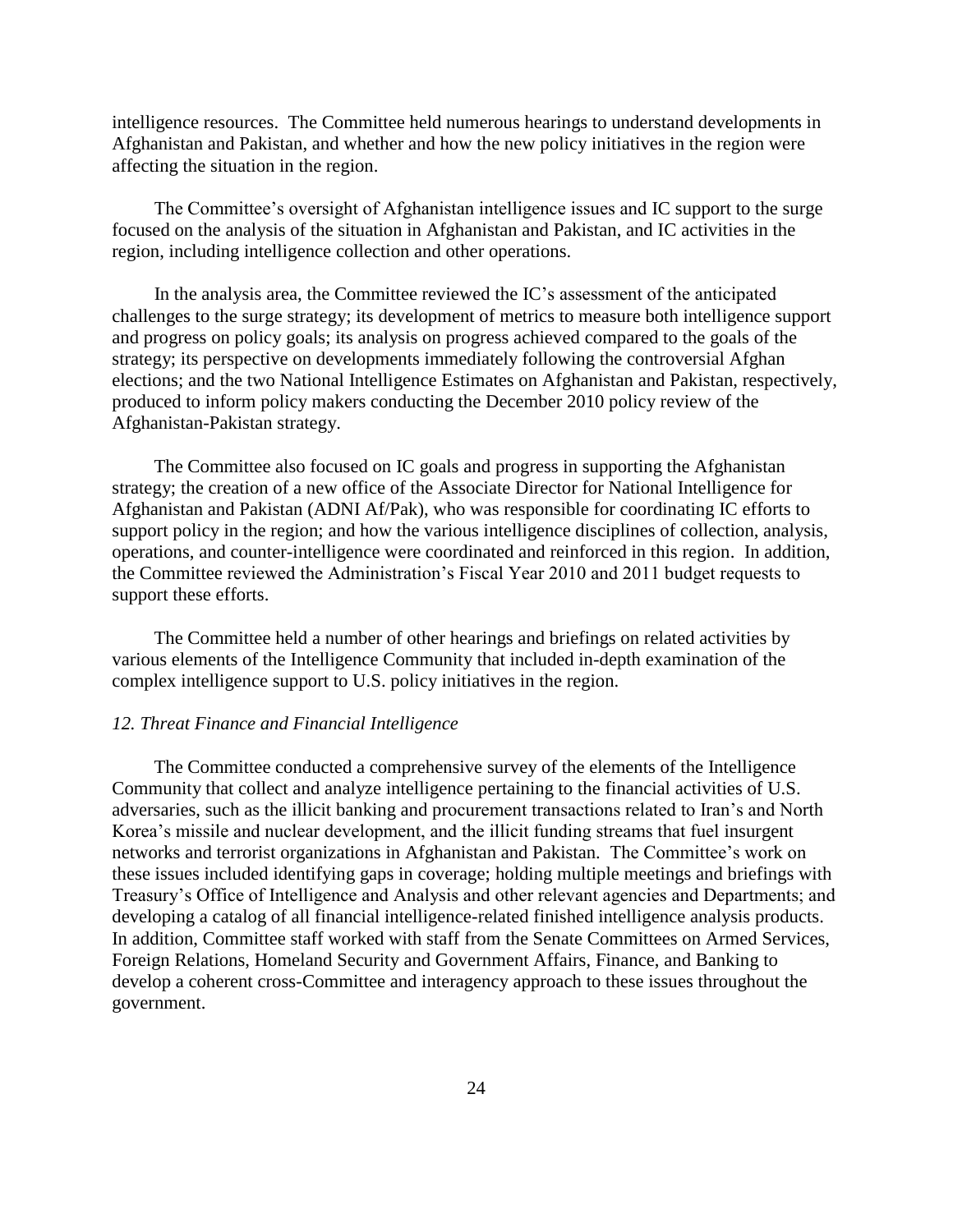intelligence resources. The Committee held numerous hearings to understand developments in Afghanistan and Pakistan, and whether and how the new policy initiatives in the region were affecting the situation in the region.

The Committee's oversight of Afghanistan intelligence issues and IC support to the surge focused on the analysis of the situation in Afghanistan and Pakistan, and IC activities in the region, including intelligence collection and other operations.

In the analysis area, the Committee reviewed the IC's assessment of the anticipated challenges to the surge strategy; its development of metrics to measure both intelligence support and progress on policy goals; its analysis on progress achieved compared to the goals of the strategy; its perspective on developments immediately following the controversial Afghan elections; and the two National Intelligence Estimates on Afghanistan and Pakistan, respectively, produced to inform policy makers conducting the December 2010 policy review of the Afghanistan-Pakistan strategy.

The Committee also focused on IC goals and progress in supporting the Afghanistan strategy; the creation of a new office of the Associate Director for National Intelligence for Afghanistan and Pakistan (ADNI Af/Pak), who was responsible for coordinating IC efforts to support policy in the region; and how the various intelligence disciplines of collection, analysis, operations, and counter-intelligence were coordinated and reinforced in this region. In addition, the Committee reviewed the Administration's Fiscal Year 2010 and 2011 budget requests to support these efforts.

The Committee held a number of other hearings and briefings on related activities by various elements of the Intelligence Community that included in-depth examination of the complex intelligence support to U.S. policy initiatives in the region.

*12. Threat Finance and Financial Intelligence*

The Committee conducted a comprehensive survey of the elements of the Intelligence Community that collect and analyze intelligence pertaining to the financial activities of U.S. adversaries, such as the illicit banking and procurement transactions related to Iran's and North Korea's missile and nuclear development, and the illicit funding streams that fuel insurgent networks and terrorist organizations in Afghanistan and Pakistan. The Committee's work on these issues included identifying gaps in coverage; holding multiple meetings and briefings with Treasury's Office of Intelligence and Analysis and other relevant agencies and Departments; and developing a catalog of all financial intelligence-related finished intelligence analysis products. In addition, Committee staff worked with staff from the Senate Committees on Armed Services, Foreign Relations, Homeland Security and Government Affairs, Finance, and Banking to develop a coherent cross-Committee and interagency approach to these issues throughout the government.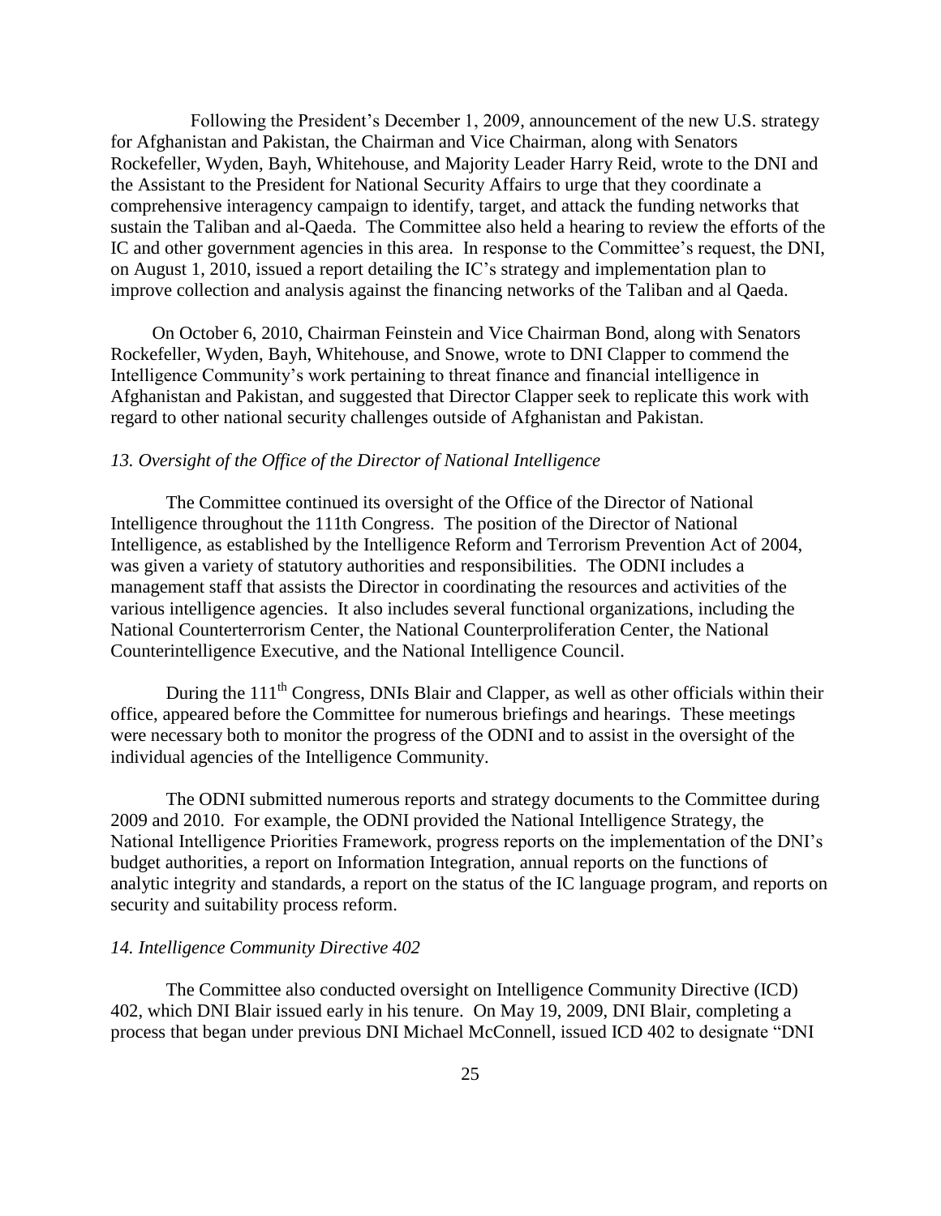Following the President's December 1, 2009, announcement of the new U.S. strategy for Afghanistan and Pakistan, the Chairman and Vice Chairman, along with Senators Rockefeller, Wyden, Bayh, Whitehouse, and Majority Leader Harry Reid, wrote to the DNI and the Assistant to the President for National Security Affairs to urge that they coordinate a comprehensive interagency campaign to identify, target, and attack the funding networks that sustain the Taliban and al-Qaeda. The Committee also held a hearing to review the efforts of the IC and other government agencies in this area. In response to the Committee's request, the DNI, on August 1, 2010, issued a report detailing the IC's strategy and implementation plan to improve collection and analysis against the financing networks of the Taliban and al Qaeda.

On October 6, 2010, Chairman Feinstein and Vice Chairman Bond, along with Senators Rockefeller, Wyden, Bayh, Whitehouse, and Snowe, wrote to DNI Clapper to commend the Intelligence Community's work pertaining to threat finance and financial intelligence in Afghanistan and Pakistan, and suggested that Director Clapper seek to replicate this work with regard to other national security challenges outside of Afghanistan and Pakistan.

*13. Oversight of the Office of the Director of National Intelligence*

The Committee continued its oversight of the Office of the Director of National Intelligence throughout the 111th Congress. The position of the Director of National Intelligence, as established by the Intelligence Reform and Terrorism Prevention Act of 2004, was given a variety of statutory authorities and responsibilities. The ODNI includes a management staff that assists the Director in coordinating the resources and activities of the various intelligence agencies. It also includes several functional organizations, including the National Counterterrorism Center, the National Counterproliferation Center, the National Counterintelligence Executive, and the National Intelligence Council.

During the 111th Congress, DNIs Blair and Clapper, as well as other officials within their office, appeared before the Committee for numerous briefings and hearings. These meetings were necessary both to monitor the progress of the ODNI and to assist in the oversight of the individual agencies of the Intelligence Community.

The ODNI submitted numerous reports and strategy documents to the Committee during 2009 and 2010. For example, the ODNI provided the National Intelligence Strategy, the National Intelligence Priorities Framework, progress reports on the implementation of the DNI's budget authorities, a report on Information Integration, annual reports on the functions of analytic integrity and standards, a report on the status of the IC language program, and reports on security and suitability process reform.

*14. Intelligence Community Directive 402*

The Committee also conducted oversight on Intelligence Community Directive (ICD) 402, which DNI Blair issued early in his tenure. On May 19, 2009, DNI Blair, completing a process that began under previous DNI Michael McConnell, issued ICD 402 to designate "DNI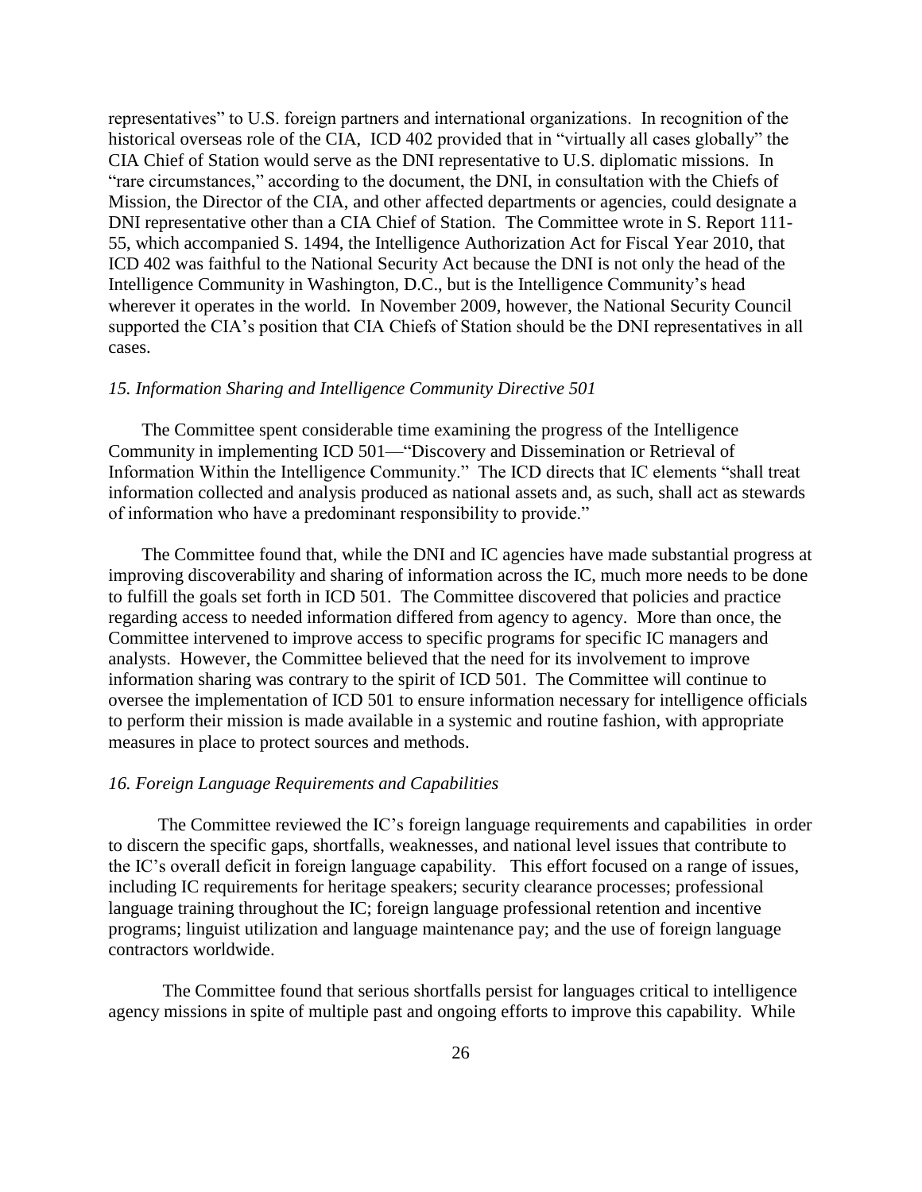representatives" to U.S. foreign partners and international organizations. In recognition of the historical overseas role of the CIA, ICD 402 provided that in "virtually all cases globally" the CIA Chief of Station would serve as the DNI representative to U.S. diplomatic missions. In "rare circumstances," according to the document, the DNI, in consultation with the Chiefs of Mission, the Director of the CIA, and other affected departments or agencies, could designate a DNI representative other than a CIA Chief of Station. The Committee wrote in S. Report 111-55, which accompanied S. 1494, the Intelligence Authorization Act for Fiscal Year 2010, that ICD 402 was faithful to the National Security Act because the DNI is not only the head of the Intelligence Community in Washington, D.C., but is the Intelligence Community's head wherever it operates in the world. In November 2009, however, the National Security Council supported the CIA's position that CIA Chiefs of Station should be the DNI representatives in all cases.

*15. Information Sharing and Intelligence Community Directive 501*

The Committee spent considerable time examining the progress of the Intelligence Community in implementing ICD 501—"Discovery and Dissemination or Retrieval of Information Within the Intelligence Community." The ICD directs that IC elements "shall treat information collected and analysis produced as national assets and, as such, shall act as stewards of information who have a predominant responsibility to provide."

The Committee found that, while the DNI and IC agencies have made substantial progress at improving discoverability and sharing of information across the IC, much more needs to be done to fulfill the goals set forth in ICD 501. The Committee discovered that policies and practice regarding access to needed information differed from agency to agency. More than once, the Committee intervened to improve access to specific programs for specific IC managers and analysts. However, the Committee believed that the need for its involvement to improve information sharing was contrary to the spirit of ICD 501. The Committee will continue to oversee the implementation of ICD 501 to ensure information necessary for intelligence officials to perform their mission is made available in a systemic and routine fashion, with appropriate measures in place to protect sources and methods.

*16. Foreign Language Requirements and Capabilities*

The Committee reviewed the IC's foreign language requirements and capabilities in order to discern the specific gaps, shortfalls, weaknesses, and national level issues that contribute to the IC's overall deficit in foreign language capability. This effort focused on a range of issues, including IC requirements for heritage speakers; security clearance processes; professional language training throughout the IC; foreign language professional retention and incentive programs; linguist utilization and language maintenance pay; and the use of foreign language contractors worldwide.

The Committee found that serious shortfalls persist for languages critical to intelligence agency missions in spite of multiple past and ongoing efforts to improve this capability. While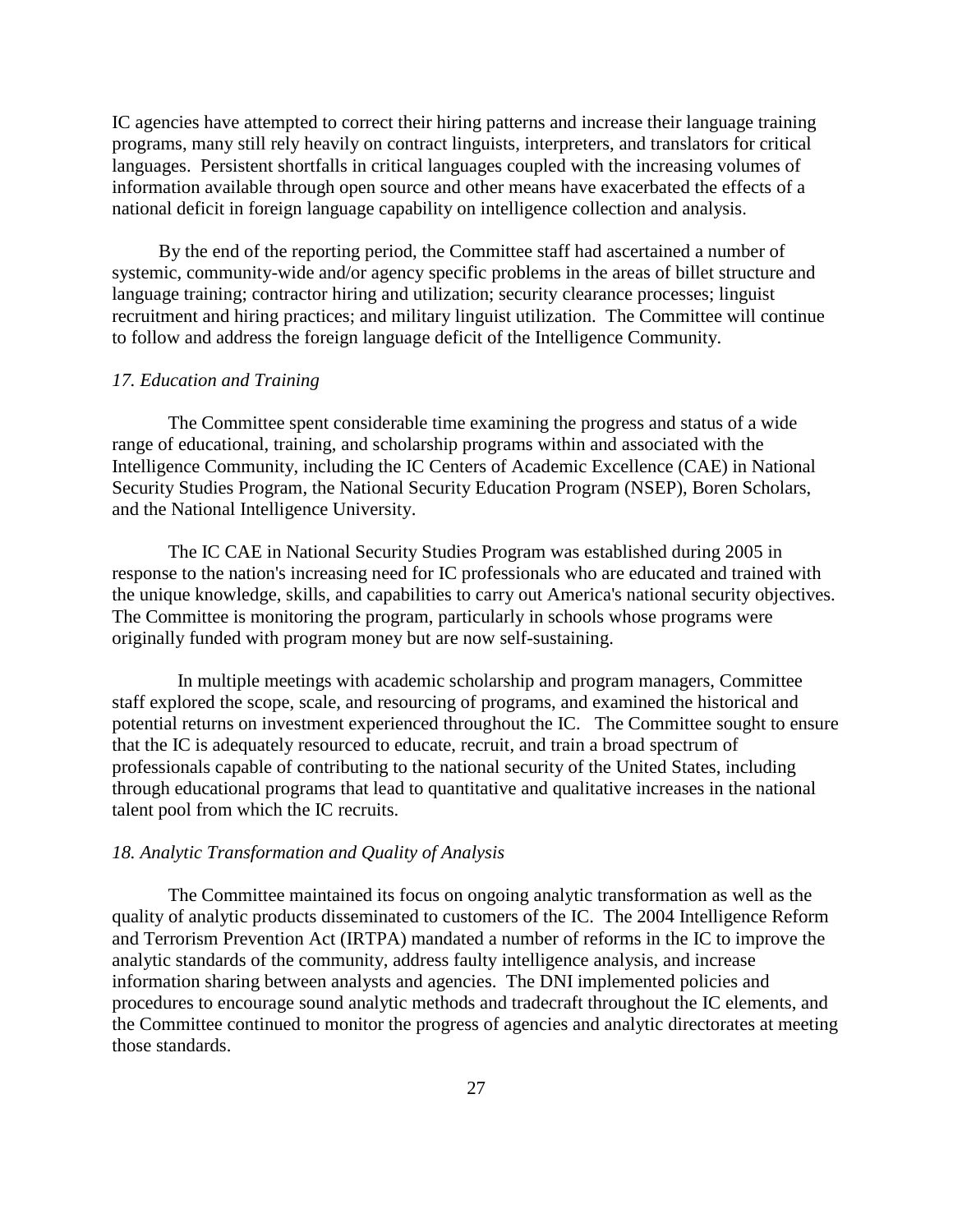IC agencies have attempted to correct their hiring patterns and increase their language training programs, many still rely heavily on contract linguists, interpreters, and translators for critical languages. Persistent shortfalls in critical languages coupled with the increasing volumes of information available through open source and other means have exacerbated the effects of a national deficit in foreign language capability on intelligence collection and analysis.

By the end of the reporting period, the Committee staff had ascertained a number of systemic, community-wide and/or agency specific problems in the areas of billet structure and language training; contractor hiring and utilization; security clearance processes; linguist recruitment and hiring practices; and military linguist utilization. The Committee will continue to follow and address the foreign language deficit of the Intelligence Community.

*17. Education and Training*

The Committee spent considerable time examining the progress and status of a wide range of educational, training, and scholarship programs within and associated with the Intelligence Community, including the IC Centers of Academic Excellence (CAE) in National Security Studies Program, the National Security Education Program (NSEP), Boren Scholars, and the National Intelligence University.

The IC CAE in National Security Studies Program was established during 2005 in response to the nation's increasing need for IC professionals who are educated and trained with the unique knowledge, skills, and capabilities to carry out America's national security objectives. The Committee is monitoring the program, particularly in schools whose programs were originally funded with program money but are now self-sustaining.

In multiple meetings with academic scholarship and program managers, Committee staff explored the scope, scale, and resourcing of programs, and examined the historical and potential returns on investment experienced throughout the IC. The Committee sought to ensure that the IC is adequately resourced to educate, recruit, and train a broad spectrum of professionals capable of contributing to the national security of the United States, including through educational programs that lead to quantitative and qualitative increases in the national talent pool from which the IC recruits.

*18. Analytic Transformation and Quality of Analysis*

The Committee maintained its focus on ongoing analytic transformation as well as the quality of analytic products disseminated to customers of the IC. The 2004 Intelligence Reform and Terrorism Prevention Act (IRTPA) mandated a number of reforms in the IC to improve the analytic standards of the community, address faulty intelligence analysis, and increase information sharing between analysts and agencies. The DNI implemented policies and procedures to encourage sound analytic methods and tradecraft throughout the IC elements, and the Committee continued to monitor the progress of agencies and analytic directorates at meeting those standards.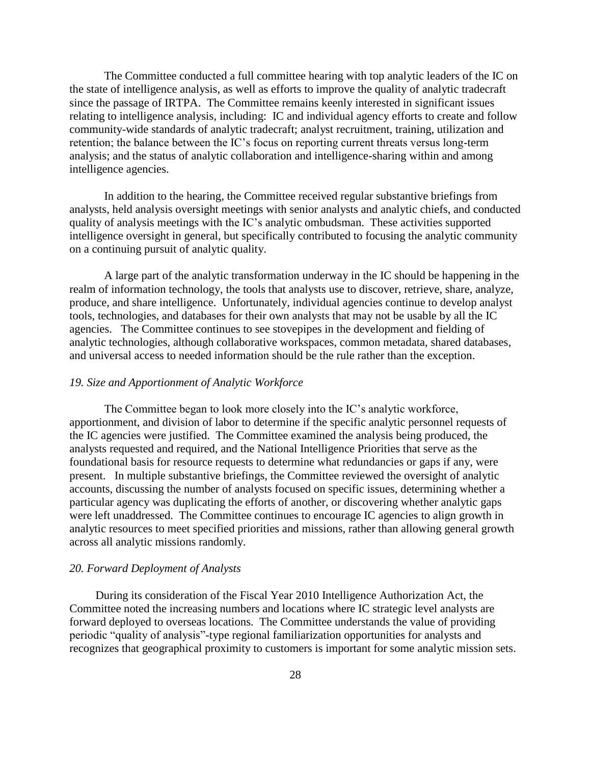The Committee conducted a full committee hearing with top analytic leaders of the IC on the state of intelligence analysis, as well as efforts to improve the quality of analytic tradecraft since the passage of IRTPA. The Committee remains keenly interested in significant issues relating to intelligence analysis, including: IC and individual agency efforts to create and follow community-wide standards of analytic tradecraft; analyst recruitment, training, utilization and retention; the balance between the IC's focus on reporting current threats versus long-term analysis; and the status of analytic collaboration and intelligence-sharing within and among intelligence agencies.

In addition to the hearing, the Committee received regular substantive briefings from analysts, held analysis oversight meetings with senior analysts and analytic chiefs, and conducted quality of analysis meetings with the IC's analytic ombudsman. These activities supported intelligence oversight in general, but specifically contributed to focusing the analytic community on a continuing pursuit of analytic quality.

A large part of the analytic transformation underway in the IC should be happening in the realm of information technology, the tools that analysts use to discover, retrieve, share, analyze, produce, and share intelligence. Unfortunately, individual agencies continue to develop analyst tools, technologies, and databases for their own analysts that may not be usable by all the IC agencies. The Committee continues to see stovepipes in the development and fielding of analytic technologies, although collaborative workspaces, common metadata, shared databases, and universal access to needed information should be the rule rather than the exception.

*19. Size and Apportionment of Analytic Workforce*

The Committee began to look more closely into the IC's analytic workforce, apportionment, and division of labor to determine if the specific analytic personnel requests of the IC agencies were justified. The Committee examined the analysis being produced, the analysts requested and required, and the National Intelligence Priorities that serve as the foundational basis for resource requests to determine what redundancies or gaps if any, were present. In multiple substantive briefings, the Committee reviewed the oversight of analytic accounts, discussing the number of analysts focused on specific issues, determining whether a particular agency was duplicating the efforts of another, or discovering whether analytic gaps were left unaddressed. The Committee continues to encourage IC agencies to align growth in analytic resources to meet specified priorities and missions, rather than allowing general growth across all analytic missions randomly.

*20. Forward Deployment of Analysts*

During its consideration of the Fiscal Year 2010 Intelligence Authorization Act, the Committee noted the increasing numbers and locations where IC strategic level analysts are forward deployed to overseas locations. The Committee understands the value of providing periodic "quality of analysis"-type regional familiarization opportunities for analysts and recognizes that geographical proximity to customers is important for some analytic mission sets.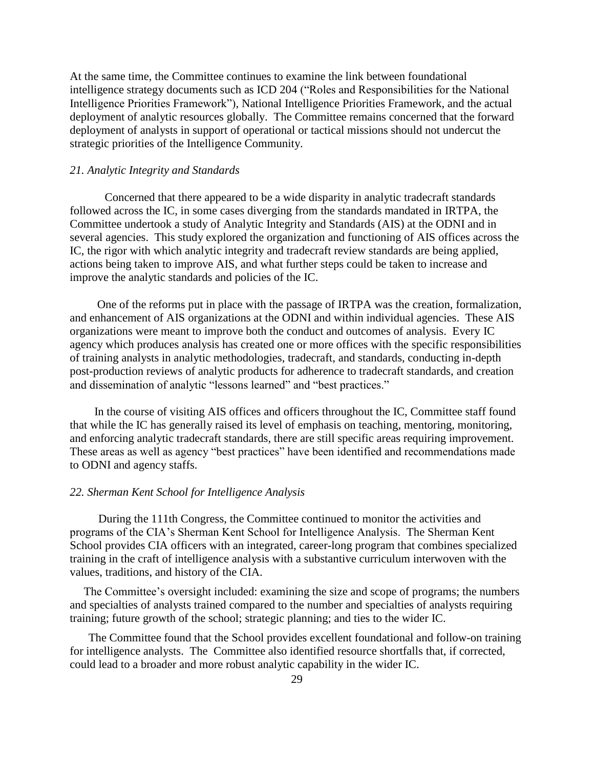At the same time, the Committee continues to examine the link between foundational intelligence strategy documents such as ICD 204 ("Roles and Responsibilities for the National Intelligence Priorities Framework"), National Intelligence Priorities Framework, and the actual deployment of analytic resources globally. The Committee remains concerned that the forward deployment of analysts in support of operational or tactical missions should not undercut the strategic priorities of the Intelligence Community.

### *21. Analytic Integrity and Standards*

Concerned that there appeared to be a wide disparity in analytic tradecraft standards followed across the IC, in some cases diverging from the standards mandated in IRTPA, the Committee undertook a study of Analytic Integrity and Standards (AIS) at the ODNI and in several agencies. This study explored the organization and functioning of AIS offices across the IC, the rigor with which analytic integrity and tradecraft review standards are being applied, actions being taken to improve AIS, and what further steps could be taken to increase and improve the analytic standards and policies of the IC.

One of the reforms put in place with the passage of IRTPA was the creation, formalization, and enhancement of AIS organizations at the ODNI and within individual agencies. These AIS organizations were meant to improve both the conduct and outcomes of analysis. Every IC agency which produces analysis has created one or more offices with the specific responsibilities of training analysts in analytic methodologies, tradecraft, and standards, conducting in-depth post-production reviews of analytic products for adherence to tradecraft standards, and creation and dissemination of analytic "lessons learned" and "best practices."

In the course of visiting AIS offices and officers throughout the IC, Committee staff found that while the IC has generally raised its level of emphasis on teaching, mentoring, monitoring, and enforcing analytic tradecraft standards, there are still specific areas requiring improvement. These areas as well as agency "best practices" have been identified and recommendations made to ODNI and agency staffs.

### *22. Sherman Kent School for Intelligence Analysis*

During the 111th Congress, the Committee continued to monitor the activities and programs of the CIA's Sherman Kent School for Intelligence Analysis. The Sherman Kent School provides CIA officers with an integrated, career-long program that combines specialized training in the craft of intelligence analysis with a substantive curriculum interwoven with the values, traditions, and history of the CIA.

The Committee's oversight included: examining the size and scope of programs; the numbers and specialties of analysts trained compared to the number and specialties of analysts requiring training; future growth of the school; strategic planning; and ties to the wider IC.

The Committee found that the School provides excellent foundational and follow-on training for intelligence analysts. The Committee also identified resource shortfalls that, if corrected, could lead to a broader and more robust analytic capability in the wider IC.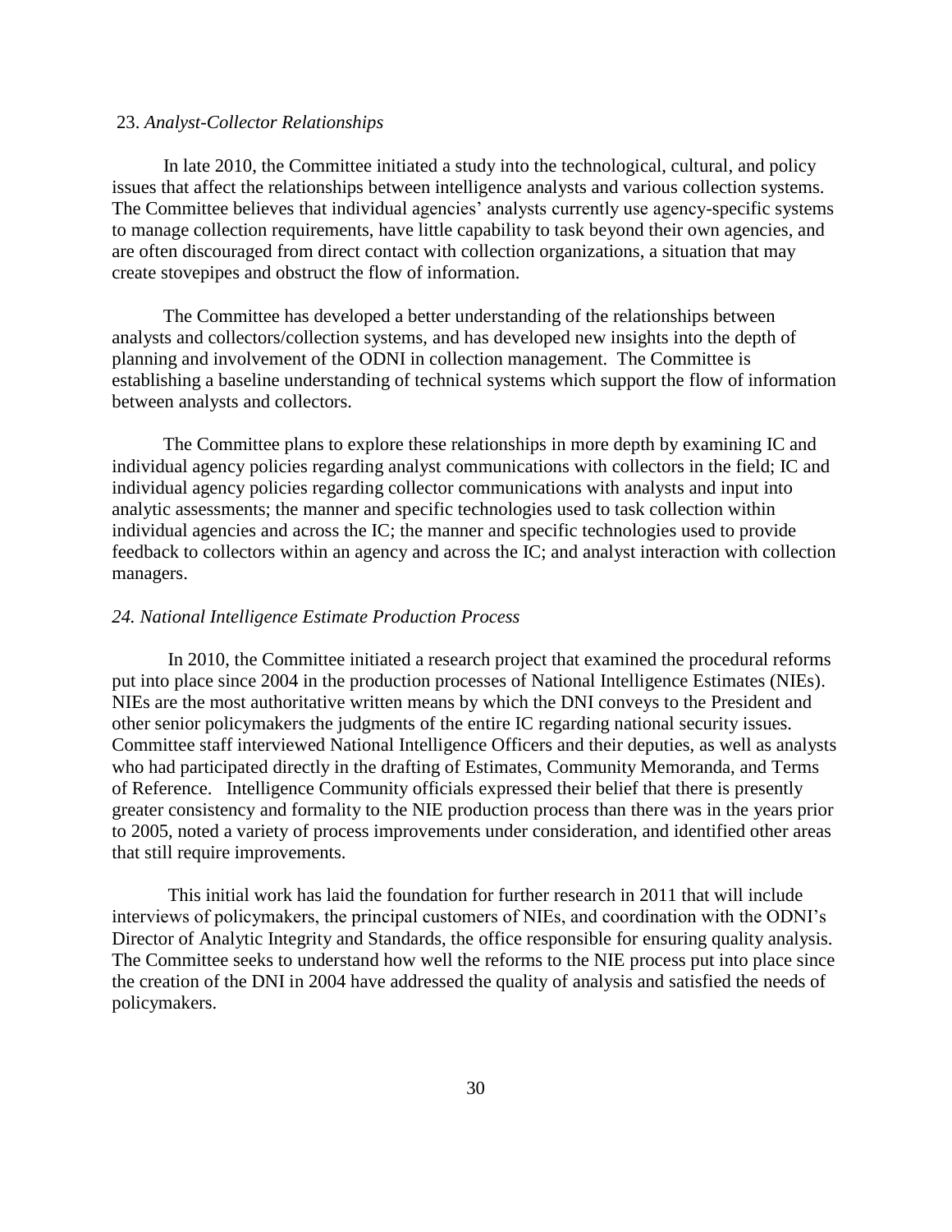23. *Analyst-Collector Relationships*

In late 2010, the Committee initiated a study into the technological, cultural, and policy issues that affect the relationships between intelligence analysts and various collection systems. The Committee believes that individual agencies' analysts currently use agency-specific systems to manage collection requirements, have little capability to task beyond their own agencies, and are often discouraged from direct contact with collection organizations, a situation that may create stovepipes and obstruct the flow of information.

The Committee has developed a better understanding of the relationships between analysts and collectors/collection systems, and has developed new insights into the depth of planning and involvement of the ODNI in collection management. The Committee is establishing a baseline understanding of technical systems which support the flow of information between analysts and collectors.

The Committee plans to explore these relationships in more depth by examining IC and individual agency policies regarding analyst communications with collectors in the field; IC and individual agency policies regarding collector communications with analysts and input into analytic assessments; the manner and specific technologies used to task collection within individual agencies and across the IC; the manner and specific technologies used to provide feedback to collectors within an agency and across the IC; and analyst interaction with collection managers.

*24. National Intelligence Estimate Production Process*

In 2010, the Committee initiated a research project that examined the procedural reforms put into place since 2004 in the production processes of National Intelligence Estimates (NIEs). NIEs are the most authoritative written means by which the DNI conveys to the President and other senior policymakers the judgments of the entire IC regarding national security issues. Committee staff interviewed National Intelligence Officers and their deputies, as well as analysts who had participated directly in the drafting of Estimates, Community Memoranda, and Terms of Reference. Intelligence Community officials expressed their belief that there is presently greater consistency and formality to the NIE production process than there was in the years prior to 2005, noted a variety of process improvements under consideration, and identified other areas that still require improvements.

This initial work has laid the foundation for further research in 2011 that will include interviews of policymakers, the principal customers of NIEs, and coordination with the ODNI's Director of Analytic Integrity and Standards, the office responsible for ensuring quality analysis. The Committee seeks to understand how well the reforms to the NIE process put into place since the creation of the DNI in 2004 have addressed the quality of analysis and satisfied the needs of policymakers.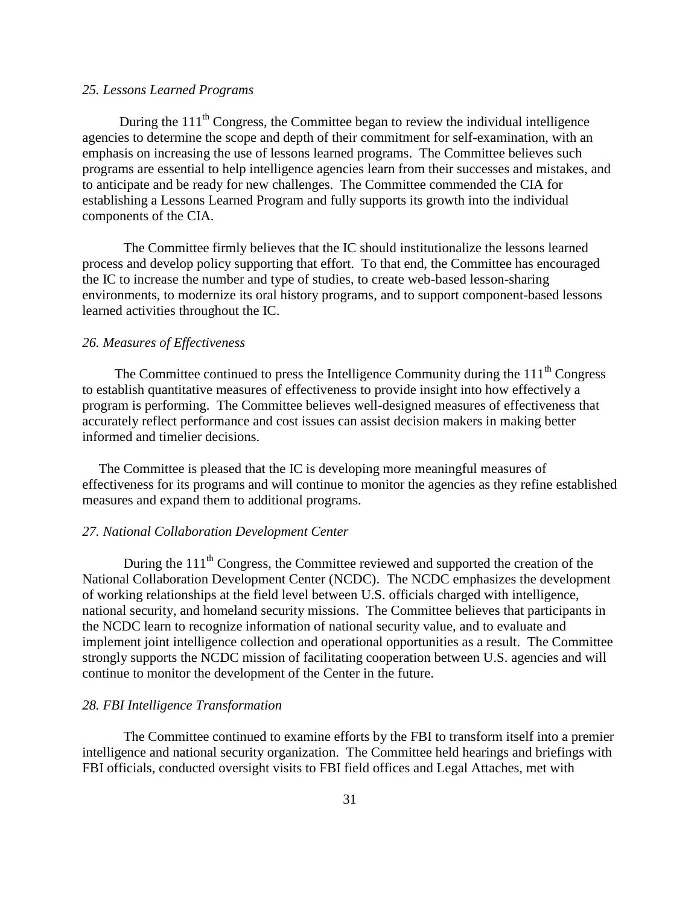*25. Lessons Learned Programs*

During the 111th Congress, the Committee began to review the individual intelligence agencies to determine the scope and depth of their commitment for self-examination, with an emphasis on increasing the use of lessons learned programs. The Committee believes such programs are essential to help intelligence agencies learn from their successes and mistakes, and to anticipate and be ready for new challenges. The Committee commended the CIA for establishing a Lessons Learned Program and fully supports its growth into the individual components of the CIA.

The Committee firmly believes that the IC should institutionalize the lessons learned process and develop policy supporting that effort. To that end, the Committee has encouraged the IC to increase the number and type of studies, to create web-based lesson-sharing environments, to modernize its oral history programs, and to support component-based lessons learned activities throughout the IC.

*26. Measures of Effectiveness*

The Committee continued to press the Intelligence Community during the 111th Congress to establish quantitative measures of effectiveness to provide insight into how effectively a program is performing. The Committee believes well-designed measures of effectiveness that accurately reflect performance and cost issues can assist decision makers in making better informed and timelier decisions.

The Committee is pleased that the IC is developing more meaningful measures of effectiveness for its programs and will continue to monitor the agencies as they refine established measures and expand them to additional programs.

*27. National Collaboration Development Center*

During the 111th Congress, the Committee reviewed and supported the creation of the National Collaboration Development Center (NCDC). The NCDC emphasizes the development of working relationships at the field level between U.S. officials charged with intelligence, national security, and homeland security missions. The Committee believes that participants in the NCDC learn to recognize information of national security value, and to evaluate and implement joint intelligence collection and operational opportunities as a result. The Committee strongly supports the NCDC mission of facilitating cooperation between U.S. agencies and will continue to monitor the development of the Center in the future.

*28. FBI Intelligence Transformation*

The Committee continued to examine efforts by the FBI to transform itself into a premier intelligence and national security organization. The Committee held hearings and briefings with FBI officials, conducted oversight visits to FBI field offices and Legal Attaches, met with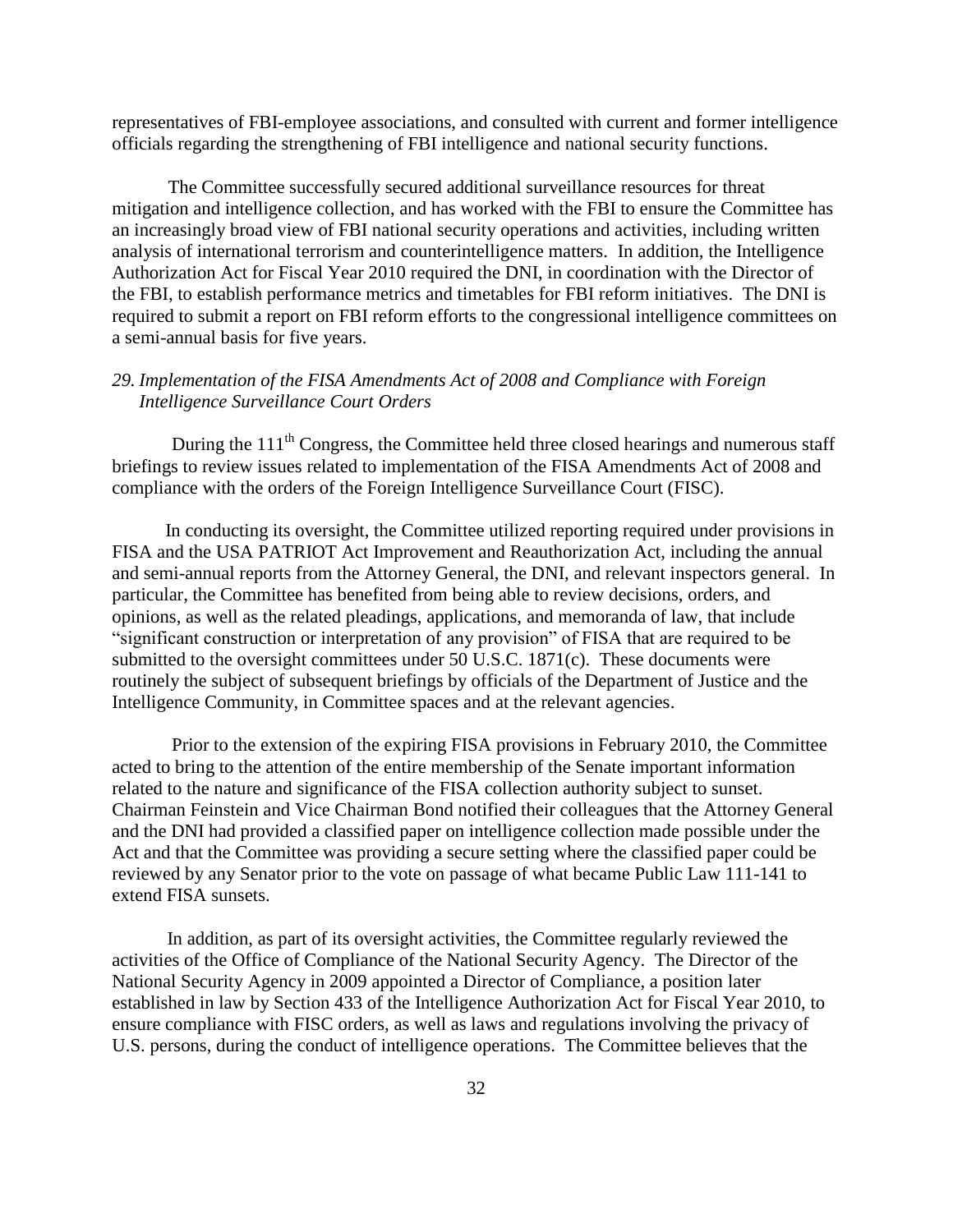representatives of FBI-employee associations, and consulted with current and former intelligence officials regarding the strengthening of FBI intelligence and national security functions.

The Committee successfully secured additional surveillance resources for threat mitigation and intelligence collection, and has worked with the FBI to ensure the Committee has an increasingly broad view of FBI national security operations and activities, including written analysis of international terrorism and counterintelligence matters. In addition, the Intelligence Authorization Act for Fiscal Year 2010 required the DNI, in coordination with the Director of the FBI, to establish performance metrics and timetables for FBI reform initiatives. The DNI is required to submit a report on FBI reform efforts to the congressional intelligence committees on a semi-annual basis for five years.

### *29. Implementation of the FISA Amendments Act of 2008 and Compliance with Foreign Intelligence Surveillance Court Orders*

During the 111th Congress, the Committee held three closed hearings and numerous staff briefings to review issues related to implementation of the FISA Amendments Act of 2008 and compliance with the orders of the Foreign Intelligence Surveillance Court (FISC).

In conducting its oversight, the Committee utilized reporting required under provisions in FISA and the USA PATRIOT Act Improvement and Reauthorization Act, including the annual and semi-annual reports from the Attorney General, the DNI, and relevant inspectors general. In particular, the Committee has benefited from being able to review decisions, orders, and opinions, as well as the related pleadings, applications, and memoranda of law, that include "significant construction or interpretation of any provision" of FISA that are required to be submitted to the oversight committees under 50 U.S.C. 1871(c). These documents were routinely the subject of subsequent briefings by officials of the Department of Justice and the Intelligence Community, in Committee spaces and at the relevant agencies.

Prior to the extension of the expiring FISA provisions in February 2010, the Committee acted to bring to the attention of the entire membership of the Senate important information related to the nature and significance of the FISA collection authority subject to sunset. Chairman Feinstein and Vice Chairman Bond notified their colleagues that the Attorney General and the DNI had provided a classified paper on intelligence collection made possible under the Act and that the Committee was providing a secure setting where the classified paper could be reviewed by any Senator prior to the vote on passage of what became Public Law 111-141 to extend FISA sunsets.

In addition, as part of its oversight activities, the Committee regularly reviewed the activities of the Office of Compliance of the National Security Agency. The Director of the National Security Agency in 2009 appointed a Director of Compliance, a position later established in law by Section 433 of the Intelligence Authorization Act for Fiscal Year 2010, to ensure compliance with FISC orders, as well as laws and regulations involving the privacy of U.S. persons, during the conduct of intelligence operations. The Committee believes that the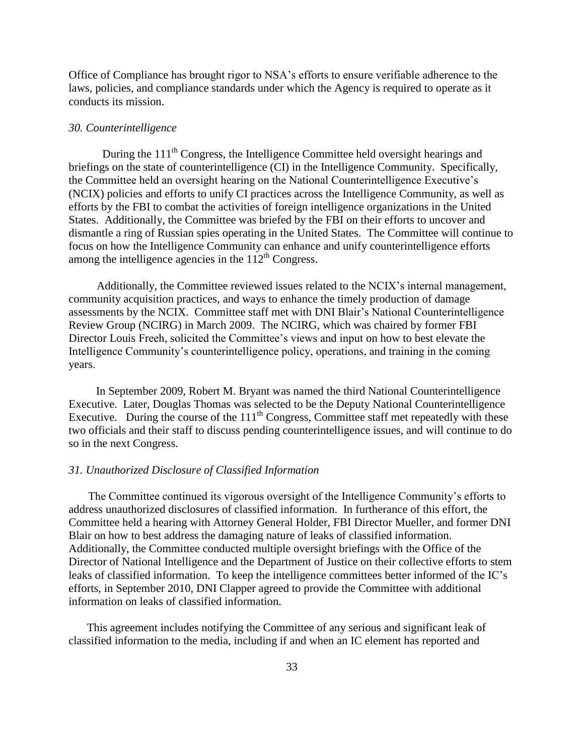Office of Compliance has brought rigor to NSA's efforts to ensure verifiable adherence to the laws, policies, and compliance standards under which the Agency is required to operate as it conducts its mission.

*30. Counterintelligence*

During the 111th Congress, the Intelligence Committee held oversight hearings and briefings on the state of counterintelligence (CI) in the Intelligence Community. Specifically, the Committee held an oversight hearing on the National Counterintelligence Executive's (NCIX) policies and efforts to unify CI practices across the Intelligence Community, as well as efforts by the FBI to combat the activities of foreign intelligence organizations in the United States. Additionally, the Committee was briefed by the FBI on their efforts to uncover and dismantle a ring of Russian spies operating in the United States. The Committee will continue to focus on how the Intelligence Community can enhance and unify counterintelligence efforts among the intelligence agencies in the 112th Congress.

Additionally, the Committee reviewed issues related to the NCIX's internal management, community acquisition practices, and ways to enhance the timely production of damage assessments by the NCIX. Committee staff met with DNI Blair's National Counterintelligence Review Group (NCIRG) in March 2009. The NCIRG, which was chaired by former FBI Director Louis Freeh, solicited the Committee's views and input on how to best elevate the Intelligence Community's counterintelligence policy, operations, and training in the coming years.

In September 2009, Robert M. Bryant was named the third National Counterintelligence Executive. Later, Douglas Thomas was selected to be the Deputy National Counterintelligence Executive. During the course of the 111th Congress, Committee staff met repeatedly with these two officials and their staff to discuss pending counterintelligence issues, and will continue to do so in the next Congress.

*31. Unauthorized Disclosure of Classified Information*

The Committee continued its vigorous oversight of the Intelligence Community's efforts to address unauthorized disclosures of classified information. In furtherance of this effort, the Committee held a hearing with Attorney General Holder, FBI Director Mueller, and former DNI Blair on how to best address the damaging nature of leaks of classified information. Additionally, the Committee conducted multiple oversight briefings with the Office of the Director of National Intelligence and the Department of Justice on their collective efforts to stem leaks of classified information. To keep the intelligence committees better informed of the IC's efforts, in September 2010, DNI Clapper agreed to provide the Committee with additional information on leaks of classified information.

This agreement includes notifying the Committee of any serious and significant leak of classified information to the media, including if and when an IC element has reported and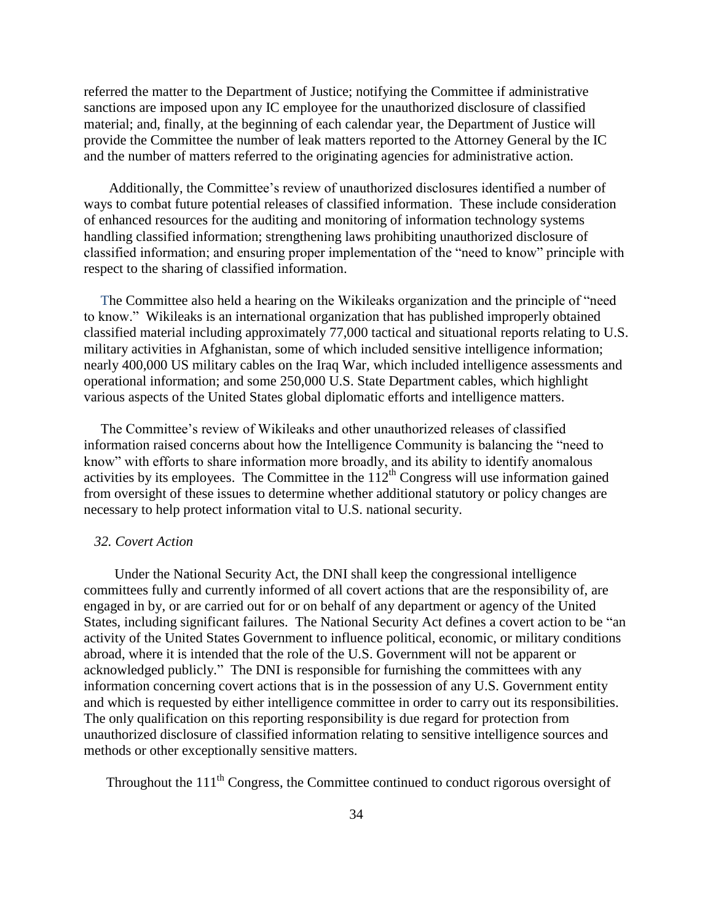referred the matter to the Department of Justice; notifying the Committee if administrative sanctions are imposed upon any IC employee for the unauthorized disclosure of classified material; and, finally, at the beginning of each calendar year, the Department of Justice will provide the Committee the number of leak matters reported to the Attorney General by the IC and the number of matters referred to the originating agencies for administrative action.

Additionally, the Committee's review of unauthorized disclosures identified a number of ways to combat future potential releases of classified information. These include consideration of enhanced resources for the auditing and monitoring of information technology systems handling classified information; strengthening laws prohibiting unauthorized disclosure of classified information; and ensuring proper implementation of the "need to know" principle with respect to the sharing of classified information.

The Committee also held a hearing on the Wikileaks organization and the principle of "need to know." Wikileaks is an international organization that has published improperly obtained classified material including approximately 77,000 tactical and situational reports relating to U.S. military activities in Afghanistan, some of which included sensitive intelligence information; nearly 400,000 US military cables on the Iraq War, which included intelligence assessments and operational information; and some 250,000 U.S. State Department cables, which highlight various aspects of the United States global diplomatic efforts and intelligence matters.

The Committee's review of Wikileaks and other unauthorized releases of classified information raised concerns about how the Intelligence Community is balancing the "need to know" with efforts to share information more broadly, and its ability to identify anomalous activities by its employees. The Committee in the 112th Congress will use information gained from oversight of these issues to determine whether additional statutory or policy changes are necessary to help protect information vital to U.S. national security.

*32. Covert Action*

Under the National Security Act, the DNI shall keep the congressional intelligence committees fully and currently informed of all covert actions that are the responsibility of, are engaged in by, or are carried out for or on behalf of any department or agency of the United States, including significant failures. The National Security Act defines a covert action to be "an activity of the United States Government to influence political, economic, or military conditions abroad, where it is intended that the role of the U.S. Government will not be apparent or acknowledged publicly." The DNI is responsible for furnishing the committees with any information concerning covert actions that is in the possession of any U.S. Government entity and which is requested by either intelligence committee in order to carry out its responsibilities. The only qualification on this reporting responsibility is due regard for protection from unauthorized disclosure of classified information relating to sensitive intelligence sources and methods or other exceptionally sensitive matters.

Throughout the 111th Congress, the Committee continued to conduct rigorous oversight of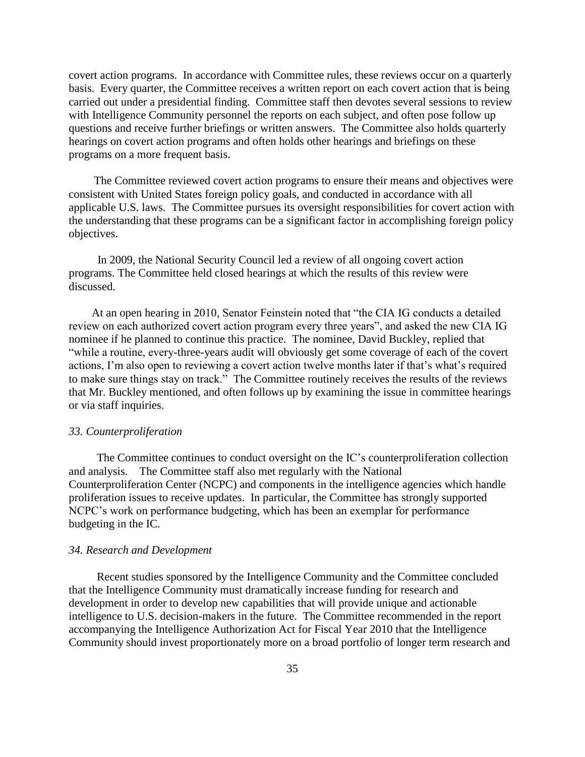covert action programs. In accordance with Committee rules, these reviews occur on a quarterly basis. Every quarter, the Committee receives a written report on each covert action that is being carried out under a presidential finding. Committee staff then devotes several sessions to review with Intelligence Community personnel the reports on each subject, and often pose follow up questions and receive further briefings or written answers. The Committee also holds quarterly hearings on covert action programs and often holds other hearings and briefings on these programs on a more frequent basis.

The Committee reviewed covert action programs to ensure their means and objectives were consistent with United States foreign policy goals, and conducted in accordance with all applicable U.S. laws. The Committee pursues its oversight responsibilities for covert action with the understanding that these programs can be a significant factor in accomplishing foreign policy objectives.

In 2009, the National Security Council led a review of all ongoing covert action programs. The Committee held closed hearings at which the results of this review were discussed.

At an open hearing in 2010, Senator Feinstein noted that "the CIA IG conducts a detailed review on each authorized covert action program every three years", and asked the new CIA IG nominee if he planned to continue this practice. The nominee, David Buckley, replied that "while a routine, every-three-years audit will obviously get some coverage of each of the covert actions, I'm also open to reviewing a covert action twelve months later if that's what's required to make sure things stay on track." The Committee routinely receives the results of the reviews that Mr. Buckley mentioned, and often follows up by examining the issue in committee hearings or via staff inquiries.

### *33. Counterproliferation*

The Committee continues to conduct oversight on the IC's counterproliferation collection and analysis. The Committee staff also met regularly with the National Counterproliferation Center (NCPC) and components in the intelligence agencies which handle proliferation issues to receive updates. In particular, the Committee has strongly supported NCPC's work on performance budgeting, which has been an exemplar for performance budgeting in the IC.

### *34. Research and Development*

Recent studies sponsored by the Intelligence Community and the Committee concluded that the Intelligence Community must dramatically increase funding for research and development in order to develop new capabilities that will provide unique and actionable intelligence to U.S. decision-makers in the future. The Committee recommended in the report accompanying the Intelligence Authorization Act for Fiscal Year 2010 that the Intelligence Community should invest proportionately more on a broad portfolio of longer term research and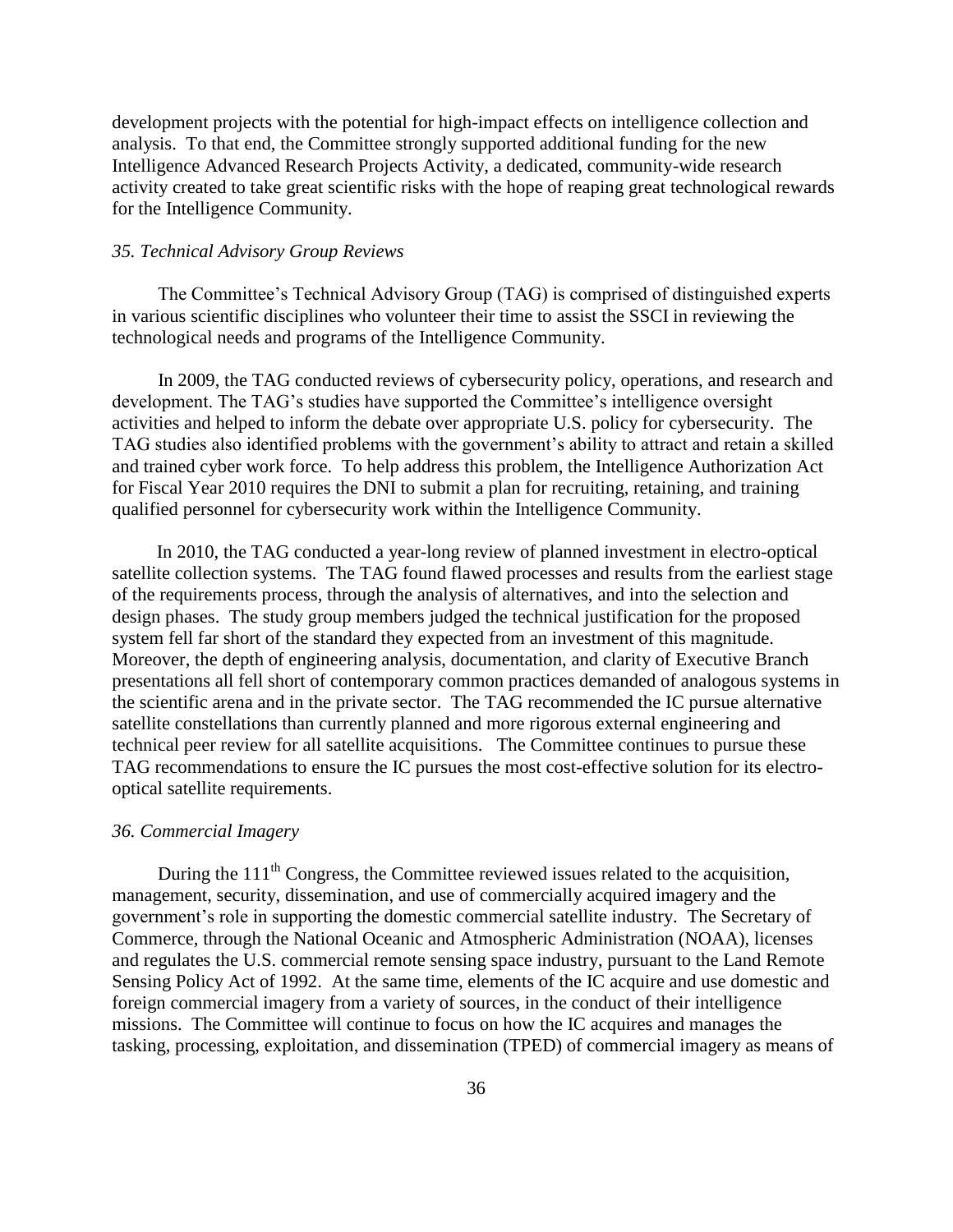development projects with the potential for high-impact effects on intelligence collection and analysis. To that end, the Committee strongly supported additional funding for the new Intelligence Advanced Research Projects Activity, a dedicated, community-wide research activity created to take great scientific risks with the hope of reaping great technological rewards for the Intelligence Community.

### *35. Technical Advisory Group Reviews*

The Committee's Technical Advisory Group (TAG) is comprised of distinguished experts in various scientific disciplines who volunteer their time to assist the SSCI in reviewing the technological needs and programs of the Intelligence Community.

In 2009, the TAG conducted reviews of cybersecurity policy, operations, and research and development. The TAG's studies have supported the Committee's intelligence oversight activities and helped to inform the debate over appropriate U.S. policy for cybersecurity. The TAG studies also identified problems with the government's ability to attract and retain a skilled and trained cyber work force. To help address this problem, the Intelligence Authorization Act for Fiscal Year 2010 requires the DNI to submit a plan for recruiting, retaining, and training qualified personnel for cybersecurity work within the Intelligence Community.

In 2010, the TAG conducted a year-long review of planned investment in electro-optical satellite collection systems. The TAG found flawed processes and results from the earliest stage of the requirements process, through the analysis of alternatives, and into the selection and design phases. The study group members judged the technical justification for the proposed system fell far short of the standard they expected from an investment of this magnitude. Moreover, the depth of engineering analysis, documentation, and clarity of Executive Branch presentations all fell short of contemporary common practices demanded of analogous systems in the scientific arena and in the private sector. The TAG recommended the IC pursue alternative satellite constellations than currently planned and more rigorous external engineering and technical peer review for all satellite acquisitions. The Committee continues to pursue these TAG recommendations to ensure the IC pursues the most cost-effective solution for its electro-optical satellite requirements.

### *36. Commercial Imagery*

During the 111th Congress, the Committee reviewed issues related to the acquisition, management, security, dissemination, and use of commercially acquired imagery and the government's role in supporting the domestic commercial satellite industry. The Secretary of Commerce, through the National Oceanic and Atmospheric Administration (NOAA), licenses and regulates the U.S. commercial remote sensing space industry, pursuant to the Land Remote Sensing Policy Act of 1992. At the same time, elements of the IC acquire and use domestic and foreign commercial imagery from a variety of sources, in the conduct of their intelligence missions. The Committee will continue to focus on how the IC acquires and manages the tasking, processing, exploitation, and dissemination (TPED) of commercial imagery as means of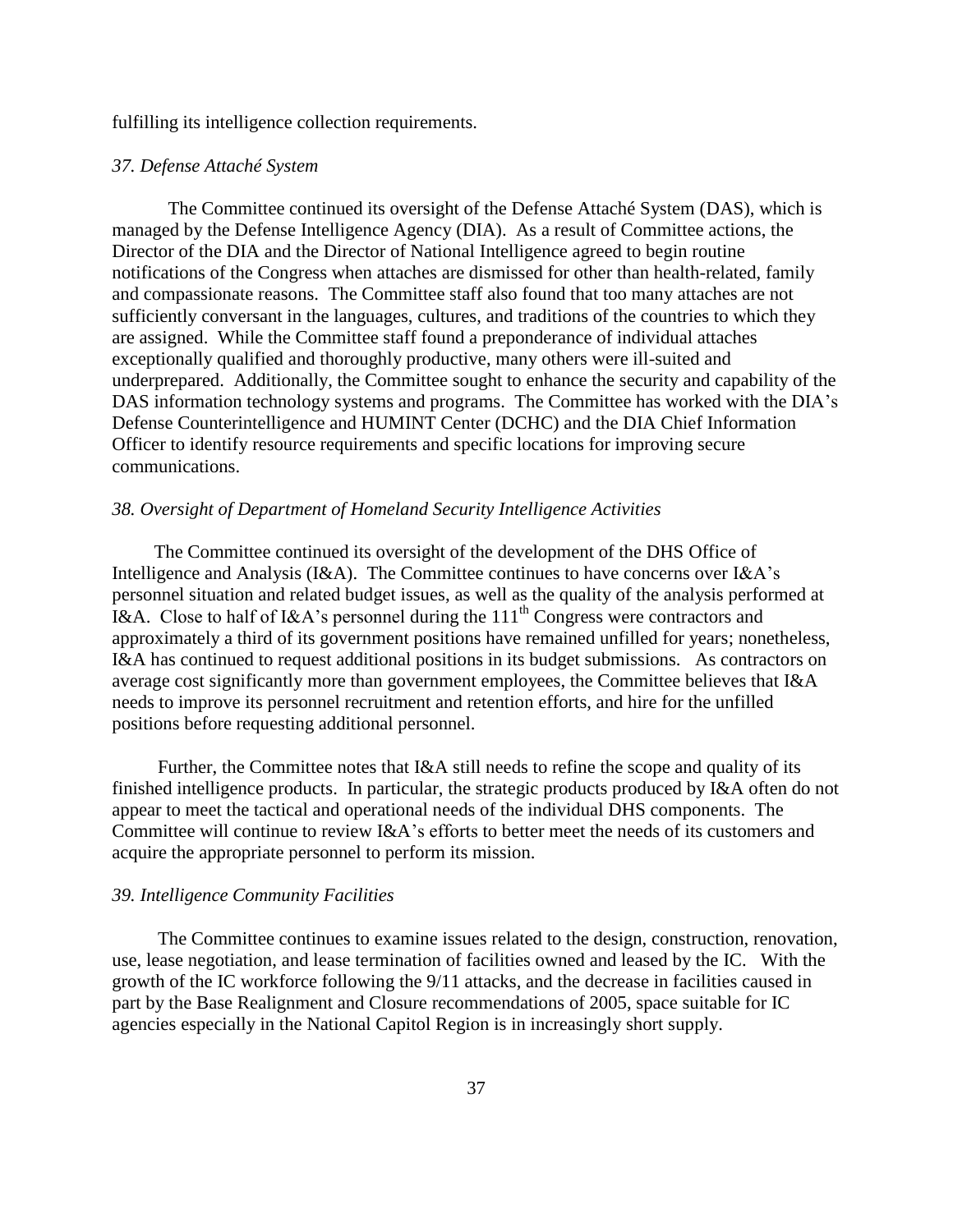fulfilling its intelligence collection requirements.

*37. Defense Attaché System*

The Committee continued its oversight of the Defense Attaché System (DAS), which is managed by the Defense Intelligence Agency (DIA). As a result of Committee actions, the Director of the DIA and the Director of National Intelligence agreed to begin routine notifications of the Congress when attaches are dismissed for other than health-related, family and compassionate reasons. The Committee staff also found that too many attaches are not sufficiently conversant in the languages, cultures, and traditions of the countries to which they are assigned. While the Committee staff found a preponderance of individual attaches exceptionally qualified and thoroughly productive, many others were ill-suited and underprepared. Additionally, the Committee sought to enhance the security and capability of the DAS information technology systems and programs. The Committee has worked with the DIA's Defense Counterintelligence and HUMINT Center (DCHC) and the DIA Chief Information Officer to identify resource requirements and specific locations for improving secure communications.

*38. Oversight of Department of Homeland Security Intelligence Activities*

The Committee continued its oversight of the development of the DHS Office of Intelligence and Analysis (I&A). The Committee continues to have concerns over I&A's personnel situation and related budget issues, as well as the quality of the analysis performed at I&A. Close to half of I&A's personnel during the 111th Congress were contractors and approximately a third of its government positions have remained unfilled for years; nonetheless, I&A has continued to request additional positions in its budget submissions. As contractors on average cost significantly more than government employees, the Committee believes that I&A needs to improve its personnel recruitment and retention efforts, and hire for the unfilled positions before requesting additional personnel.

Further, the Committee notes that I&A still needs to refine the scope and quality of its finished intelligence products. In particular, the strategic products produced by I&A often do not appear to meet the tactical and operational needs of the individual DHS components. The Committee will continue to review I&A's efforts to better meet the needs of its customers and acquire the appropriate personnel to perform its mission.

*39. Intelligence Community Facilities*

The Committee continues to examine issues related to the design, construction, renovation, use, lease negotiation, and lease termination of facilities owned and leased by the IC. With the growth of the IC workforce following the 9/11 attacks, and the decrease in facilities caused in part by the Base Realignment and Closure recommendations of 2005, space suitable for IC agencies especially in the National Capitol Region is in increasingly short supply.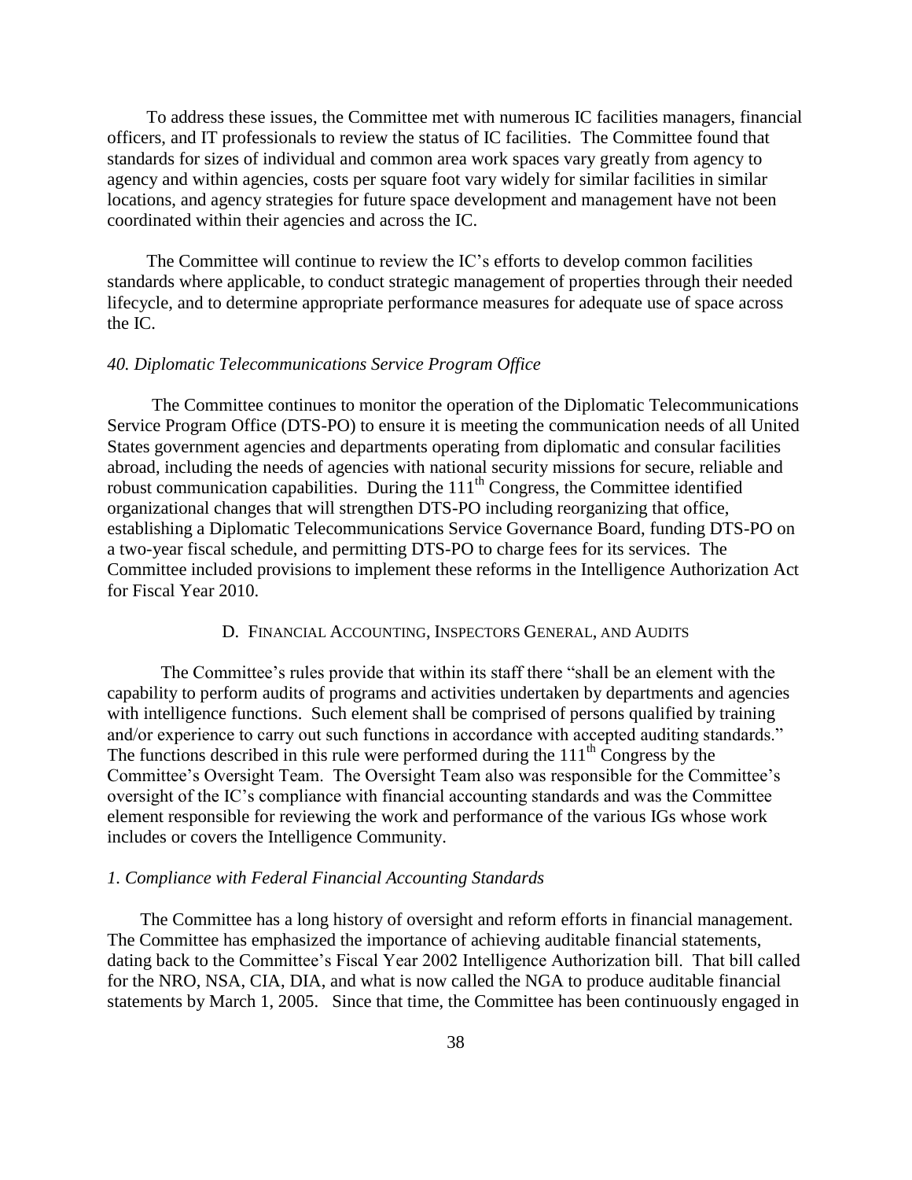To address these issues, the Committee met with numerous IC facilities managers, financial officers, and IT professionals to review the status of IC facilities. The Committee found that standards for sizes of individual and common area work spaces vary greatly from agency to agency and within agencies, costs per square foot vary widely for similar facilities in similar locations, and agency strategies for future space development and management have not been coordinated within their agencies and across the IC.

The Committee will continue to review the IC's efforts to develop common facilities standards where applicable, to conduct strategic management of properties through their needed lifecycle, and to determine appropriate performance measures for adequate use of space across the IC.

*40. Diplomatic Telecommunications Service Program Office*

The Committee continues to monitor the operation of the Diplomatic Telecommunications Service Program Office (DTS-PO) to ensure it is meeting the communication needs of all United States government agencies and departments operating from diplomatic and consular facilities abroad, including the needs of agencies with national security missions for secure, reliable and robust communication capabilities. During the 111th Congress, the Committee identified organizational changes that will strengthen DTS-PO including reorganizing that office, establishing a Diplomatic Telecommunications Service Governance Board, funding DTS-PO on a two-year fiscal schedule, and permitting DTS-PO to charge fees for its services. The Committee included provisions to implement these reforms in the Intelligence Authorization Act for Fiscal Year 2010.

## D. Financial Accounting, Inspectors General, and Audits

The Committee's rules provide that within its staff there "shall be an element with the capability to perform audits of programs and activities undertaken by departments and agencies with intelligence functions. Such element shall be comprised of persons qualified by training and/or experience to carry out such functions in accordance with accepted auditing standards." The functions described in this rule were performed during the 111th Congress by the Committee's Oversight Team. The Oversight Team also was responsible for the Committee's oversight of the IC's compliance with financial accounting standards and was the Committee element responsible for reviewing the work and performance of the various IGs whose work includes or covers the Intelligence Community.

*1. Compliance with Federal Financial Accounting Standards*

The Committee has a long history of oversight and reform efforts in financial management. The Committee has emphasized the importance of achieving auditable financial statements, dating back to the Committee's Fiscal Year 2002 Intelligence Authorization bill. That bill called for the NRO, NSA, CIA, DIA, and what is now called the NGA to produce auditable financial statements by March 1, 2005. Since that time, the Committee has been continuously engaged in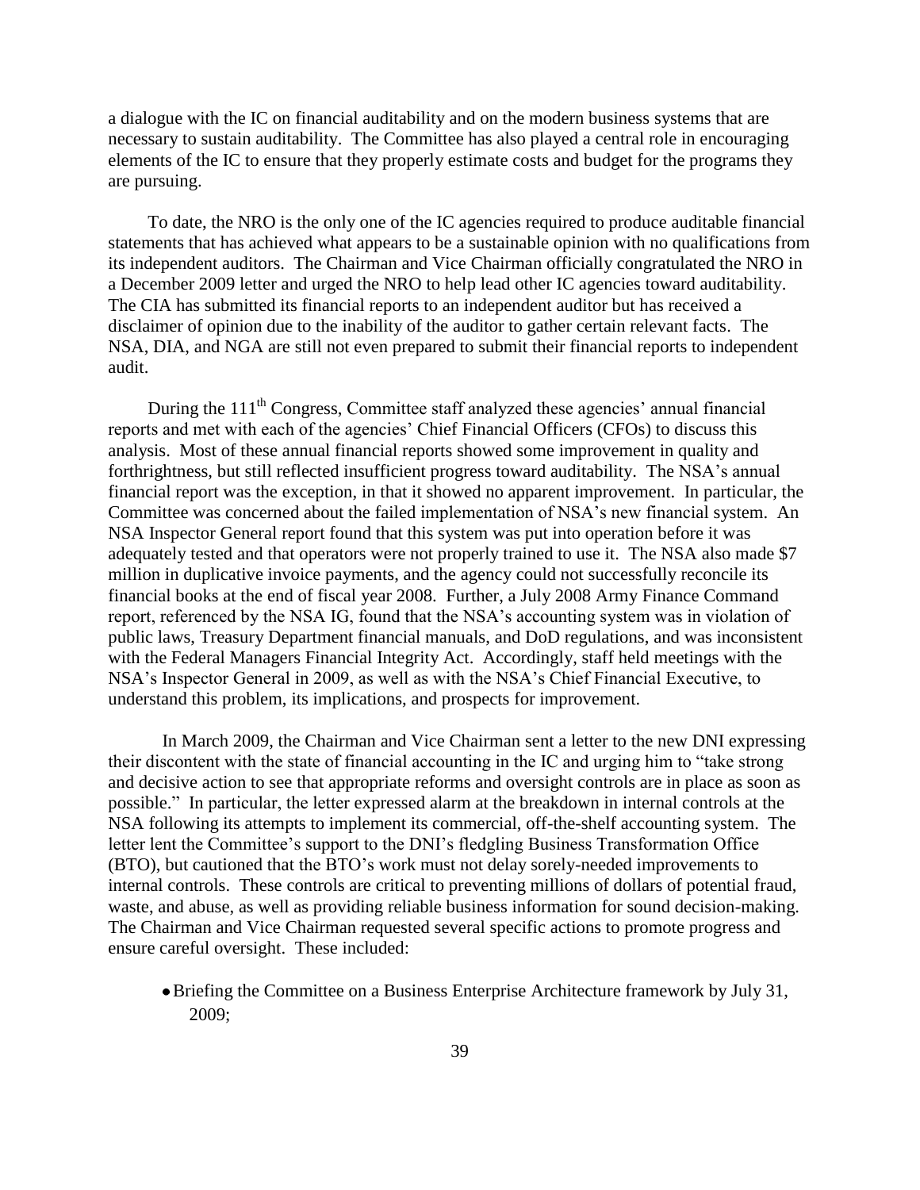a dialogue with the IC on financial auditability and on the modern business systems that are necessary to sustain auditability. The Committee has also played a central role in encouraging elements of the IC to ensure that they properly estimate costs and budget for the programs they are pursuing.

To date, the NRO is the only one of the IC agencies required to produce auditable financial statements that has achieved what appears to be a sustainable opinion with no qualifications from its independent auditors. The Chairman and Vice Chairman officially congratulated the NRO in a December 2009 letter and urged the NRO to help lead other IC agencies toward auditability. The CIA has submitted its financial reports to an independent auditor but has received a disclaimer of opinion due to the inability of the auditor to gather certain relevant facts. The NSA, DIA, and NGA are still not even prepared to submit their financial reports to independent audit.

During the 111th Congress, Committee staff analyzed these agencies' annual financial reports and met with each of the agencies' Chief Financial Officers (CFOs) to discuss this analysis. Most of these annual financial reports showed some improvement in quality and forthrightness, but still reflected insufficient progress toward auditability. The NSA's annual financial report was the exception, in that it showed no apparent improvement. In particular, the Committee was concerned about the failed implementation of NSA's new financial system. An NSA Inspector General report found that this system was put into operation before it was adequately tested and that operators were not properly trained to use it. The NSA also made $7 million in duplicative invoice payments, and the agency could not successfully reconcile its financial books at the end of fiscal year 2008. Further, a July 2008 Army Finance Command report, referenced by the NSA IG, found that the NSA's accounting system was in violation of public laws, Treasury Department financial manuals, and DoD regulations, and was inconsistent with the Federal Managers Financial Integrity Act. Accordingly, staff held meetings with the NSA's Inspector General in 2009, as well as with the NSA's Chief Financial Executive, to understand this problem, its implications, and prospects for improvement.

In March 2009, the Chairman and Vice Chairman sent a letter to the new DNI expressing their discontent with the state of financial accounting in the IC and urging him to "take strong and decisive action to see that appropriate reforms and oversight controls are in place as soon as possible." In particular, the letter expressed alarm at the breakdown in internal controls at the NSA following its attempts to implement its commercial, off-the-shelf accounting system. The letter lent the Committee's support to the DNI's fledgling Business Transformation Office (BTO), but cautioned that the BTO's work must not delay sorely-needed improvements to internal controls. These controls are critical to preventing millions of dollars of potential fraud, waste, and abuse, as well as providing reliable business information for sound decision-making. The Chairman and Vice Chairman requested several specific actions to promote progress and ensure careful oversight. These included:

- Briefing the Committee on a Business Enterprise Architecture framework by July 31, 2009;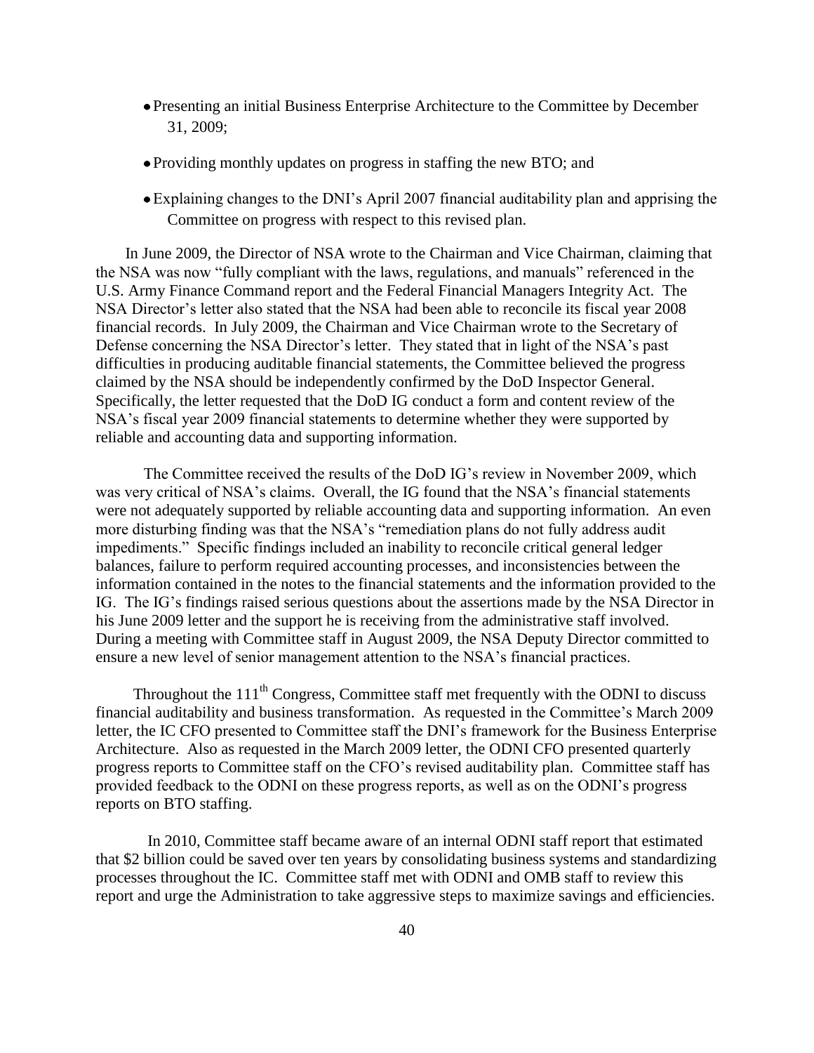- Presenting an initial Business Enterprise Architecture to the Committee by December 31, 2009;
- Providing monthly updates on progress in staffing the new BTO; and
- Explaining changes to the DNI's April 2007 financial auditability plan and apprising the Committee on progress with respect to this revised plan.

In June 2009, the Director of NSA wrote to the Chairman and Vice Chairman, claiming that the NSA was now "fully compliant with the laws, regulations, and manuals" referenced in the U.S. Army Finance Command report and the Federal Financial Managers Integrity Act. The NSA Director's letter also stated that the NSA had been able to reconcile its fiscal year 2008 financial records. In July 2009, the Chairman and Vice Chairman wrote to the Secretary of Defense concerning the NSA Director's letter. They stated that in light of the NSA's past difficulties in producing auditable financial statements, the Committee believed the progress claimed by the NSA should be independently confirmed by the DoD Inspector General. Specifically, the letter requested that the DoD IG conduct a form and content review of the NSA's fiscal year 2009 financial statements to determine whether they were supported by reliable and accounting data and supporting information.

The Committee received the results of the DoD IG's review in November 2009, which was very critical of NSA's claims. Overall, the IG found that the NSA's financial statements were not adequately supported by reliable accounting data and supporting information. An even more disturbing finding was that the NSA's "remediation plans do not fully address audit impediments." Specific findings included an inability to reconcile critical general ledger balances, failure to perform required accounting processes, and inconsistencies between the information contained in the notes to the financial statements and the information provided to the IG. The IG's findings raised serious questions about the assertions made by the NSA Director in his June 2009 letter and the support he is receiving from the administrative staff involved. During a meeting with Committee staff in August 2009, the NSA Deputy Director committed to ensure a new level of senior management attention to the NSA's financial practices.

Throughout the 111th Congress, Committee staff met frequently with the ODNI to discuss financial auditability and business transformation. As requested in the Committee's March 2009 letter, the IC CFO presented to Committee staff the DNI's framework for the Business Enterprise Architecture. Also as requested in the March 2009 letter, the ODNI CFO presented quarterly progress reports to Committee staff on the CFO's revised auditability plan. Committee staff has provided feedback to the ODNI on these progress reports, as well as on the ODNI's progress reports on BTO staffing.

In 2010, Committee staff became aware of an internal ODNI staff report that estimated that $2 billion could be saved over ten years by consolidating business systems and standardizing processes throughout the IC. Committee staff met with ODNI and OMB staff to review this report and urge the Administration to take aggressive steps to maximize savings and efficiencies.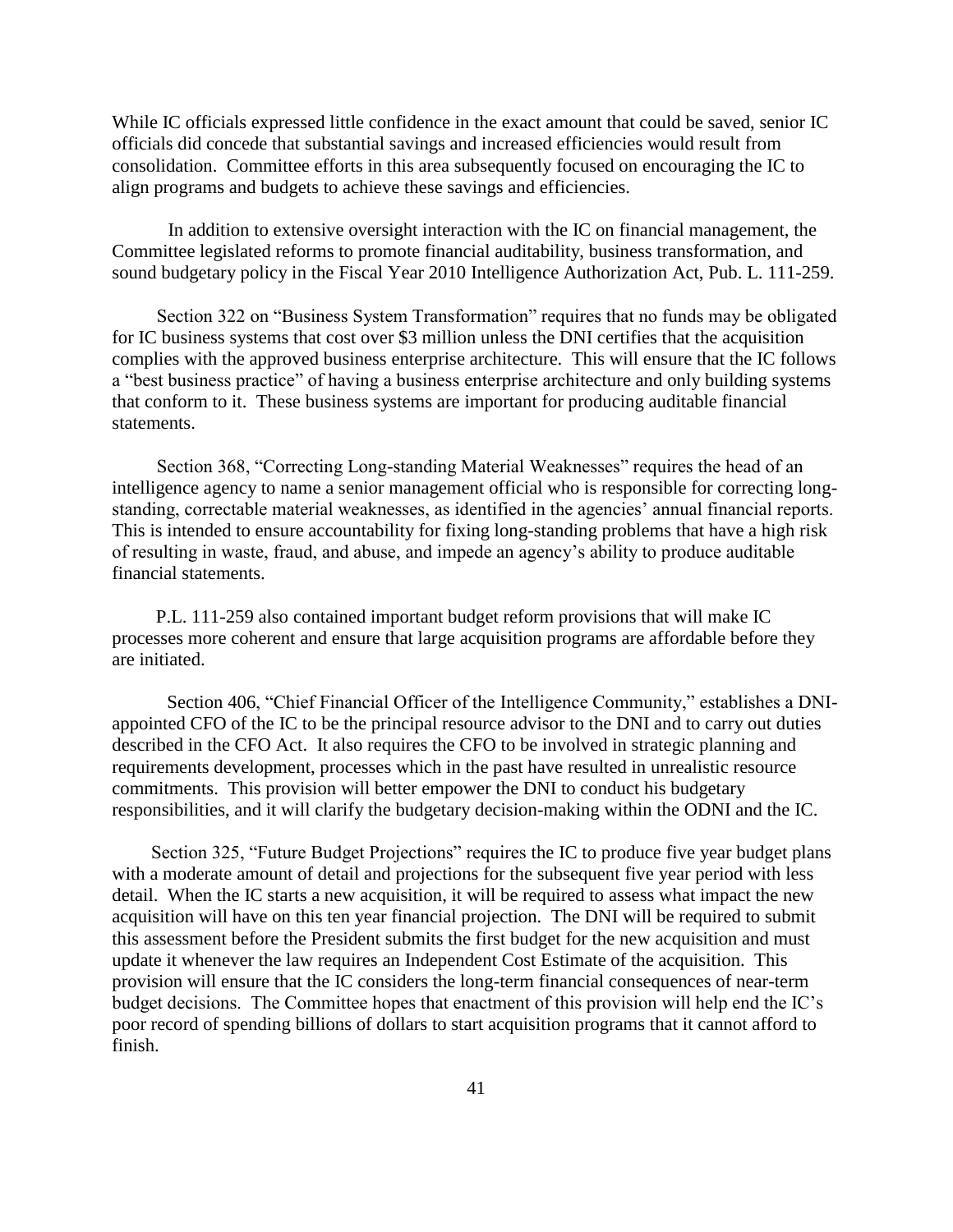While IC officials expressed little confidence in the exact amount that could be saved, senior IC officials did concede that substantial savings and increased efficiencies would result from consolidation. Committee efforts in this area subsequently focused on encouraging the IC to align programs and budgets to achieve these savings and efficiencies.

In addition to extensive oversight interaction with the IC on financial management, the Committee legislated reforms to promote financial auditability, business transformation, and sound budgetary policy in the Fiscal Year 2010 Intelligence Authorization Act, Pub. L. 111-259.

Section 322 on "Business System Transformation" requires that no funds may be obligated for IC business systems that cost over $3 million unless the DNI certifies that the acquisition complies with the approved business enterprise architecture. This will ensure that the IC follows a "best business practice" of having a business enterprise architecture and only building systems that conform to it. These business systems are important for producing auditable financial statements.

Section 368, "Correcting Long-standing Material Weaknesses" requires the head of an intelligence agency to name a senior management official who is responsible for correcting long-standing, correctable material weaknesses, as identified in the agencies' annual financial reports. This is intended to ensure accountability for fixing long-standing problems that have a high risk of resulting in waste, fraud, and abuse, and impede an agency's ability to produce auditable financial statements.

P.L. 111-259 also contained important budget reform provisions that will make IC processes more coherent and ensure that large acquisition programs are affordable before they are initiated.

Section 406, "Chief Financial Officer of the Intelligence Community," establishes a DNI-appointed CFO of the IC to be the principal resource advisor to the DNI and to carry out duties described in the CFO Act. It also requires the CFO to be involved in strategic planning and requirements development, processes which in the past have resulted in unrealistic resource commitments. This provision will better empower the DNI to conduct his budgetary responsibilities, and it will clarify the budgetary decision-making within the ODNI and the IC.

Section 325, "Future Budget Projections" requires the IC to produce five year budget plans with a moderate amount of detail and projections for the subsequent five year period with less detail. When the IC starts a new acquisition, it will be required to assess what impact the new acquisition will have on this ten year financial projection. The DNI will be required to submit this assessment before the President submits the first budget for the new acquisition and must update it whenever the law requires an Independent Cost Estimate of the acquisition. This provision will ensure that the IC considers the long-term financial consequences of near-term budget decisions. The Committee hopes that enactment of this provision will help end the IC's poor record of spending billions of dollars to start acquisition programs that it cannot afford to finish.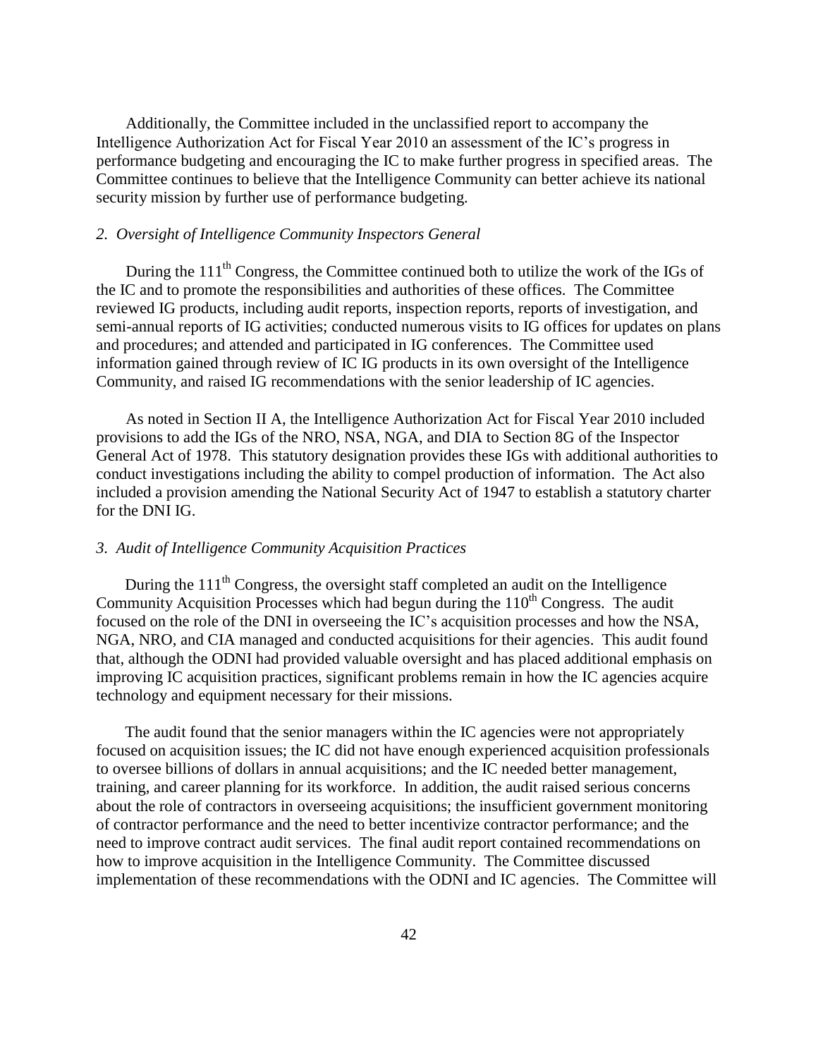Additionally, the Committee included in the unclassified report to accompany the Intelligence Authorization Act for Fiscal Year 2010 an assessment of the IC's progress in performance budgeting and encouraging the IC to make further progress in specified areas. The Committee continues to believe that the Intelligence Community can better achieve its national security mission by further use of performance budgeting.

*2. Oversight of Intelligence Community Inspectors General*

During the 111th Congress, the Committee continued both to utilize the work of the IGs of the IC and to promote the responsibilities and authorities of these offices. The Committee reviewed IG products, including audit reports, inspection reports, reports of investigation, and semi-annual reports of IG activities; conducted numerous visits to IG offices for updates on plans and procedures; and attended and participated in IG conferences. The Committee used information gained through review of IC IG products in its own oversight of the Intelligence Community, and raised IG recommendations with the senior leadership of IC agencies.

As noted in Section II A, the Intelligence Authorization Act for Fiscal Year 2010 included provisions to add the IGs of the NRO, NSA, NGA, and DIA to Section 8G of the Inspector General Act of 1978. This statutory designation provides these IGs with additional authorities to conduct investigations including the ability to compel production of information. The Act also included a provision amending the National Security Act of 1947 to establish a statutory charter for the DNI IG.

*3. Audit of Intelligence Community Acquisition Practices*

During the 111th Congress, the oversight staff completed an audit on the Intelligence Community Acquisition Processes which had begun during the 110th Congress. The audit focused on the role of the DNI in overseeing the IC's acquisition processes and how the NSA, NGA, NRO, and CIA managed and conducted acquisitions for their agencies. This audit found that, although the ODNI had provided valuable oversight and has placed additional emphasis on improving IC acquisition practices, significant problems remain in how the IC agencies acquire technology and equipment necessary for their missions.

The audit found that the senior managers within the IC agencies were not appropriately focused on acquisition issues; the IC did not have enough experienced acquisition professionals to oversee billions of dollars in annual acquisitions; and the IC needed better management, training, and career planning for its workforce. In addition, the audit raised serious concerns about the role of contractors in overseeing acquisitions; the insufficient government monitoring of contractor performance and the need to better incentivize contractor performance; and the need to improve contract audit services. The final audit report contained recommendations on how to improve acquisition in the Intelligence Community. The Committee discussed implementation of these recommendations with the ODNI and IC agencies. The Committee will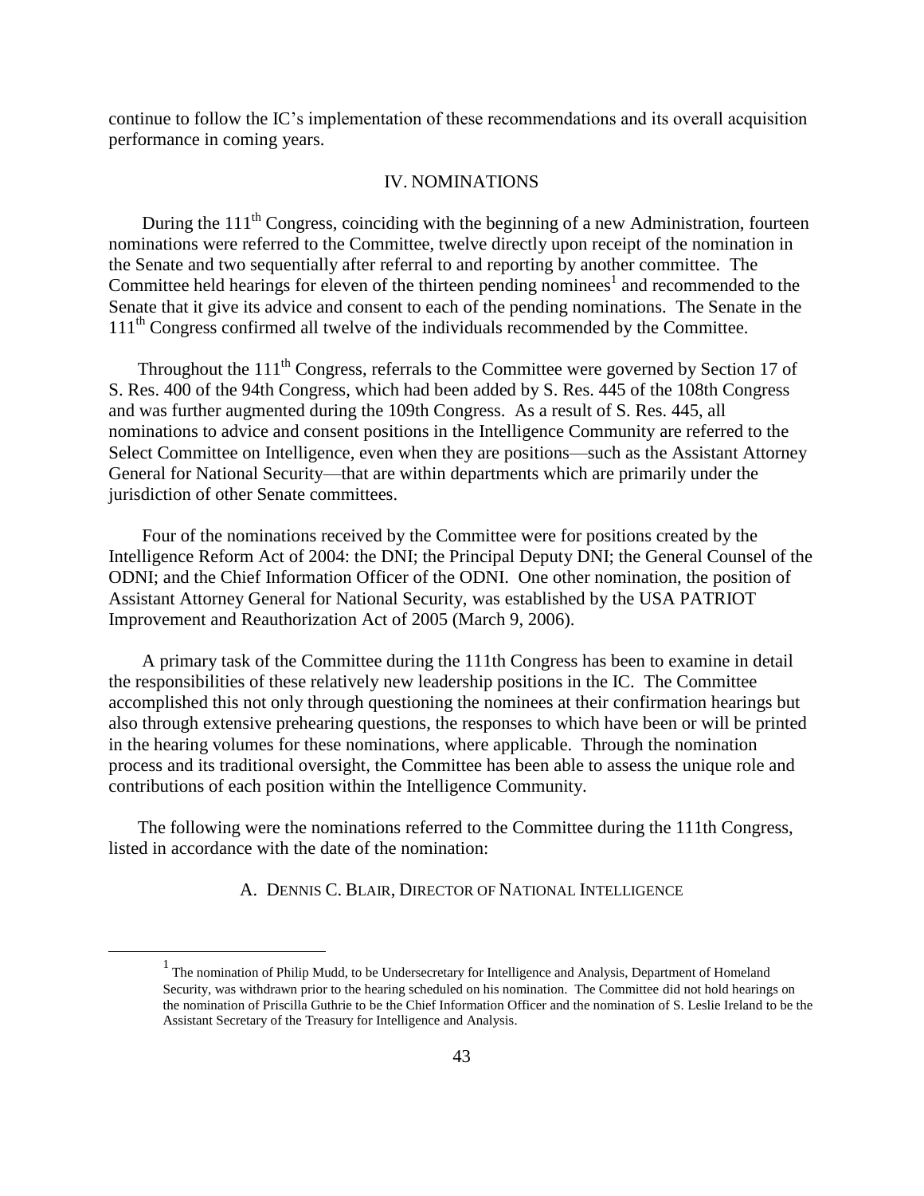continue to follow the IC's implementation of these recommendations and its overall acquisition performance in coming years.

## IV. NOMINATIONS

During the 111th Congress, coinciding with the beginning of a new Administration, fourteen nominations were referred to the Committee, twelve directly upon receipt of the nomination in the Senate and two sequentially after referral to and reporting by another committee. The Committee held hearings for eleven of the thirteen pending nominees[1] and recommended to the Senate that it give its advice and consent to each of the pending nominations. The Senate in the 111th Congress confirmed all twelve of the individuals recommended by the Committee.

Throughout the 111th Congress, referrals to the Committee were governed by Section 17 of S. Res. 400 of the 94th Congress, which had been added by S. Res. 445 of the 108th Congress and was further augmented during the 109th Congress. As a result of S. Res. 445, all nominations to advice and consent positions in the Intelligence Community are referred to the Select Committee on Intelligence, even when they are positions—such as the Assistant Attorney General for National Security—that are within departments which are primarily under the jurisdiction of other Senate committees.

Four of the nominations received by the Committee were for positions created by the Intelligence Reform Act of 2004: the DNI; the Principal Deputy DNI; the General Counsel of the ODNI; and the Chief Information Officer of the ODNI. One other nomination, the position of Assistant Attorney General for National Security, was established by the USA PATRIOT Improvement and Reauthorization Act of 2005 (March 9, 2006).

A primary task of the Committee during the 111th Congress has been to examine in detail the responsibilities of these relatively new leadership positions in the IC. The Committee accomplished this not only through questioning the nominees at their confirmation hearings but also through extensive prehearing questions, the responses to which have been or will be printed in the hearing volumes for these nominations, where applicable. Through the nomination process and its traditional oversight, the Committee has been able to assess the unique role and contributions of each position within the Intelligence Community.

The following were the nominations referred to the Committee during the 111th Congress, listed in accordance with the date of the nomination:

### A. DENNIS C. BLAIR, DIRECTOR OF NATIONAL INTELLIGENCE

---

[1] The nomination of Philip Mudd, to be Undersecretary for Intelligence and Analysis, Department of Homeland Security, was withdrawn prior to the hearing scheduled on his nomination. The Committee did not hold hearings on the nomination of Priscilla Guthrie to be the Chief Information Officer and the nomination of S. Leslie Ireland to be the Assistant Secretary of the Treasury for Intelligence and Analysis.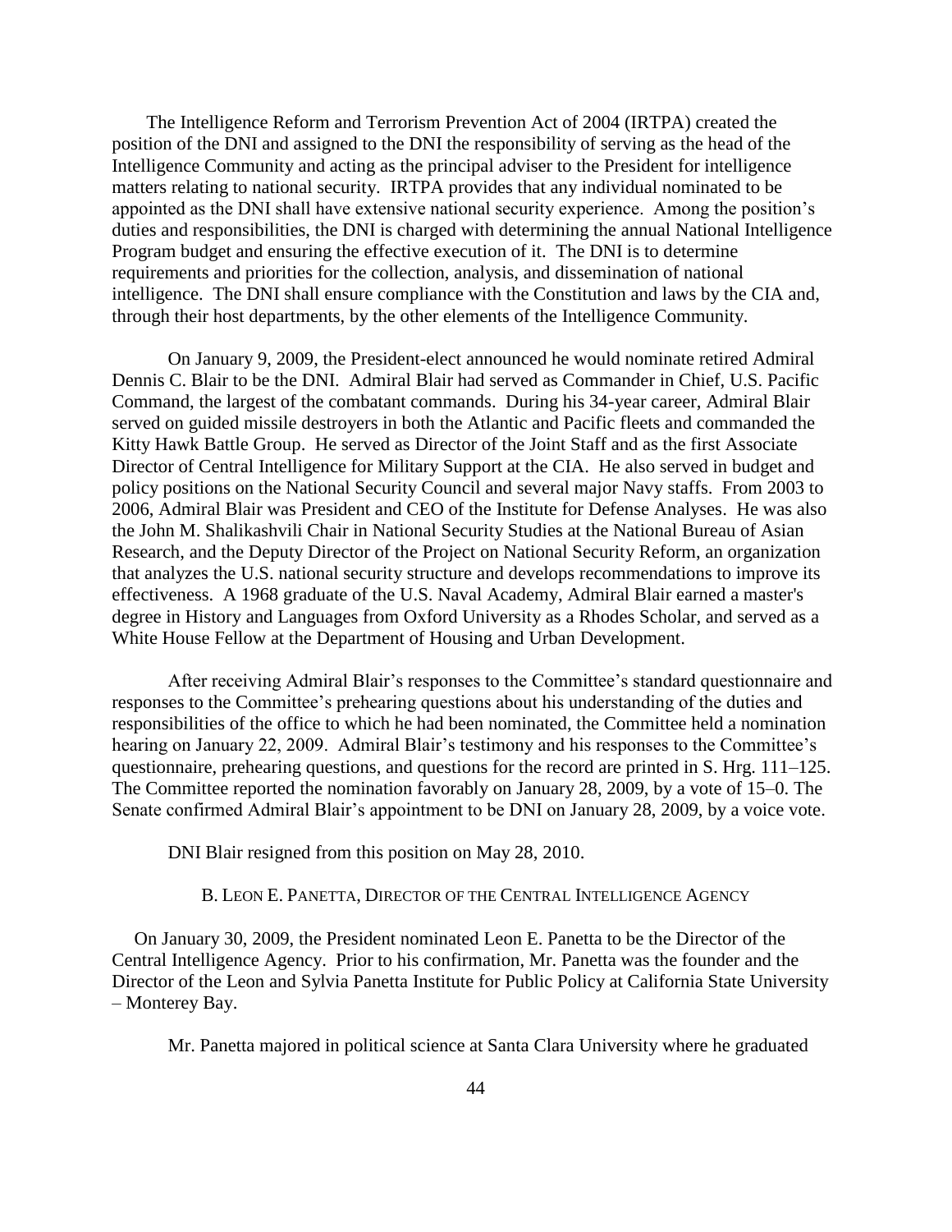The Intelligence Reform and Terrorism Prevention Act of 2004 (IRTPA) created the position of the DNI and assigned to the DNI the responsibility of serving as the head of the Intelligence Community and acting as the principal adviser to the President for intelligence matters relating to national security. IRTPA provides that any individual nominated to be appointed as the DNI shall have extensive national security experience. Among the position's duties and responsibilities, the DNI is charged with determining the annual National Intelligence Program budget and ensuring the effective execution of it. The DNI is to determine requirements and priorities for the collection, analysis, and dissemination of national intelligence. The DNI shall ensure compliance with the Constitution and laws by the CIA and, through their host departments, by the other elements of the Intelligence Community.

On January 9, 2009, the President-elect announced he would nominate retired Admiral Dennis C. Blair to be the DNI. Admiral Blair had served as Commander in Chief, U.S. Pacific Command, the largest of the combatant commands. During his 34-year career, Admiral Blair served on guided missile destroyers in both the Atlantic and Pacific fleets and commanded the Kitty Hawk Battle Group. He served as Director of the Joint Staff and as the first Associate Director of Central Intelligence for Military Support at the CIA. He also served in budget and policy positions on the National Security Council and several major Navy staffs. From 2003 to 2006, Admiral Blair was President and CEO of the Institute for Defense Analyses. He was also the John M. Shalikashvili Chair in National Security Studies at the National Bureau of Asian Research, and the Deputy Director of the Project on National Security Reform, an organization that analyzes the U.S. national security structure and develops recommendations to improve its effectiveness. A 1968 graduate of the U.S. Naval Academy, Admiral Blair earned a master's degree in History and Languages from Oxford University as a Rhodes Scholar, and served as a White House Fellow at the Department of Housing and Urban Development.

After receiving Admiral Blair's responses to the Committee's standard questionnaire and responses to the Committee's prehearing questions about his understanding of the duties and responsibilities of the office to which he had been nominated, the Committee held a nomination hearing on January 22, 2009. Admiral Blair's testimony and his responses to the Committee's questionnaire, prehearing questions, and questions for the record are printed in S. Hrg. 111–125. The Committee reported the nomination favorably on January 28, 2009, by a vote of 15–0. The Senate confirmed Admiral Blair's appointment to be DNI on January 28, 2009, by a voice vote.

DNI Blair resigned from this position on May 28, 2010.

### B. LEON E. PANETTA, DIRECTOR OF THE CENTRAL INTELLIGENCE AGENCY

On January 30, 2009, the President nominated Leon E. Panetta to be the Director of the Central Intelligence Agency. Prior to his confirmation, Mr. Panetta was the founder and the Director of the Leon and Sylvia Panetta Institute for Public Policy at California State University – Monterey Bay.

Mr. Panetta majored in political science at Santa Clara University where he graduated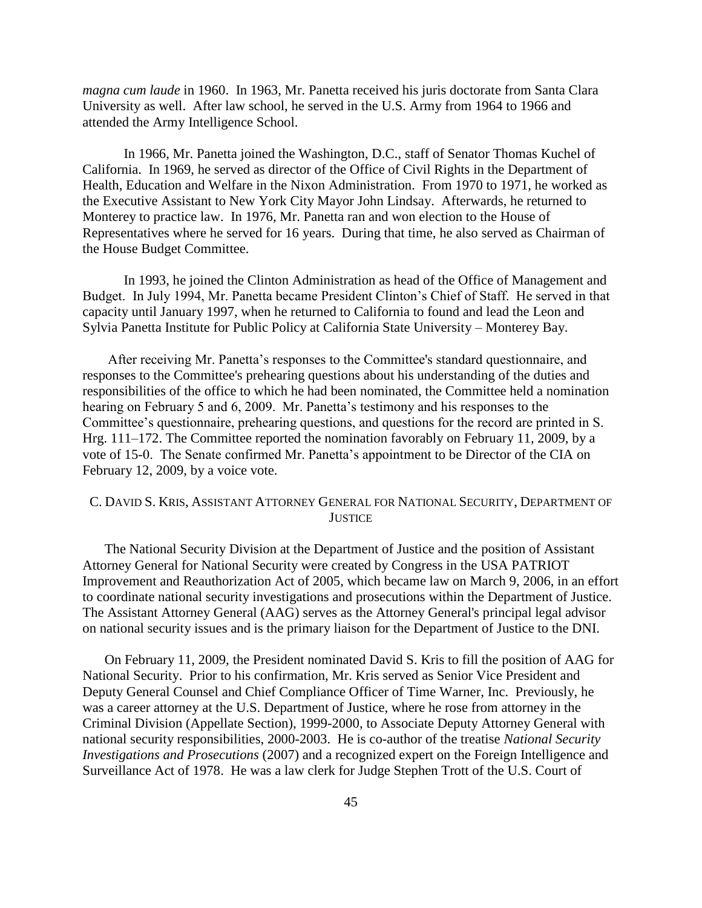*magna cum laude* in 1960. In 1963, Mr. Panetta received his juris doctorate from Santa Clara University as well. After law school, he served in the U.S. Army from 1964 to 1966 and attended the Army Intelligence School.

In 1966, Mr. Panetta joined the Washington, D.C., staff of Senator Thomas Kuchel of California. In 1969, he served as director of the Office of Civil Rights in the Department of Health, Education and Welfare in the Nixon Administration. From 1970 to 1971, he worked as the Executive Assistant to New York City Mayor John Lindsay. Afterwards, he returned to Monterey to practice law. In 1976, Mr. Panetta ran and won election to the House of Representatives where he served for 16 years. During that time, he also served as Chairman of the House Budget Committee.

In 1993, he joined the Clinton Administration as head of the Office of Management and Budget. In July 1994, Mr. Panetta became President Clinton's Chief of Staff. He served in that capacity until January 1997, when he returned to California to found and lead the Leon and Sylvia Panetta Institute for Public Policy at California State University – Monterey Bay.

After receiving Mr. Panetta's responses to the Committee's standard questionnaire, and responses to the Committee's prehearing questions about his understanding of the duties and responsibilities of the office to which he had been nominated, the Committee held a nomination hearing on February 5 and 6, 2009. Mr. Panetta's testimony and his responses to the Committee's questionnaire, prehearing questions, and questions for the record are printed in S. Hrg. 111–172. The Committee reported the nomination favorably on February 11, 2009, by a vote of 15-0. The Senate confirmed Mr. Panetta's appointment to be Director of the CIA on February 12, 2009, by a voice vote.

### C. David S. Kris, Assistant Attorney General for National Security, Department of Justice

The National Security Division at the Department of Justice and the position of Assistant Attorney General for National Security were created by Congress in the USA PATRIOT Improvement and Reauthorization Act of 2005, which became law on March 9, 2006, in an effort to coordinate national security investigations and prosecutions within the Department of Justice. The Assistant Attorney General (AAG) serves as the Attorney General's principal legal advisor on national security issues and is the primary liaison for the Department of Justice to the DNI.

On February 11, 2009, the President nominated David S. Kris to fill the position of AAG for National Security. Prior to his confirmation, Mr. Kris served as Senior Vice President and Deputy General Counsel and Chief Compliance Officer of Time Warner, Inc. Previously, he was a career attorney at the U.S. Department of Justice, where he rose from attorney in the Criminal Division (Appellate Section), 1999-2000, to Associate Deputy Attorney General with national security responsibilities, 2000-2003. He is co-author of the treatise *National Security Investigations and Prosecutions* (2007) and a recognized expert on the Foreign Intelligence and Surveillance Act of 1978. He was a law clerk for Judge Stephen Trott of the U.S. Court of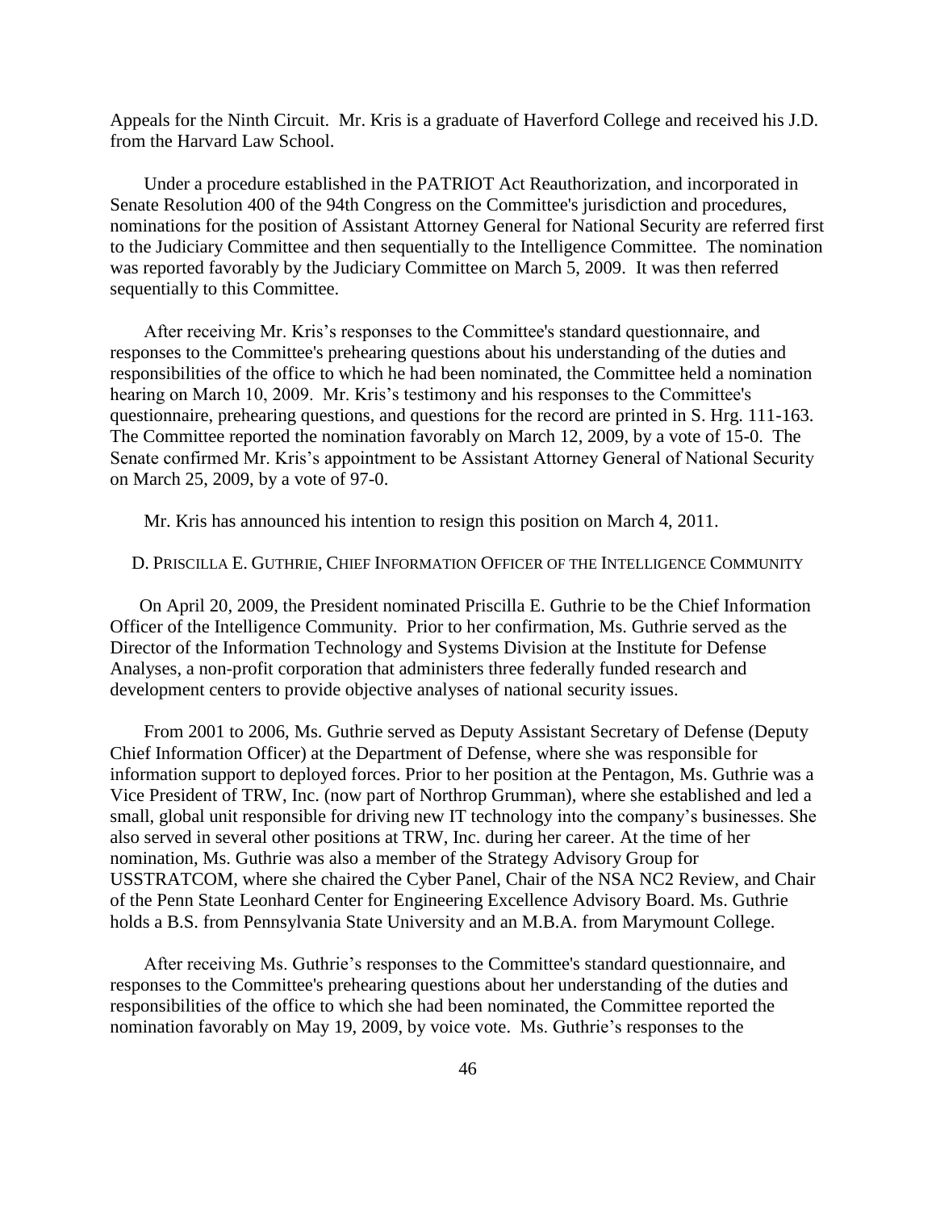Appeals for the Ninth Circuit. Mr. Kris is a graduate of Haverford College and received his J.D. from the Harvard Law School.

Under a procedure established in the PATRIOT Act Reauthorization, and incorporated in Senate Resolution 400 of the 94th Congress on the Committee's jurisdiction and procedures, nominations for the position of Assistant Attorney General for National Security are referred first to the Judiciary Committee and then sequentially to the Intelligence Committee. The nomination was reported favorably by the Judiciary Committee on March 5, 2009. It was then referred sequentially to this Committee.

After receiving Mr. Kris's responses to the Committee's standard questionnaire, and responses to the Committee's prehearing questions about his understanding of the duties and responsibilities of the office to which he had been nominated, the Committee held a nomination hearing on March 10, 2009. Mr. Kris's testimony and his responses to the Committee's questionnaire, prehearing questions, and questions for the record are printed in S. Hrg. 111-163. The Committee reported the nomination favorably on March 12, 2009, by a vote of 15-0. The Senate confirmed Mr. Kris's appointment to be Assistant Attorney General of National Security on March 25, 2009, by a vote of 97-0.

Mr. Kris has announced his intention to resign this position on March 4, 2011.

### D. PRISCILLA E. GUTHRIE, CHIEF INFORMATION OFFICER OF THE INTELLIGENCE COMMUNITY

On April 20, 2009, the President nominated Priscilla E. Guthrie to be the Chief Information Officer of the Intelligence Community. Prior to her confirmation, Ms. Guthrie served as the Director of the Information Technology and Systems Division at the Institute for Defense Analyses, a non-profit corporation that administers three federally funded research and development centers to provide objective analyses of national security issues.

From 2001 to 2006, Ms. Guthrie served as Deputy Assistant Secretary of Defense (Deputy Chief Information Officer) at the Department of Defense, where she was responsible for information support to deployed forces. Prior to her position at the Pentagon, Ms. Guthrie was a Vice President of TRW, Inc. (now part of Northrop Grumman), where she established and led a small, global unit responsible for driving new IT technology into the company's businesses. She also served in several other positions at TRW, Inc. during her career. At the time of her nomination, Ms. Guthrie was also a member of the Strategy Advisory Group for USSTRATCOM, where she chaired the Cyber Panel, Chair of the NSA NC2 Review, and Chair of the Penn State Leonhard Center for Engineering Excellence Advisory Board. Ms. Guthrie holds a B.S. from Pennsylvania State University and an M.B.A. from Marymount College.

After receiving Ms. Guthrie's responses to the Committee's standard questionnaire, and responses to the Committee's prehearing questions about her understanding of the duties and responsibilities of the office to which she had been nominated, the Committee reported the nomination favorably on May 19, 2009, by voice vote. Ms. Guthrie's responses to the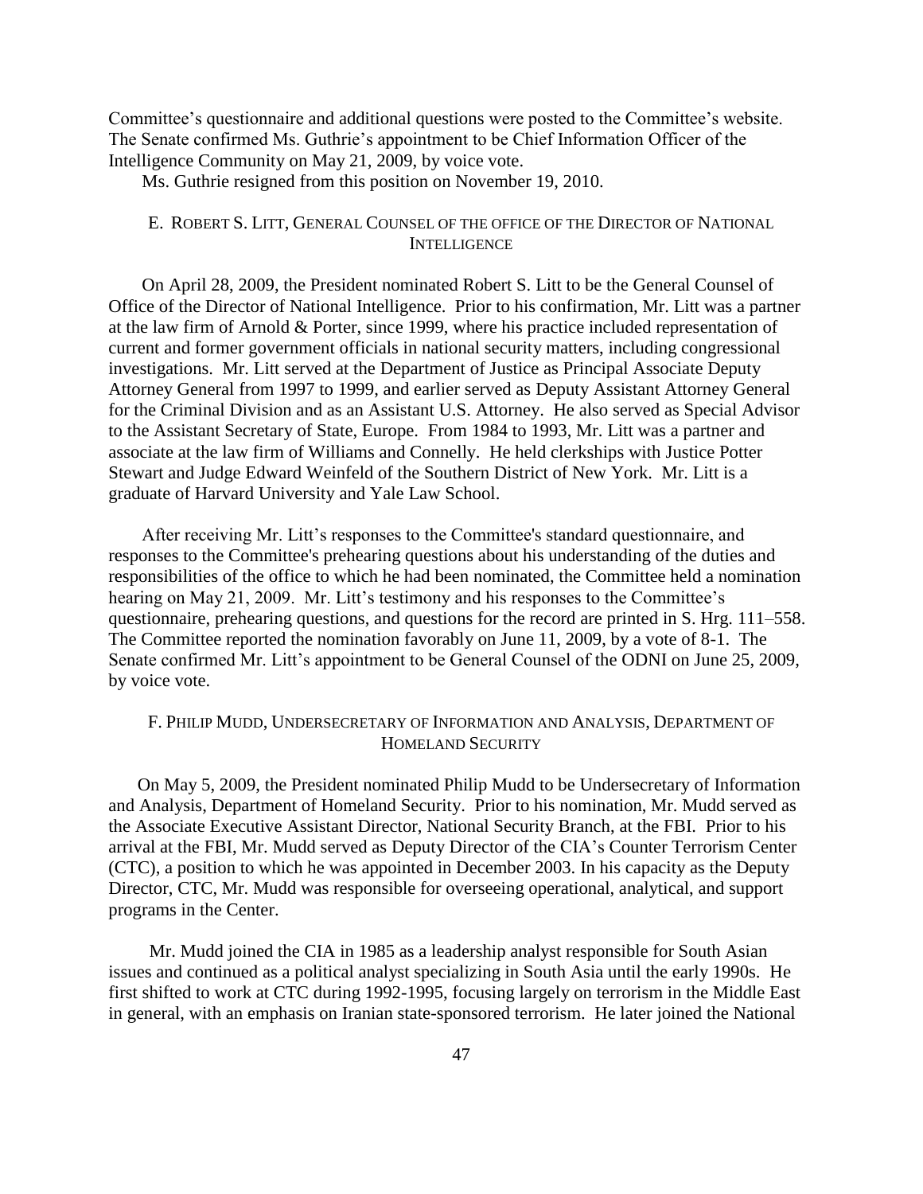Committee's questionnaire and additional questions were posted to the Committee's website. The Senate confirmed Ms. Guthrie's appointment to be Chief Information Officer of the Intelligence Community on May 21, 2009, by voice vote.

Ms. Guthrie resigned from this position on November 19, 2010.

### E. Robert S. Litt, General Counsel of the office of the Director of National Intelligence

On April 28, 2009, the President nominated Robert S. Litt to be the General Counsel of Office of the Director of National Intelligence. Prior to his confirmation, Mr. Litt was a partner at the law firm of Arnold & Porter, since 1999, where his practice included representation of current and former government officials in national security matters, including congressional investigations. Mr. Litt served at the Department of Justice as Principal Associate Deputy Attorney General from 1997 to 1999, and earlier served as Deputy Assistant Attorney General for the Criminal Division and as an Assistant U.S. Attorney. He also served as Special Advisor to the Assistant Secretary of State, Europe. From 1984 to 1993, Mr. Litt was a partner and associate at the law firm of Williams and Connelly. He held clerkships with Justice Potter Stewart and Judge Edward Weinfeld of the Southern District of New York. Mr. Litt is a graduate of Harvard University and Yale Law School.

After receiving Mr. Litt's responses to the Committee's standard questionnaire, and responses to the Committee's prehearing questions about his understanding of the duties and responsibilities of the office to which he had been nominated, the Committee held a nomination hearing on May 21, 2009. Mr. Litt's testimony and his responses to the Committee's questionnaire, prehearing questions, and questions for the record are printed in S. Hrg. 111–558. The Committee reported the nomination favorably on June 11, 2009, by a vote of 8-1. The Senate confirmed Mr. Litt's appointment to be General Counsel of the ODNI on June 25, 2009, by voice vote.

### F. Philip Mudd, Undersecretary of Information and Analysis, Department of Homeland Security

On May 5, 2009, the President nominated Philip Mudd to be Undersecretary of Information and Analysis, Department of Homeland Security. Prior to his nomination, Mr. Mudd served as the Associate Executive Assistant Director, National Security Branch, at the FBI. Prior to his arrival at the FBI, Mr. Mudd served as Deputy Director of the CIA's Counter Terrorism Center (CTC), a position to which he was appointed in December 2003. In his capacity as the Deputy Director, CTC, Mr. Mudd was responsible for overseeing operational, analytical, and support programs in the Center.

Mr. Mudd joined the CIA in 1985 as a leadership analyst responsible for South Asian issues and continued as a political analyst specializing in South Asia until the early 1990s. He first shifted to work at CTC during 1992-1995, focusing largely on terrorism in the Middle East in general, with an emphasis on Iranian state-sponsored terrorism. He later joined the National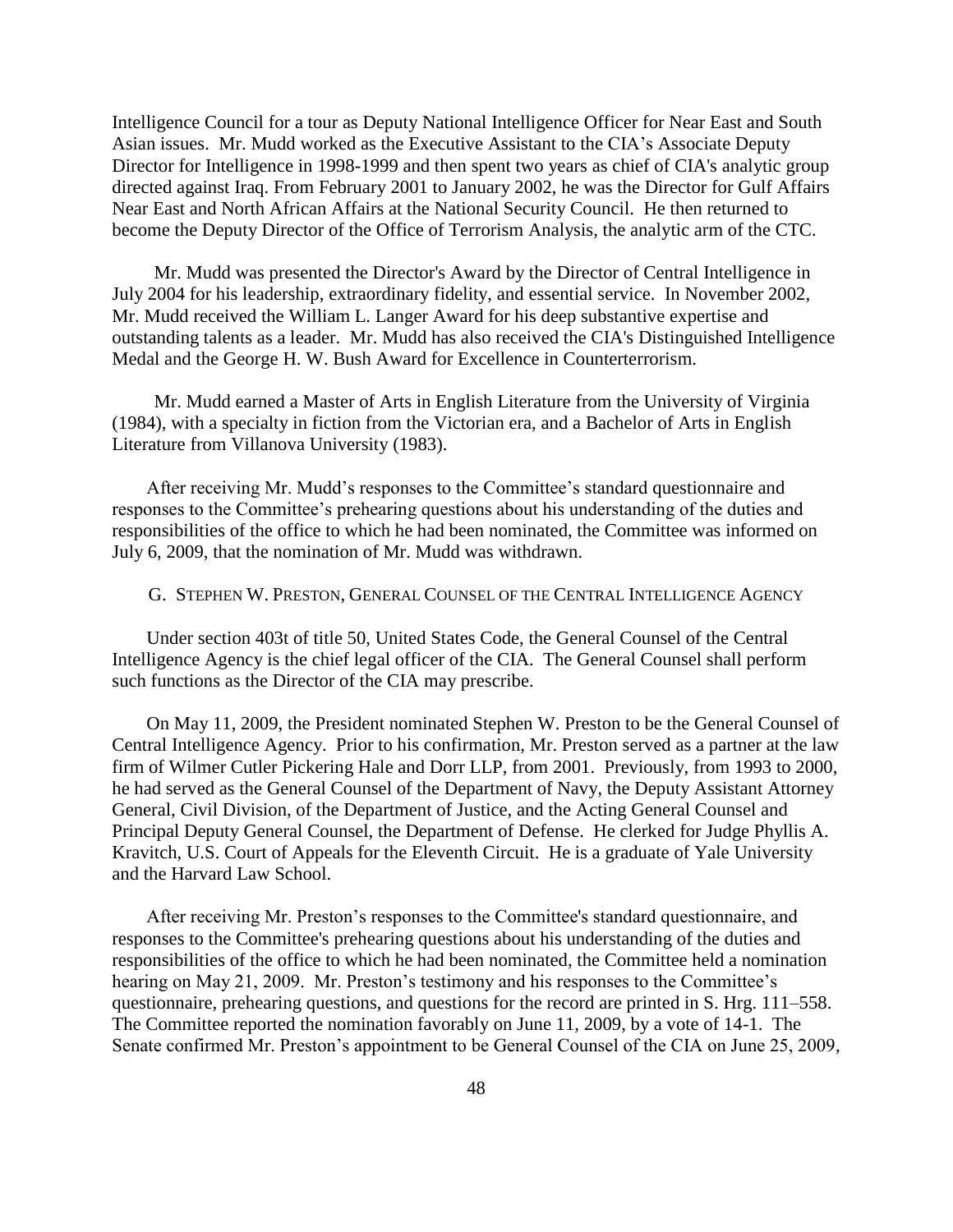Intelligence Council for a tour as Deputy National Intelligence Officer for Near East and South Asian issues. Mr. Mudd worked as the Executive Assistant to the CIA's Associate Deputy Director for Intelligence in 1998-1999 and then spent two years as chief of CIA's analytic group directed against Iraq. From February 2001 to January 2002, he was the Director for Gulf Affairs Near East and North African Affairs at the National Security Council. He then returned to become the Deputy Director of the Office of Terrorism Analysis, the analytic arm of the CTC.

Mr. Mudd was presented the Director's Award by the Director of Central Intelligence in July 2004 for his leadership, extraordinary fidelity, and essential service. In November 2002, Mr. Mudd received the William L. Langer Award for his deep substantive expertise and outstanding talents as a leader. Mr. Mudd has also received the CIA's Distinguished Intelligence Medal and the George H. W. Bush Award for Excellence in Counterterrorism.

Mr. Mudd earned a Master of Arts in English Literature from the University of Virginia (1984), with a specialty in fiction from the Victorian era, and a Bachelor of Arts in English Literature from Villanova University (1983).

After receiving Mr. Mudd's responses to the Committee's standard questionnaire and responses to the Committee's prehearing questions about his understanding of the duties and responsibilities of the office to which he had been nominated, the Committee was informed on July 6, 2009, that the nomination of Mr. Mudd was withdrawn.

### G. Stephen W. Preston, General Counsel of the Central Intelligence Agency

Under section 403t of title 50, United States Code, the General Counsel of the Central Intelligence Agency is the chief legal officer of the CIA. The General Counsel shall perform such functions as the Director of the CIA may prescribe.

On May 11, 2009, the President nominated Stephen W. Preston to be the General Counsel of Central Intelligence Agency. Prior to his confirmation, Mr. Preston served as a partner at the law firm of Wilmer Cutler Pickering Hale and Dorr LLP, from 2001. Previously, from 1993 to 2000, he had served as the General Counsel of the Department of Navy, the Deputy Assistant Attorney General, Civil Division, of the Department of Justice, and the Acting General Counsel and Principal Deputy General Counsel, the Department of Defense. He clerked for Judge Phyllis A. Kravitch, U.S. Court of Appeals for the Eleventh Circuit. He is a graduate of Yale University and the Harvard Law School.

After receiving Mr. Preston's responses to the Committee's standard questionnaire, and responses to the Committee's prehearing questions about his understanding of the duties and responsibilities of the office to which he had been nominated, the Committee held a nomination hearing on May 21, 2009. Mr. Preston's testimony and his responses to the Committee's questionnaire, prehearing questions, and questions for the record are printed in S. Hrg. 111–558. The Committee reported the nomination favorably on June 11, 2009, by a vote of 14-1. The Senate confirmed Mr. Preston's appointment to be General Counsel of the CIA on June 25, 2009,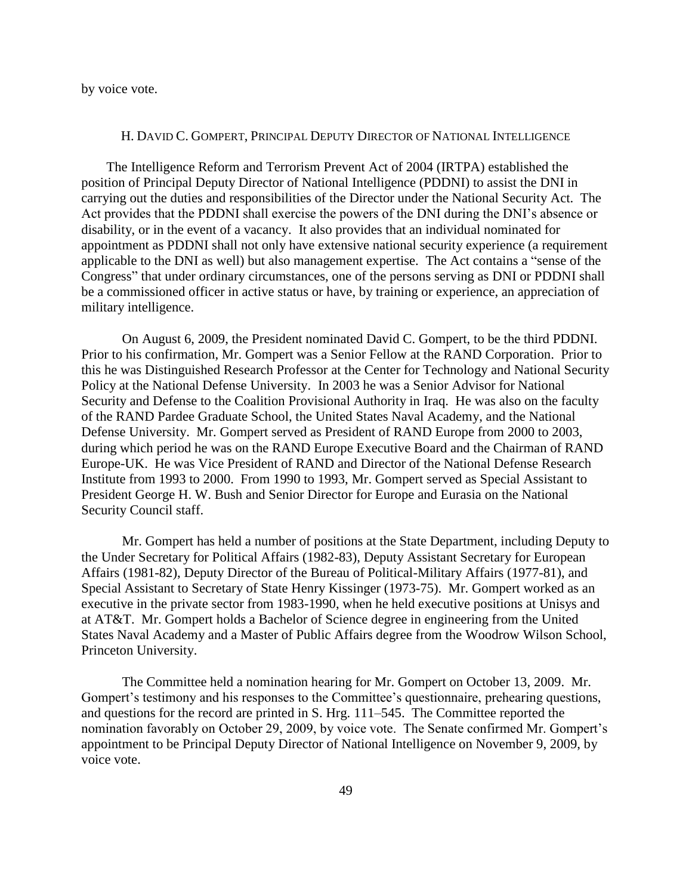by voice vote.

### H. David C. Gompert, Principal Deputy Director of National Intelligence

The Intelligence Reform and Terrorism Prevent Act of 2004 (IRTPA) established the position of Principal Deputy Director of National Intelligence (PDDNI) to assist the DNI in carrying out the duties and responsibilities of the Director under the National Security Act. The Act provides that the PDDNI shall exercise the powers of the DNI during the DNI's absence or disability, or in the event of a vacancy. It also provides that an individual nominated for appointment as PDDNI shall not only have extensive national security experience (a requirement applicable to the DNI as well) but also management expertise. The Act contains a "sense of the Congress" that under ordinary circumstances, one of the persons serving as DNI or PDDNI shall be a commissioned officer in active status or have, by training or experience, an appreciation of military intelligence.

On August 6, 2009, the President nominated David C. Gompert, to be the third PDDNI. Prior to his confirmation, Mr. Gompert was a Senior Fellow at the RAND Corporation. Prior to this he was Distinguished Research Professor at the Center for Technology and National Security Policy at the National Defense University. In 2003 he was a Senior Advisor for National Security and Defense to the Coalition Provisional Authority in Iraq. He was also on the faculty of the RAND Pardee Graduate School, the United States Naval Academy, and the National Defense University. Mr. Gompert served as President of RAND Europe from 2000 to 2003, during which period he was on the RAND Europe Executive Board and the Chairman of RAND Europe-UK. He was Vice President of RAND and Director of the National Defense Research Institute from 1993 to 2000. From 1990 to 1993, Mr. Gompert served as Special Assistant to President George H. W. Bush and Senior Director for Europe and Eurasia on the National Security Council staff.

Mr. Gompert has held a number of positions at the State Department, including Deputy to the Under Secretary for Political Affairs (1982-83), Deputy Assistant Secretary for European Affairs (1981-82), Deputy Director of the Bureau of Political-Military Affairs (1977-81), and Special Assistant to Secretary of State Henry Kissinger (1973-75). Mr. Gompert worked as an executive in the private sector from 1983-1990, when he held executive positions at Unisys and at AT&T. Mr. Gompert holds a Bachelor of Science degree in engineering from the United States Naval Academy and a Master of Public Affairs degree from the Woodrow Wilson School, Princeton University.

The Committee held a nomination hearing for Mr. Gompert on October 13, 2009. Mr. Gompert's testimony and his responses to the Committee's questionnaire, prehearing questions, and questions for the record are printed in S. Hrg. 111–545. The Committee reported the nomination favorably on October 29, 2009, by voice vote. The Senate confirmed Mr. Gompert's appointment to be Principal Deputy Director of National Intelligence on November 9, 2009, by voice vote.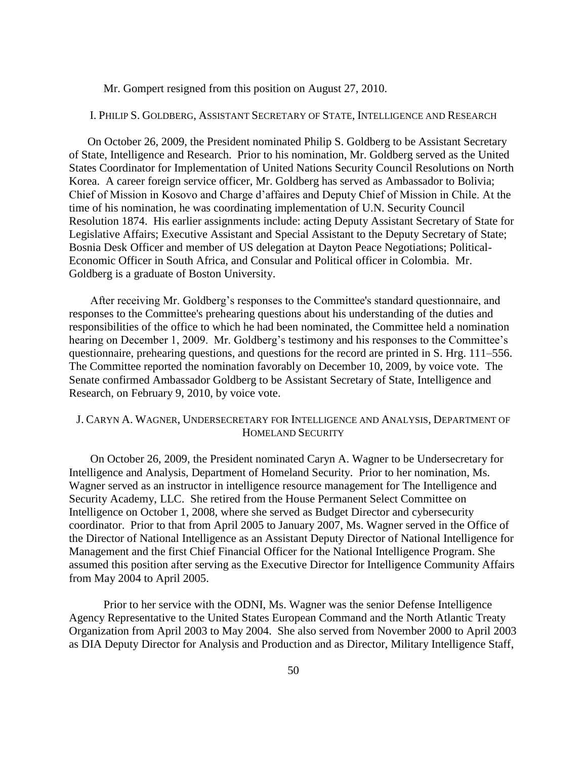Mr. Gompert resigned from this position on August 27, 2010.

### I. PHILIP S. GOLDBERG, ASSISTANT SECRETARY OF STATE, INTELLIGENCE AND RESEARCH

On October 26, 2009, the President nominated Philip S. Goldberg to be Assistant Secretary of State, Intelligence and Research. Prior to his nomination, Mr. Goldberg served as the United States Coordinator for Implementation of United Nations Security Council Resolutions on North Korea. A career foreign service officer, Mr. Goldberg has served as Ambassador to Bolivia; Chief of Mission in Kosovo and Charge d'affaires and Deputy Chief of Mission in Chile. At the time of his nomination, he was coordinating implementation of U.N. Security Council Resolution 1874. His earlier assignments include: acting Deputy Assistant Secretary of State for Legislative Affairs; Executive Assistant and Special Assistant to the Deputy Secretary of State; Bosnia Desk Officer and member of US delegation at Dayton Peace Negotiations; Political-Economic Officer in South Africa, and Consular and Political officer in Colombia. Mr. Goldberg is a graduate of Boston University.

After receiving Mr. Goldberg's responses to the Committee's standard questionnaire, and responses to the Committee's prehearing questions about his understanding of the duties and responsibilities of the office to which he had been nominated, the Committee held a nomination hearing on December 1, 2009. Mr. Goldberg's testimony and his responses to the Committee's questionnaire, prehearing questions, and questions for the record are printed in S. Hrg. 111–556. The Committee reported the nomination favorably on December 10, 2009, by voice vote. The Senate confirmed Ambassador Goldberg to be Assistant Secretary of State, Intelligence and Research, on February 9, 2010, by voice vote.

### J. CARYN A. WAGNER, UNDERSECRETARY FOR INTELLIGENCE AND ANALYSIS, DEPARTMENT OF HOMELAND SECURITY

On October 26, 2009, the President nominated Caryn A. Wagner to be Undersecretary for Intelligence and Analysis, Department of Homeland Security. Prior to her nomination, Ms. Wagner served as an instructor in intelligence resource management for The Intelligence and Security Academy, LLC. She retired from the House Permanent Select Committee on Intelligence on October 1, 2008, where she served as Budget Director and cybersecurity coordinator. Prior to that from April 2005 to January 2007, Ms. Wagner served in the Office of the Director of National Intelligence as an Assistant Deputy Director of National Intelligence for Management and the first Chief Financial Officer for the National Intelligence Program. She assumed this position after serving as the Executive Director for Intelligence Community Affairs from May 2004 to April 2005.

Prior to her service with the ODNI, Ms. Wagner was the senior Defense Intelligence Agency Representative to the United States European Command and the North Atlantic Treaty Organization from April 2003 to May 2004. She also served from November 2000 to April 2003 as DIA Deputy Director for Analysis and Production and as Director, Military Intelligence Staff,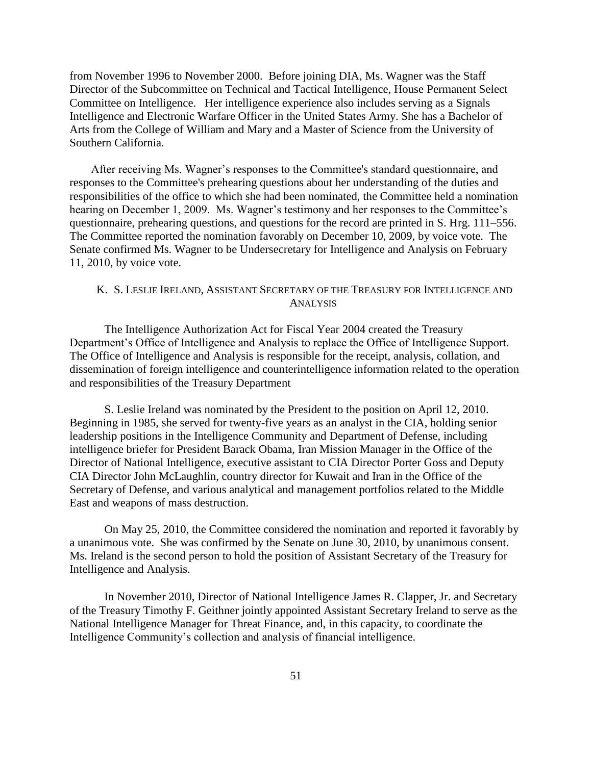from November 1996 to November 2000. Before joining DIA, Ms. Wagner was the Staff Director of the Subcommittee on Technical and Tactical Intelligence, House Permanent Select Committee on Intelligence. Her intelligence experience also includes serving as a Signals Intelligence and Electronic Warfare Officer in the United States Army. She has a Bachelor of Arts from the College of William and Mary and a Master of Science from the University of Southern California.

After receiving Ms. Wagner's responses to the Committee's standard questionnaire, and responses to the Committee's prehearing questions about her understanding of the duties and responsibilities of the office to which she had been nominated, the Committee held a nomination hearing on December 1, 2009. Ms. Wagner's testimony and her responses to the Committee's questionnaire, prehearing questions, and questions for the record are printed in S. Hrg. 111–556. The Committee reported the nomination favorably on December 10, 2009, by voice vote. The Senate confirmed Ms. Wagner to be Undersecretary for Intelligence and Analysis on February 11, 2010, by voice vote.

### K. S. Leslie Ireland, Assistant Secretary of the Treasury for Intelligence and Analysis

The Intelligence Authorization Act for Fiscal Year 2004 created the Treasury Department's Office of Intelligence and Analysis to replace the Office of Intelligence Support. The Office of Intelligence and Analysis is responsible for the receipt, analysis, collation, and dissemination of foreign intelligence and counterintelligence information related to the operation and responsibilities of the Treasury Department

S. Leslie Ireland was nominated by the President to the position on April 12, 2010. Beginning in 1985, she served for twenty-five years as an analyst in the CIA, holding senior leadership positions in the Intelligence Community and Department of Defense, including intelligence briefer for President Barack Obama, Iran Mission Manager in the Office of the Director of National Intelligence, executive assistant to CIA Director Porter Goss and Deputy CIA Director John McLaughlin, country director for Kuwait and Iran in the Office of the Secretary of Defense, and various analytical and management portfolios related to the Middle East and weapons of mass destruction.

On May 25, 2010, the Committee considered the nomination and reported it favorably by a unanimous vote. She was confirmed by the Senate on June 30, 2010, by unanimous consent. Ms. Ireland is the second person to hold the position of Assistant Secretary of the Treasury for Intelligence and Analysis.

In November 2010, Director of National Intelligence James R. Clapper, Jr. and Secretary of the Treasury Timothy F. Geithner jointly appointed Assistant Secretary Ireland to serve as the National Intelligence Manager for Threat Finance, and, in this capacity, to coordinate the Intelligence Community's collection and analysis of financial intelligence.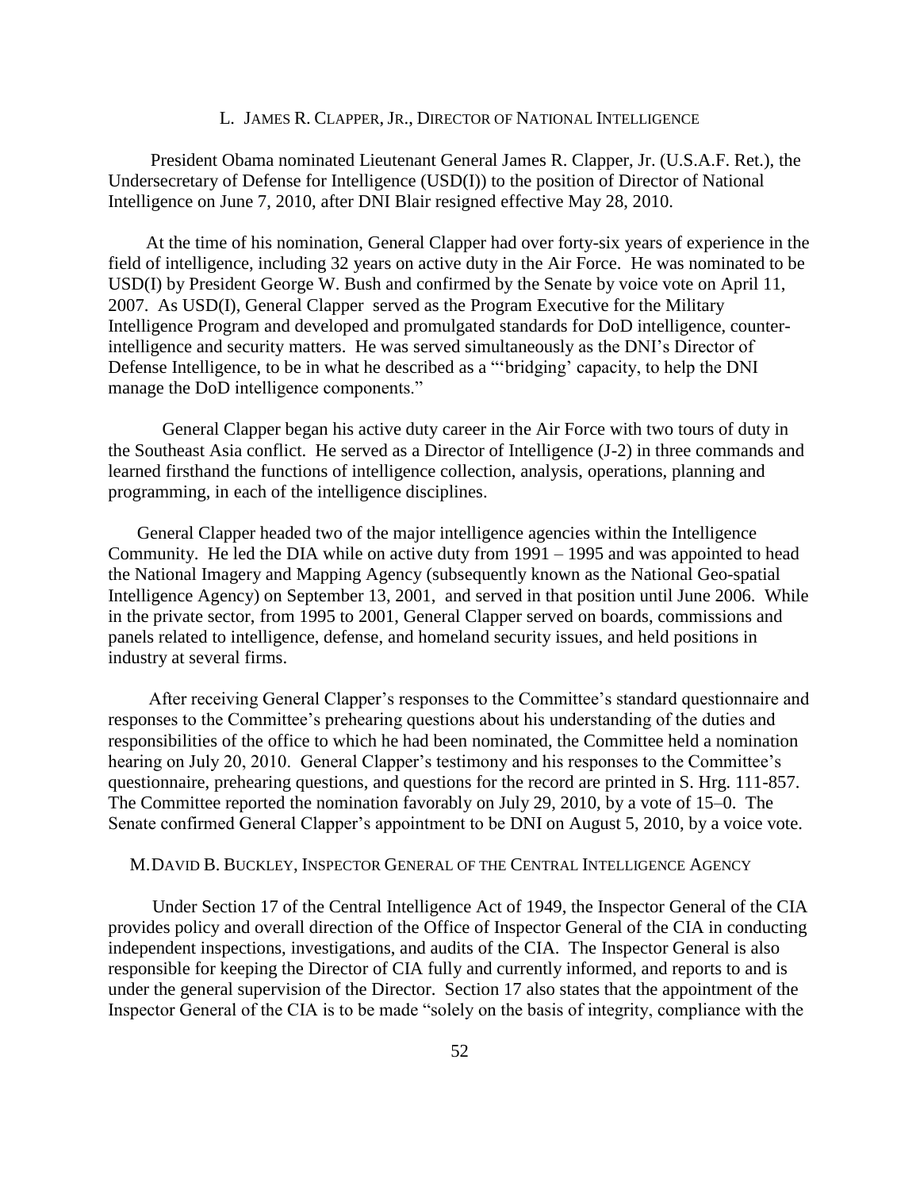### L. JAMES R. CLAPPER, JR., DIRECTOR OF NATIONAL INTELLIGENCE

President Obama nominated Lieutenant General James R. Clapper, Jr. (U.S.A.F. Ret.), the Undersecretary of Defense for Intelligence (USD(I)) to the position of Director of National Intelligence on June 7, 2010, after DNI Blair resigned effective May 28, 2010.

At the time of his nomination, General Clapper had over forty-six years of experience in the field of intelligence, including 32 years on active duty in the Air Force. He was nominated to be USD(I) by President George W. Bush and confirmed by the Senate by voice vote on April 11, 2007. As USD(I), General Clapper served as the Program Executive for the Military Intelligence Program and developed and promulgated standards for DoD intelligence, counter-intelligence and security matters. He was served simultaneously as the DNI's Director of Defense Intelligence, to be in what he described as a "'bridging' capacity, to help the DNI manage the DoD intelligence components."

General Clapper began his active duty career in the Air Force with two tours of duty in the Southeast Asia conflict. He served as a Director of Intelligence (J-2) in three commands and learned firsthand the functions of intelligence collection, analysis, operations, planning and programming, in each of the intelligence disciplines.

General Clapper headed two of the major intelligence agencies within the Intelligence Community. He led the DIA while on active duty from 1991 – 1995 and was appointed to head the National Imagery and Mapping Agency (subsequently known as the National Geo-spatial Intelligence Agency) on September 13, 2001, and served in that position until June 2006. While in the private sector, from 1995 to 2001, General Clapper served on boards, commissions and panels related to intelligence, defense, and homeland security issues, and held positions in industry at several firms.

After receiving General Clapper's responses to the Committee's standard questionnaire and responses to the Committee's prehearing questions about his understanding of the duties and responsibilities of the office to which he had been nominated, the Committee held a nomination hearing on July 20, 2010. General Clapper's testimony and his responses to the Committee's questionnaire, prehearing questions, and questions for the record are printed in S. Hrg. 111-857. The Committee reported the nomination favorably on July 29, 2010, by a vote of 15–0. The Senate confirmed General Clapper's appointment to be DNI on August 5, 2010, by a voice vote.

### M. DAVID B. BUCKLEY, INSPECTOR GENERAL OF THE CENTRAL INTELLIGENCE AGENCY

Under Section 17 of the Central Intelligence Act of 1949, the Inspector General of the CIA provides policy and overall direction of the Office of Inspector General of the CIA in conducting independent inspections, investigations, and audits of the CIA. The Inspector General is also responsible for keeping the Director of CIA fully and currently informed, and reports to and is under the general supervision of the Director. Section 17 also states that the appointment of the Inspector General of the CIA is to be made "solely on the basis of integrity, compliance with the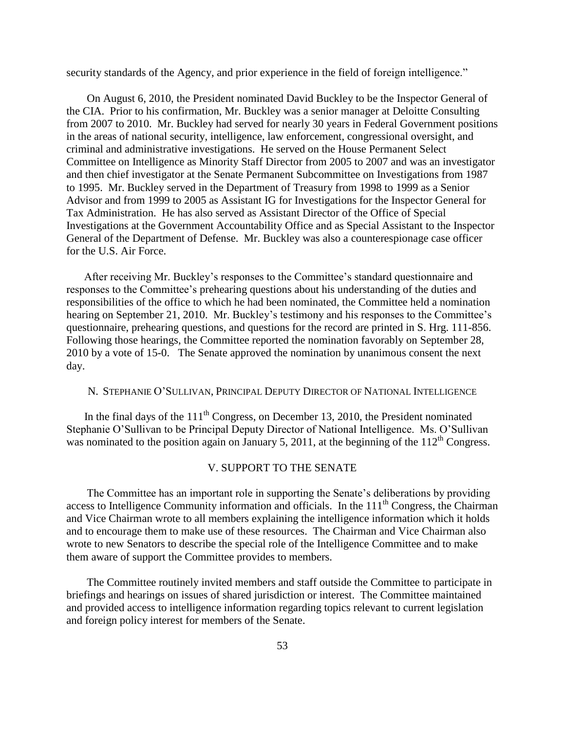security standards of the Agency, and prior experience in the field of foreign intelligence."

On August 6, 2010, the President nominated David Buckley to be the Inspector General of the CIA. Prior to his confirmation, Mr. Buckley was a senior manager at Deloitte Consulting from 2007 to 2010. Mr. Buckley had served for nearly 30 years in Federal Government positions in the areas of national security, intelligence, law enforcement, congressional oversight, and criminal and administrative investigations. He served on the House Permanent Select Committee on Intelligence as Minority Staff Director from 2005 to 2007 and was an investigator and then chief investigator at the Senate Permanent Subcommittee on Investigations from 1987 to 1995. Mr. Buckley served in the Department of Treasury from 1998 to 1999 as a Senior Advisor and from 1999 to 2005 as Assistant IG for Investigations for the Inspector General for Tax Administration. He has also served as Assistant Director of the Office of Special Investigations at the Government Accountability Office and as Special Assistant to the Inspector General of the Department of Defense. Mr. Buckley was also a counterespionage case officer for the U.S. Air Force.

After receiving Mr. Buckley's responses to the Committee's standard questionnaire and responses to the Committee's prehearing questions about his understanding of the duties and responsibilities of the office to which he had been nominated, the Committee held a nomination hearing on September 21, 2010. Mr. Buckley's testimony and his responses to the Committee's questionnaire, prehearing questions, and questions for the record are printed in S. Hrg. 111-856. Following those hearings, the Committee reported the nomination favorably on September 28, 2010 by a vote of 15-0. The Senate approved the nomination by unanimous consent the next day.

### N. STEPHANIE O'SULLIVAN, PRINCIPAL DEPUTY DIRECTOR OF NATIONAL INTELLIGENCE

In the final days of the 111th Congress, on December 13, 2010, the President nominated Stephanie O'Sullivan to be Principal Deputy Director of National Intelligence. Ms. O'Sullivan was nominated to the position again on January 5, 2011, at the beginning of the 112th Congress.

## V. SUPPORT TO THE SENATE

The Committee has an important role in supporting the Senate's deliberations by providing access to Intelligence Community information and officials. In the 111th Congress, the Chairman and Vice Chairman wrote to all members explaining the intelligence information which it holds and to encourage them to make use of these resources. The Chairman and Vice Chairman also wrote to new Senators to describe the special role of the Intelligence Committee and to make them aware of support the Committee provides to members.

The Committee routinely invited members and staff outside the Committee to participate in briefings and hearings on issues of shared jurisdiction or interest. The Committee maintained and provided access to intelligence information regarding topics relevant to current legislation and foreign policy interest for members of the Senate.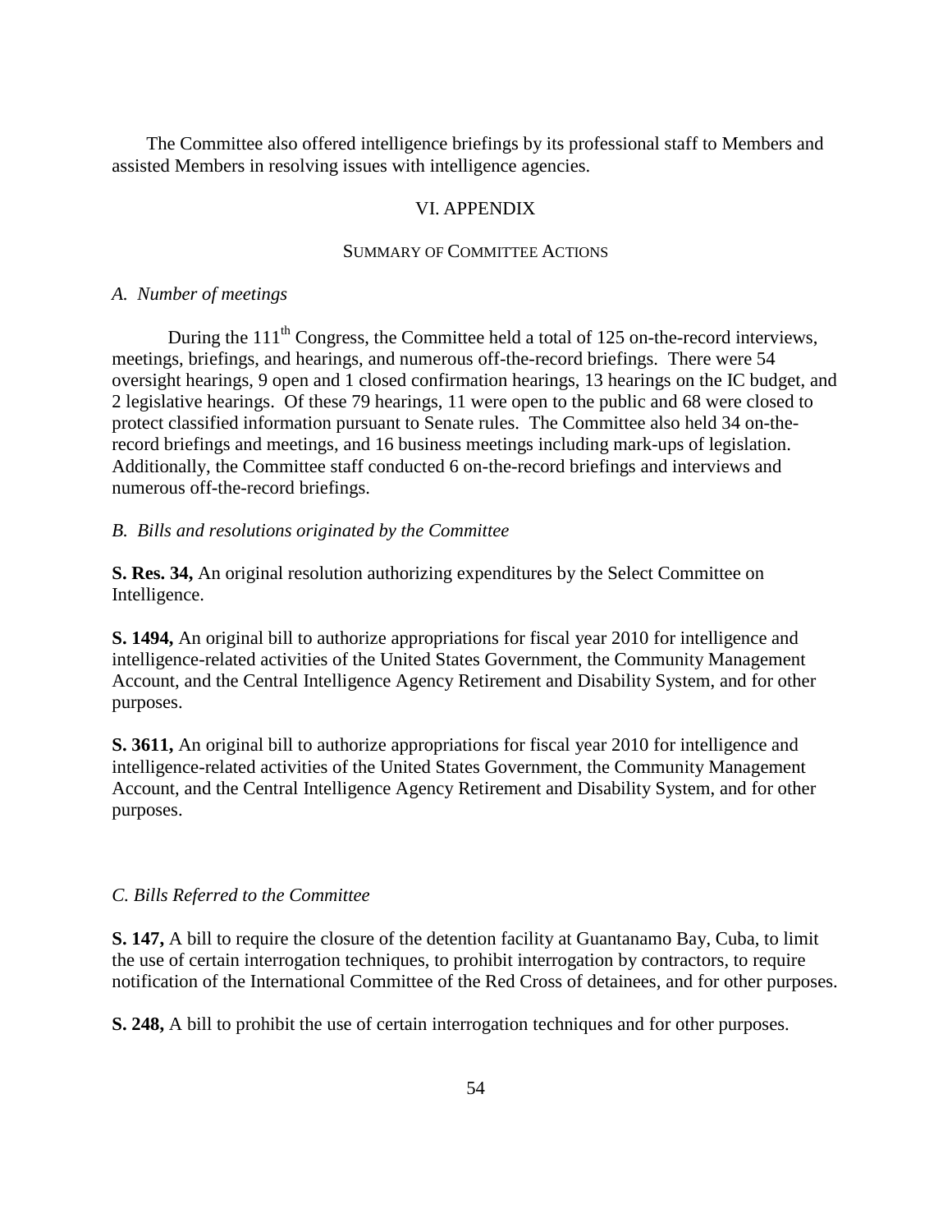The Committee also offered intelligence briefings by its professional staff to Members and assisted Members in resolving issues with intelligence agencies.

## VI. APPENDIX

### SUMMARY OF COMMITTEE ACTIONS

*A. Number of meetings*

During the 111th Congress, the Committee held a total of 125 on-the-record interviews, meetings, briefings, and hearings, and numerous off-the-record briefings. There were 54 oversight hearings, 9 open and 1 closed confirmation hearings, 13 hearings on the IC budget, and 2 legislative hearings. Of these 79 hearings, 11 were open to the public and 68 were closed to protect classified information pursuant to Senate rules. The Committee also held 34 on-the-record briefings and meetings, and 16 business meetings including mark-ups of legislation. Additionally, the Committee staff conducted 6 on-the-record briefings and interviews and numerous off-the-record briefings.

*B. Bills and resolutions originated by the Committee*

**S. Res. 34,** An original resolution authorizing expenditures by the Select Committee on Intelligence.

**S. 1494,** An original bill to authorize appropriations for fiscal year 2010 for intelligence and intelligence-related activities of the United States Government, the Community Management Account, and the Central Intelligence Agency Retirement and Disability System, and for other purposes.

**S. 3611,** An original bill to authorize appropriations for fiscal year 2010 for intelligence and intelligence-related activities of the United States Government, the Community Management Account, and the Central Intelligence Agency Retirement and Disability System, and for other purposes.

*C. Bills Referred to the Committee*

**S. 147,** A bill to require the closure of the detention facility at Guantanamo Bay, Cuba, to limit the use of certain interrogation techniques, to prohibit interrogation by contractors, to require notification of the International Committee of the Red Cross of detainees, and for other purposes.

**S. 248,** A bill to prohibit the use of certain interrogation techniques and for other purposes.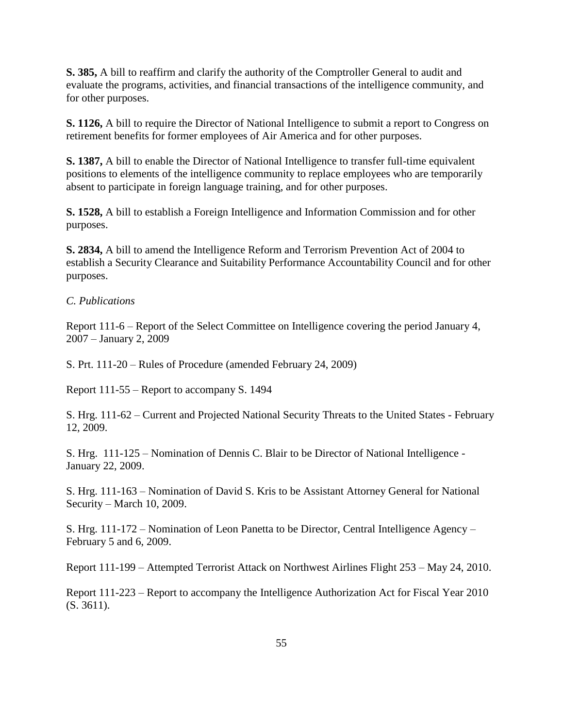**S. 385,** A bill to reaffirm and clarify the authority of the Comptroller General to audit and evaluate the programs, activities, and financial transactions of the intelligence community, and for other purposes.

**S. 1126,** A bill to require the Director of National Intelligence to submit a report to Congress on retirement benefits for former employees of Air America and for other purposes.

**S. 1387,** A bill to enable the Director of National Intelligence to transfer full-time equivalent positions to elements of the intelligence community to replace employees who are temporarily absent to participate in foreign language training, and for other purposes.

**S. 1528,** A bill to establish a Foreign Intelligence and Information Commission and for other purposes.

**S. 2834,** A bill to amend the Intelligence Reform and Terrorism Prevention Act of 2004 to establish a Security Clearance and Suitability Performance Accountability Council and for other purposes.

*C. Publications*

Report 111-6 – Report of the Select Committee on Intelligence covering the period January 4, 2007 – January 2, 2009

S. Prt. 111-20 – Rules of Procedure (amended February 24, 2009)

Report 111-55 – Report to accompany S. 1494

S. Hrg. 111-62 – Current and Projected National Security Threats to the United States - February 12, 2009.

S. Hrg. 111-125 – Nomination of Dennis C. Blair to be Director of National Intelligence - January 22, 2009.

S. Hrg. 111-163 – Nomination of David S. Kris to be Assistant Attorney General for National Security – March 10, 2009.

S. Hrg. 111-172 – Nomination of Leon Panetta to be Director, Central Intelligence Agency – February 5 and 6, 2009.

Report 111-199 – Attempted Terrorist Attack on Northwest Airlines Flight 253 – May 24, 2010.

Report 111-223 – Report to accompany the Intelligence Authorization Act for Fiscal Year 2010 (S. 3611).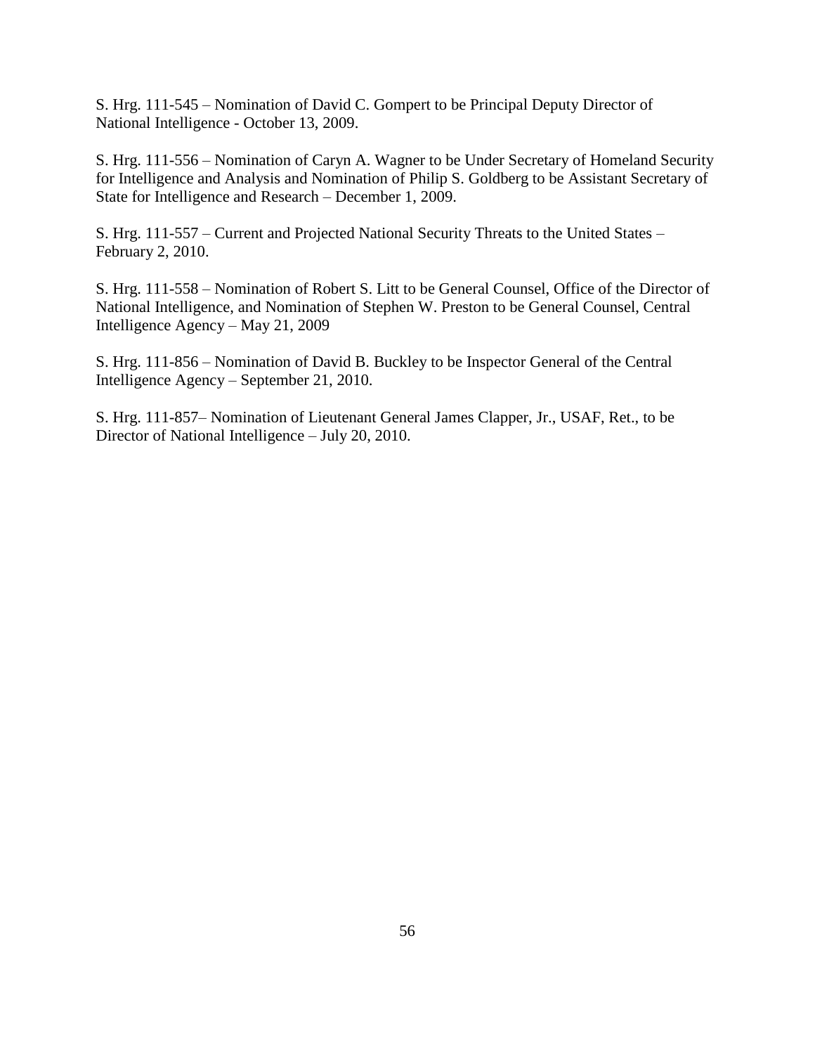S. Hrg. 111-545 – Nomination of David C. Gompert to be Principal Deputy Director of National Intelligence - October 13, 2009.

S. Hrg. 111-556 – Nomination of Caryn A. Wagner to be Under Secretary of Homeland Security for Intelligence and Analysis and Nomination of Philip S. Goldberg to be Assistant Secretary of State for Intelligence and Research – December 1, 2009.

S. Hrg. 111-557 – Current and Projected National Security Threats to the United States – February 2, 2010.

S. Hrg. 111-558 – Nomination of Robert S. Litt to be General Counsel, Office of the Director of National Intelligence, and Nomination of Stephen W. Preston to be General Counsel, Central Intelligence Agency – May 21, 2009

S. Hrg. 111-856 – Nomination of David B. Buckley to be Inspector General of the Central Intelligence Agency – September 21, 2010.

S. Hrg. 111-857– Nomination of Lieutenant General James Clapper, Jr., USAF, Ret., to be Director of National Intelligence – July 20, 2010.